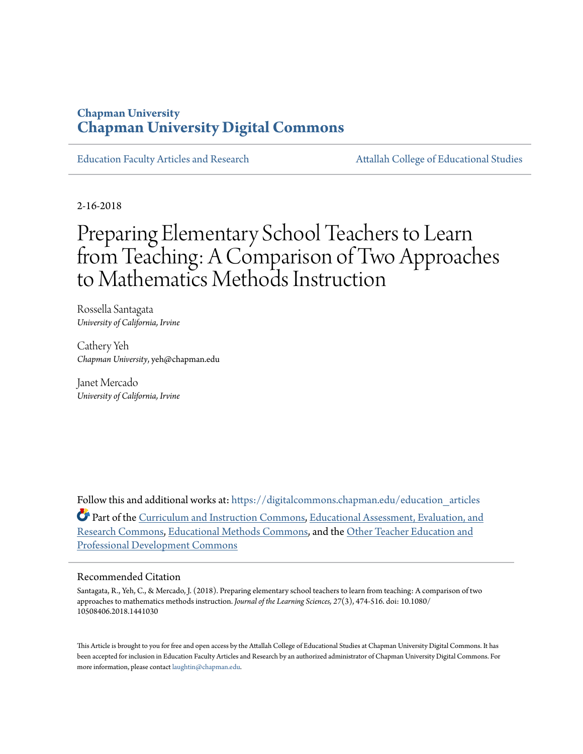**Chapman University**
**Chapman University Digital Commons**

Education Faculty Articles and Research | Attallah College of Educational Studies

2-16-2018

# Preparing Elementary School Teachers to Learn from Teaching: A Comparison of Two Approaches to Mathematics Methods Instruction

Rossella Santagata
*University of California, Irvine*

Cathery Yeh
*Chapman University*, yeh@chapman.edu

Janet Mercado
*University of California, Irvine*

Follow this and additional works at: https://digitalcommons.chapman.edu/education_articles

Part of the Curriculum and Instruction Commons, Educational Assessment, Evaluation, and Research Commons, Educational Methods Commons, and the Other Teacher Education and Professional Development Commons

## Recommended Citation

Santagata, R., Yeh, C., & Mercado, J. (2018). Preparing elementary school teachers to learn from teaching: A comparison of two approaches to mathematics methods instruction. *Journal of the Learning Sciences, 27*(3), 474-516. doi: 10.1080/10508406.2018.1441030

This Article is brought to you for free and open access by the Attallah College of Educational Studies at Chapman University Digital Commons. It has been accepted for inclusion in Education Faculty Articles and Research by an authorized administrator of Chapman University Digital Commons. For more information, please contact laughtin@chapman.edu.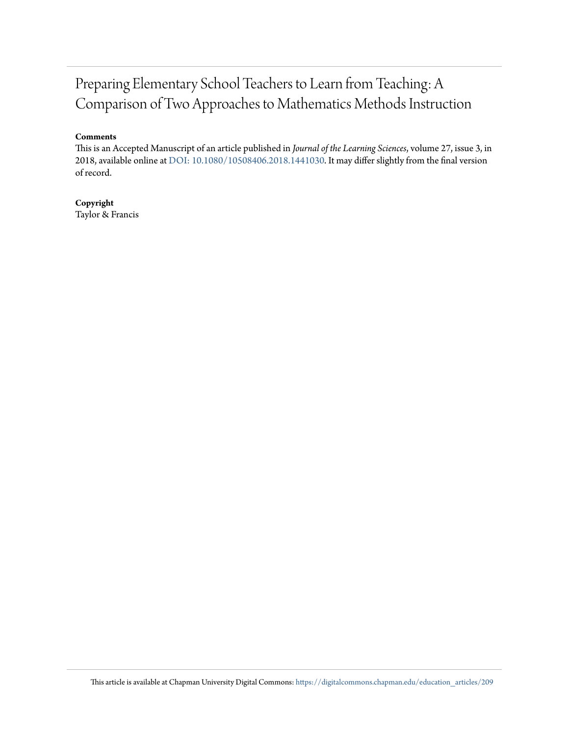# Preparing Elementary School Teachers to Learn from Teaching: A Comparison of Two Approaches to Mathematics Methods Instruction

**Comments**

This is an Accepted Manuscript of an article published in *Journal of the Learning Sciences*, volume 27, issue 3, in 2018, available online at DOI: 10.1080/10508406.2018.1441030. It may differ slightly from the final version of record.

**Copyright**

Taylor & Francis

This article is available at Chapman University Digital Commons: https://digitalcommons.chapman.edu/education_articles/209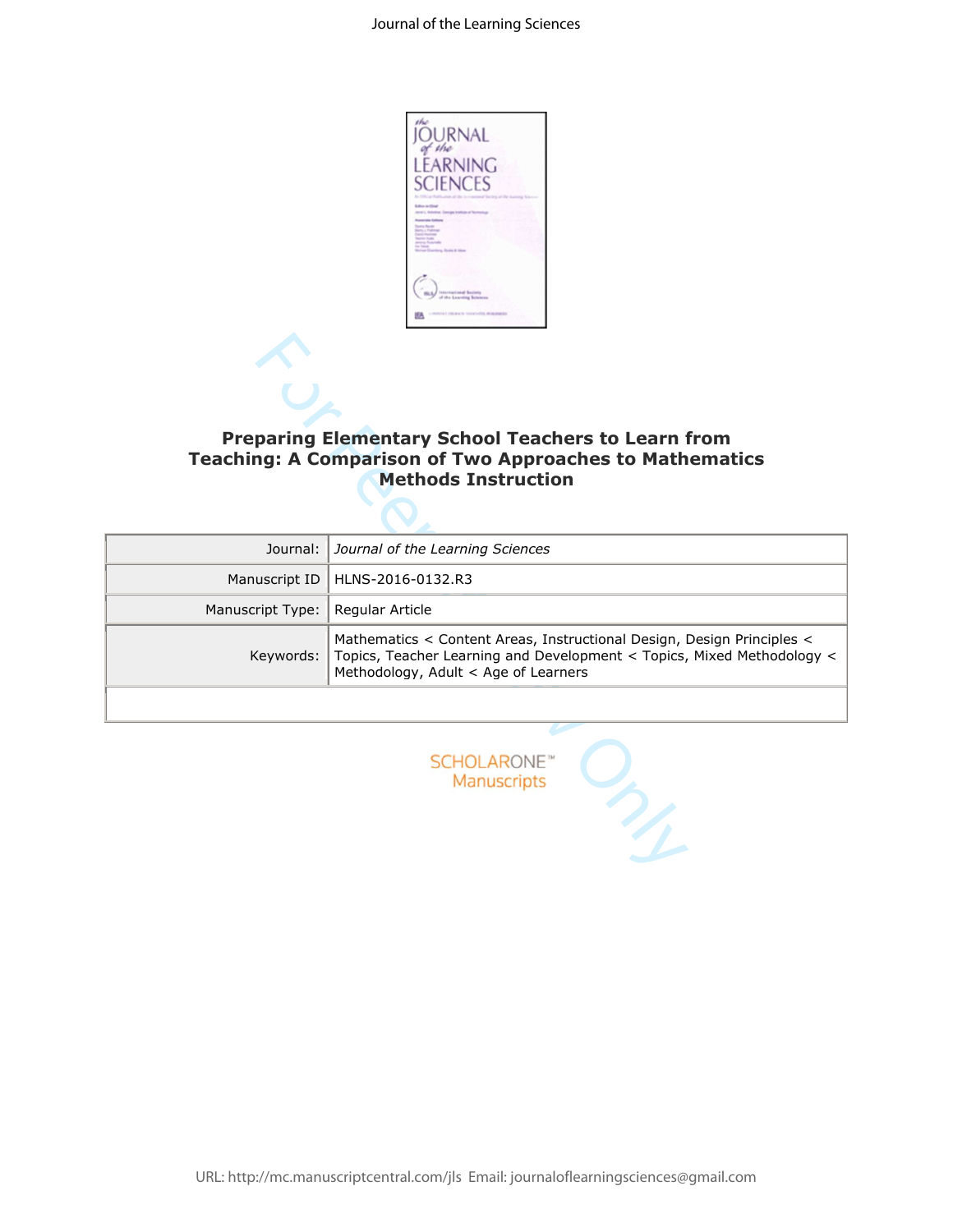# Preparing Elementary School Teachers to Learn from Teaching: A Comparison of Two Approaches to Mathematics Methods Instruction

| | |
|---|---|
| Journal: | *Journal of the Learning Sciences* |
| Manuscript ID | HLNS-2016-0132.R3 |
| Manuscript Type: | Regular Article |
| Keywords: | Mathematics < Content Areas, Instructional Design, Design Principles < Topics, Teacher Learning and Development < Topics, Mixed Methodology < Methodology, Adult < Age of Learners |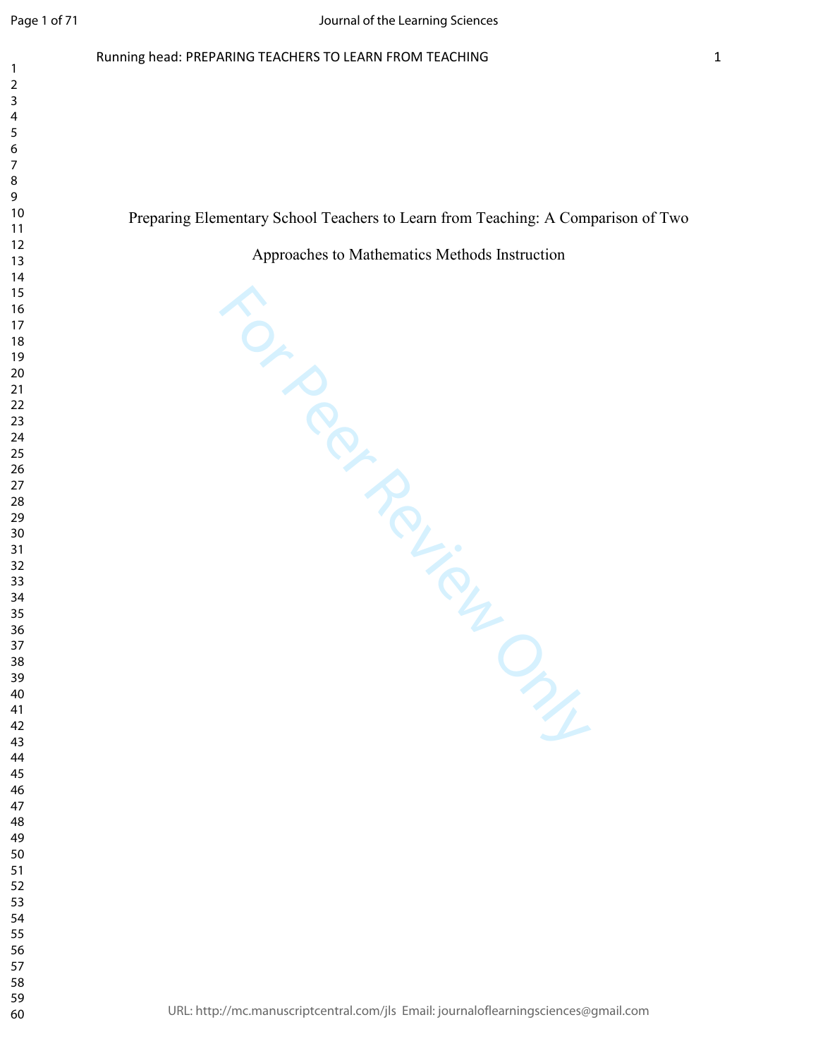# Preparing Elementary School Teachers to Learn from Teaching: A Comparison of Two Approaches to Mathematics Methods Instruction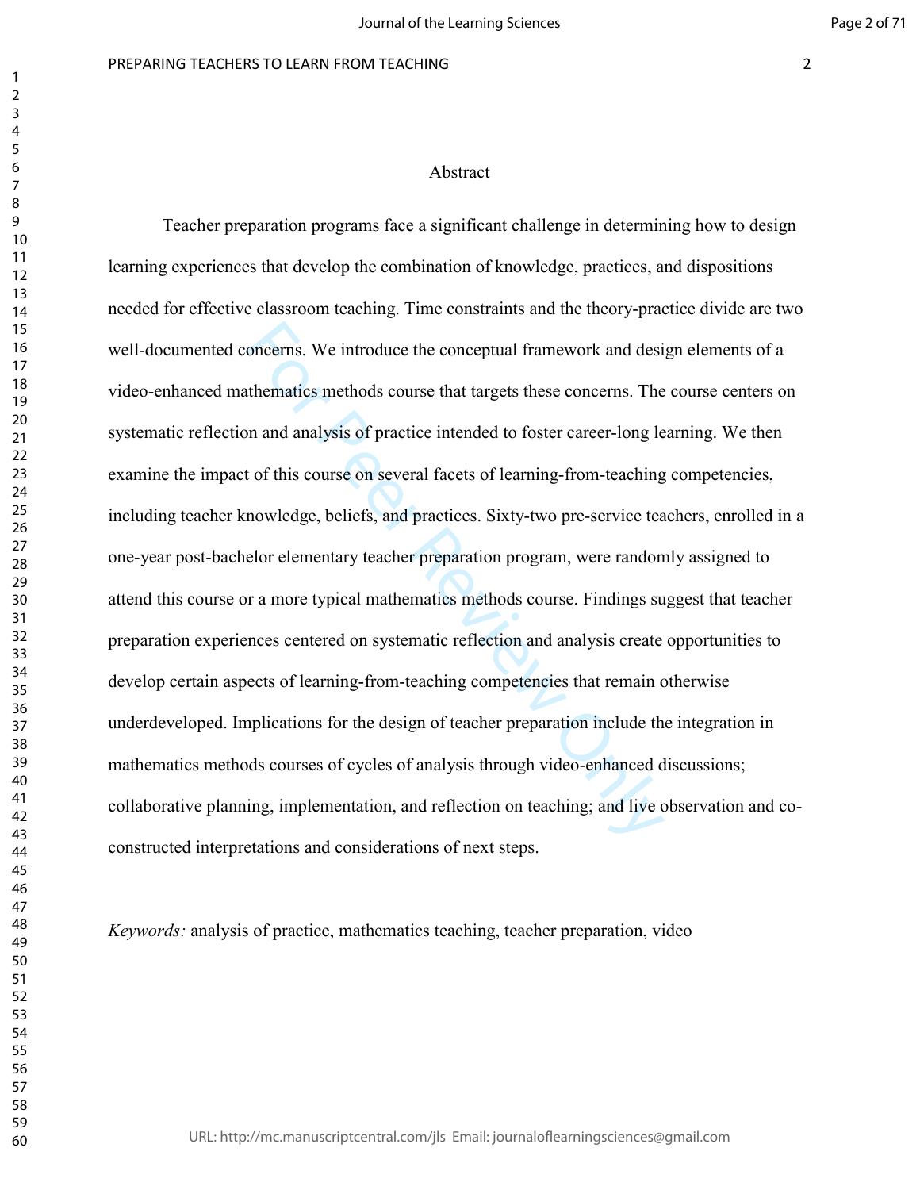## Abstract

Teacher preparation programs face a significant challenge in determining how to design learning experiences that develop the combination of knowledge, practices, and dispositions needed for effective classroom teaching. Time constraints and the theory-practice divide are two well-documented concerns. We introduce the conceptual framework and design elements of a video-enhanced mathematics methods course that targets these concerns. The course centers on systematic reflection and analysis of practice intended to foster career-long learning. We then examine the impact of this course on several facets of learning-from-teaching competencies, including teacher knowledge, beliefs, and practices. Sixty-two pre-service teachers, enrolled in a one-year post-bachelor elementary teacher preparation program, were randomly assigned to attend this course or a more typical mathematics methods course. Findings suggest that teacher preparation experiences centered on systematic reflection and analysis create opportunities to develop certain aspects of learning-from-teaching competencies that remain otherwise underdeveloped. Implications for the design of teacher preparation include the integration in mathematics methods courses of cycles of analysis through video-enhanced discussions; collaborative planning, implementation, and reflection on teaching; and live observation and co-constructed interpretations and considerations of next steps.

*Keywords:* analysis of practice, mathematics teaching, teacher preparation, video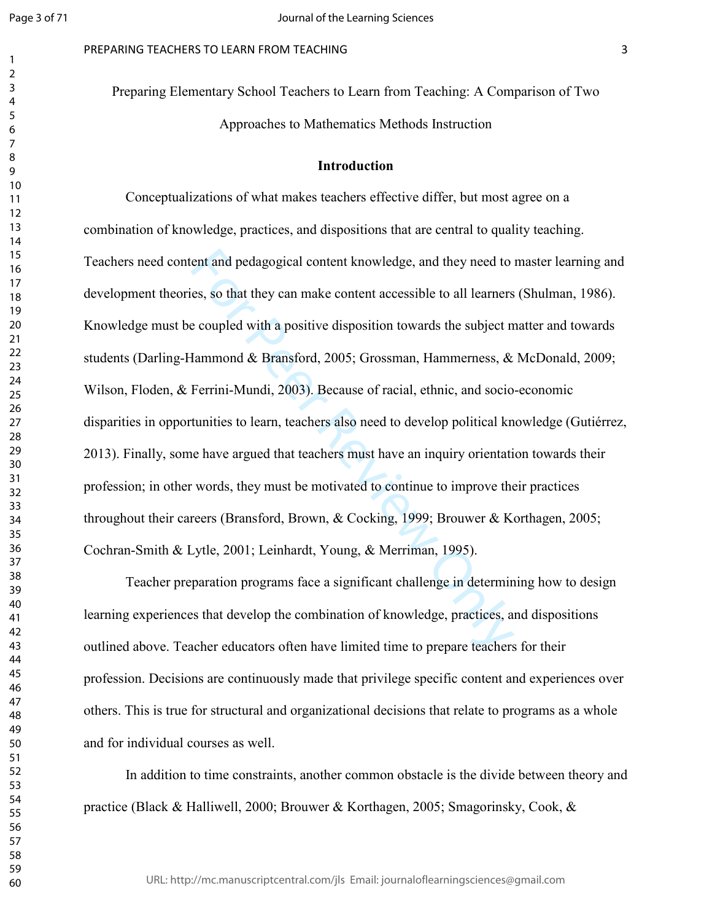# Preparing Elementary School Teachers to Learn from Teaching: A Comparison of Two Approaches to Mathematics Methods Instruction

## Introduction

Conceptualizations of what makes teachers effective differ, but most agree on a combination of knowledge, practices, and dispositions that are central to quality teaching. Teachers need content and pedagogical content knowledge, and they need to master learning and development theories, so that they can make content accessible to all learners (Shulman, 1986). Knowledge must be coupled with a positive disposition towards the subject matter and towards students (Darling-Hammond & Bransford, 2005; Grossman, Hammerness, & McDonald, 2009; Wilson, Floden, & Ferrini-Mundi, 2003). Because of racial, ethnic, and socio-economic disparities in opportunities to learn, teachers also need to develop political knowledge (Gutiérrez, 2013). Finally, some have argued that teachers must have an inquiry orientation towards their profession; in other words, they must be motivated to continue to improve their practices throughout their careers (Bransford, Brown, & Cocking, 1999; Brouwer & Korthagen, 2005; Cochran-Smith & Lytle, 2001; Leinhardt, Young, & Merriman, 1995).

Teacher preparation programs face a significant challenge in determining how to design learning experiences that develop the combination of knowledge, practices, and dispositions outlined above. Teacher educators often have limited time to prepare teachers for their profession. Decisions are continuously made that privilege specific content and experiences over others. This is true for structural and organizational decisions that relate to programs as a whole and for individual courses as well.

In addition to time constraints, another common obstacle is the divide between theory and practice (Black & Halliwell, 2000; Brouwer & Korthagen, 2005; Smagorinsky, Cook, &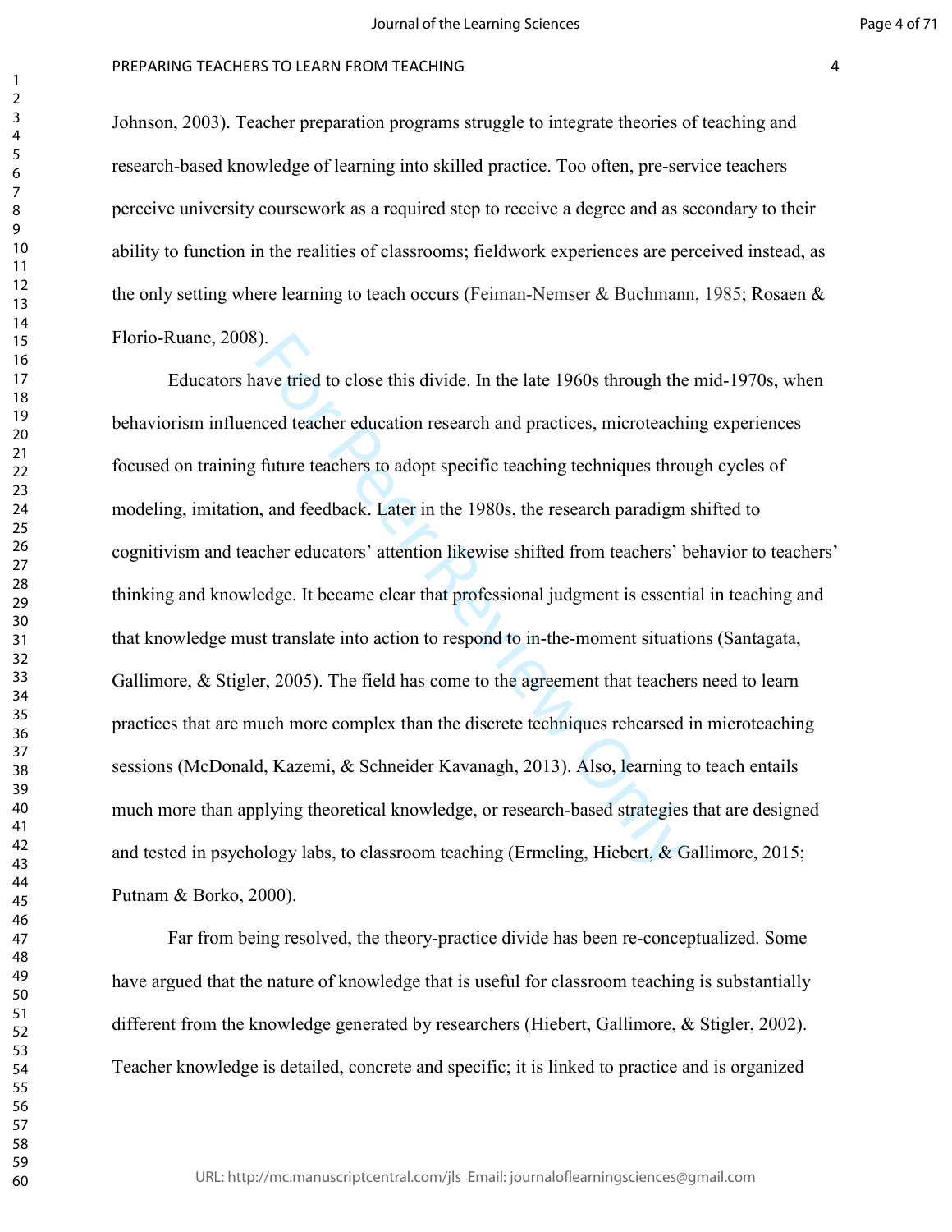Johnson, 2003). Teacher preparation programs struggle to integrate theories of teaching and research-based knowledge of learning into skilled practice. Too often, pre-service teachers perceive university coursework as a required step to receive a degree and as secondary to their ability to function in the realities of classrooms; fieldwork experiences are perceived instead, as the only setting where learning to teach occurs (Feiman-Nemser & Buchmann, 1985; Rosaen & Florio-Ruane, 2008).

Educators have tried to close this divide. In the late 1960s through the mid-1970s, when behaviorism influenced teacher education research and practices, microteaching experiences focused on training future teachers to adopt specific teaching techniques through cycles of modeling, imitation, and feedback. Later in the 1980s, the research paradigm shifted to cognitivism and teacher educators' attention likewise shifted from teachers' behavior to teachers' thinking and knowledge. It became clear that professional judgment is essential in teaching and that knowledge must translate into action to respond to in-the-moment situations (Santagata, Gallimore, & Stigler, 2005). The field has come to the agreement that teachers need to learn practices that are much more complex than the discrete techniques rehearsed in microteaching sessions (McDonald, Kazemi, & Schneider Kavanagh, 2013). Also, learning to teach entails much more than applying theoretical knowledge, or research-based strategies that are designed and tested in psychology labs, to classroom teaching (Ermeling, Hiebert, & Gallimore, 2015; Putnam & Borko, 2000).

Far from being resolved, the theory-practice divide has been re-conceptualized. Some have argued that the nature of knowledge that is useful for classroom teaching is substantially different from the knowledge generated by researchers (Hiebert, Gallimore, & Stigler, 2002). Teacher knowledge is detailed, concrete and specific; it is linked to practice and is organized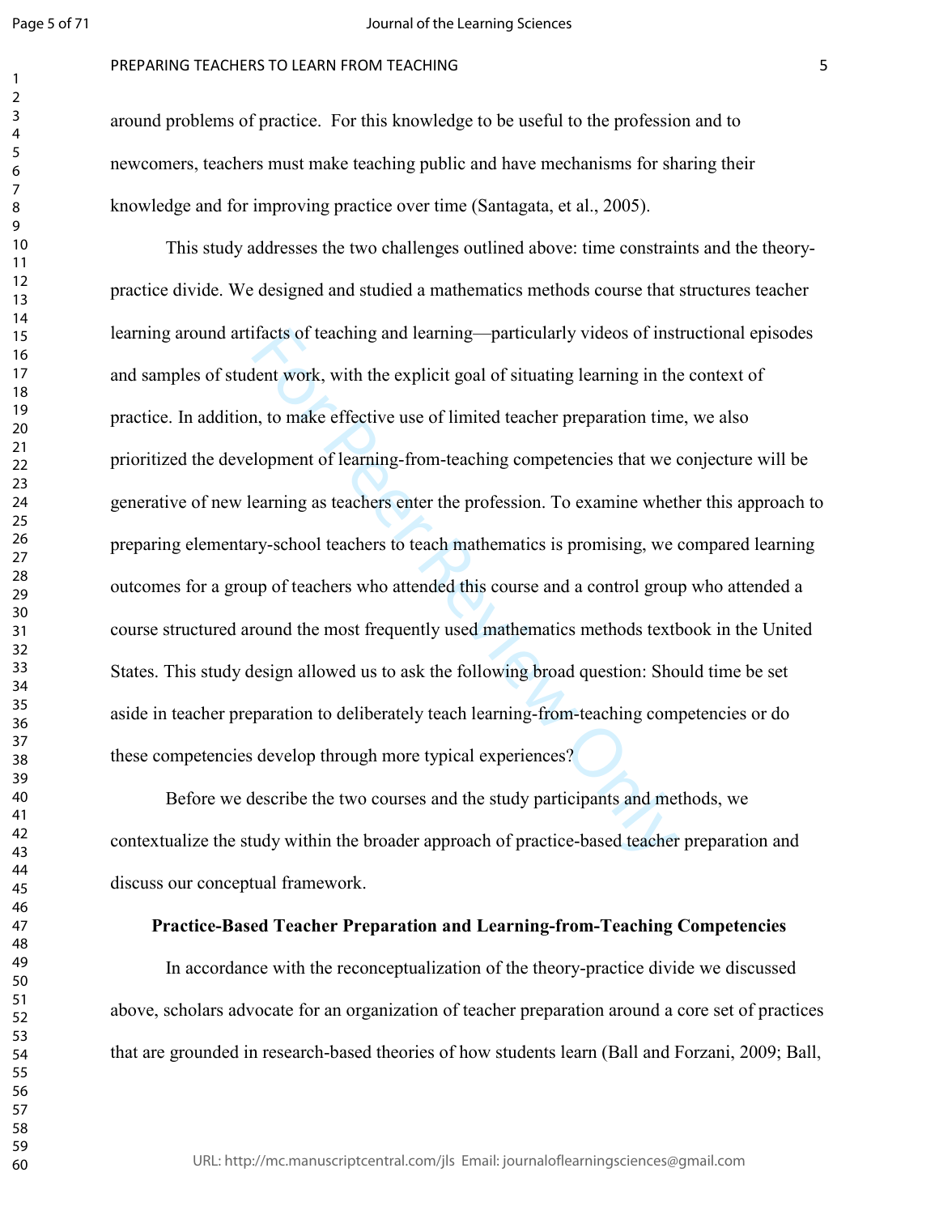around problems of practice. For this knowledge to be useful to the profession and to newcomers, teachers must make teaching public and have mechanisms for sharing their knowledge and for improving practice over time (Santagata, et al., 2005).

This study addresses the two challenges outlined above: time constraints and the theory-practice divide. We designed and studied a mathematics methods course that structures teacher learning around artifacts of teaching and learning—particularly videos of instructional episodes and samples of student work, with the explicit goal of situating learning in the context of practice. In addition, to make effective use of limited teacher preparation time, we also prioritized the development of learning-from-teaching competencies that we conjecture will be generative of new learning as teachers enter the profession. To examine whether this approach to preparing elementary-school teachers to teach mathematics is promising, we compared learning outcomes for a group of teachers who attended this course and a control group who attended a course structured around the most frequently used mathematics methods textbook in the United States. This study design allowed us to ask the following broad question: Should time be set aside in teacher preparation to deliberately teach learning-from-teaching competencies or do these competencies develop through more typical experiences?

Before we describe the two courses and the study participants and methods, we contextualize the study within the broader approach of practice-based teacher preparation and discuss our conceptual framework.

## Practice-Based Teacher Preparation and Learning-from-Teaching Competencies

In accordance with the reconceptualization of the theory-practice divide we discussed above, scholars advocate for an organization of teacher preparation around a core set of practices that are grounded in research-based theories of how students learn (Ball and Forzani, 2009; Ball,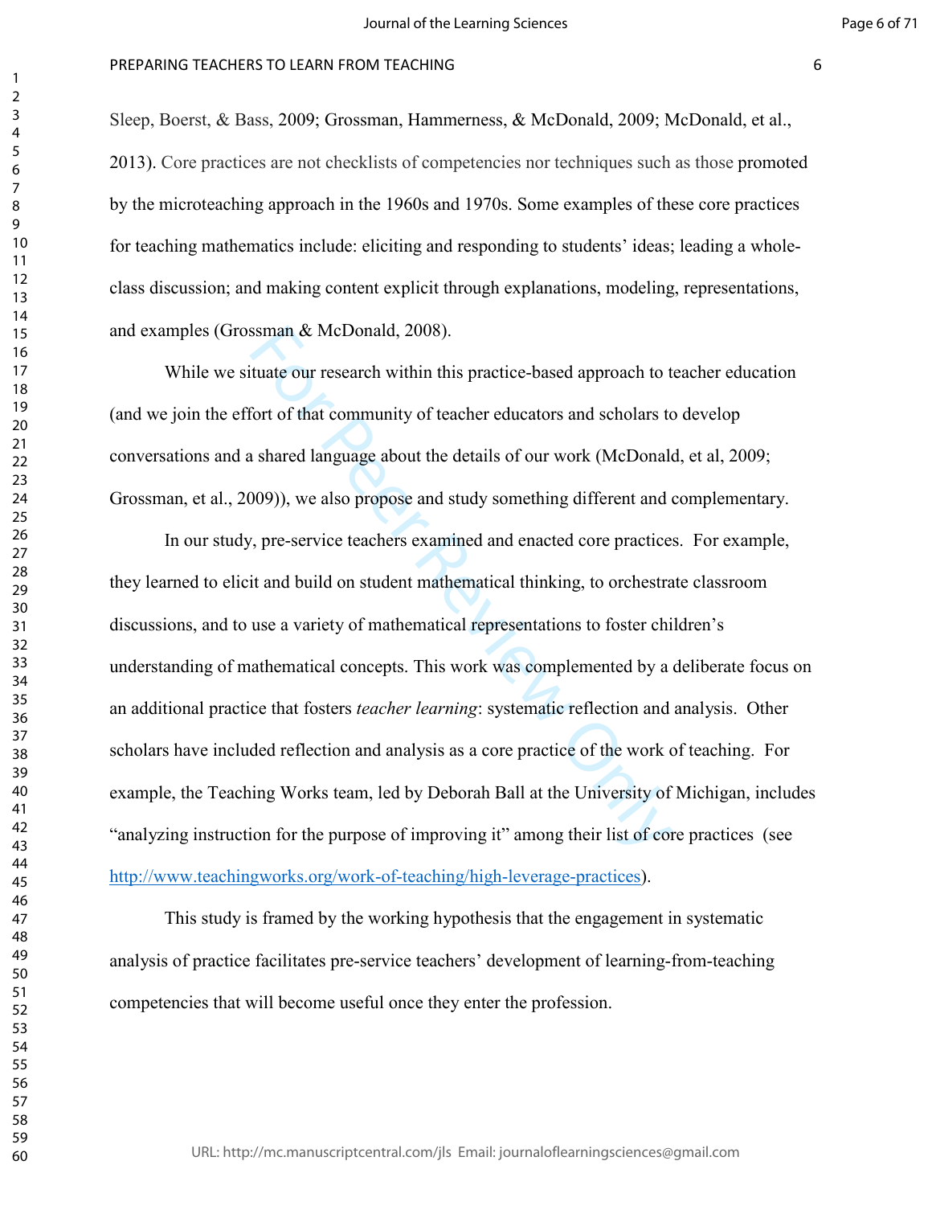Sleep, Boerst, & Bass, 2009; Grossman, Hammerness, & McDonald, 2009; McDonald, et al., 2013). Core practices are not checklists of competencies nor techniques such as those promoted by the microteaching approach in the 1960s and 1970s. Some examples of these core practices for teaching mathematics include: eliciting and responding to students' ideas; leading a whole-class discussion; and making content explicit through explanations, modeling, representations, and examples (Grossman & McDonald, 2008).

While we situate our research within this practice-based approach to teacher education (and we join the effort of that community of teacher educators and scholars to develop conversations and a shared language about the details of our work (McDonald, et al, 2009; Grossman, et al., 2009)), we also propose and study something different and complementary.

In our study, pre-service teachers examined and enacted core practices. For example, they learned to elicit and build on student mathematical thinking, to orchestrate classroom discussions, and to use a variety of mathematical representations to foster children's understanding of mathematical concepts. This work was complemented by a deliberate focus on an additional practice that fosters *teacher learning*: systematic reflection and analysis. Other scholars have included reflection and analysis as a core practice of the work of teaching. For example, the Teaching Works team, led by Deborah Ball at the University of Michigan, includes "analyzing instruction for the purpose of improving it" among their list of core practices (see http://www.teachingworks.org/work-of-teaching/high-leverage-practices).

This study is framed by the working hypothesis that the engagement in systematic analysis of practice facilitates pre-service teachers' development of learning-from-teaching competencies that will become useful once they enter the profession.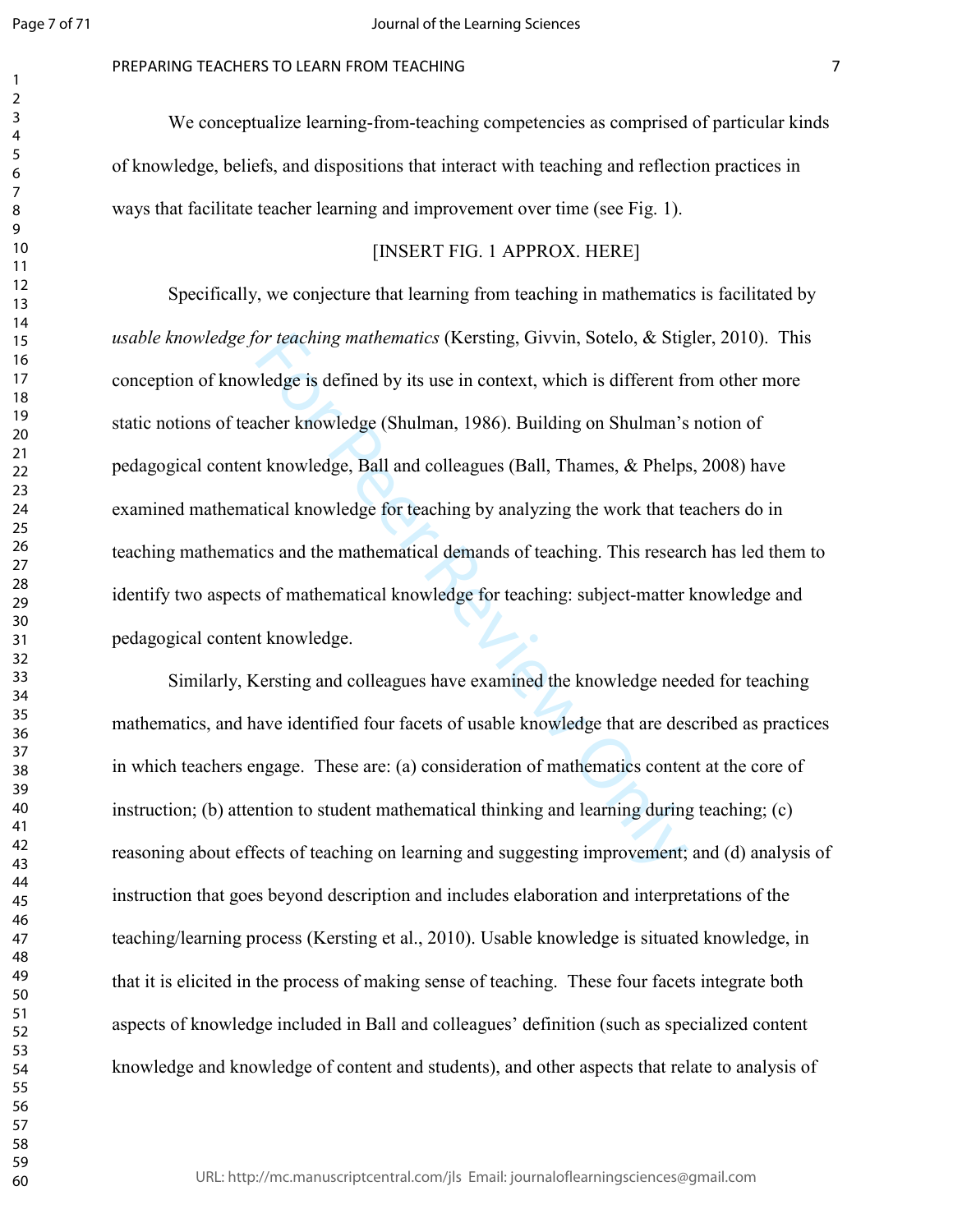We conceptualize learning-from-teaching competencies as comprised of particular kinds of knowledge, beliefs, and dispositions that interact with teaching and reflection practices in ways that facilitate teacher learning and improvement over time (see Fig. 1).

[INSERT FIG. 1 APPROX. HERE]

Specifically, we conjecture that learning from teaching in mathematics is facilitated by *usable knowledge for teaching mathematics* (Kersting, Givvin, Sotelo, & Stigler, 2010). This conception of knowledge is defined by its use in context, which is different from other more static notions of teacher knowledge (Shulman, 1986). Building on Shulman's notion of pedagogical content knowledge, Ball and colleagues (Ball, Thames, & Phelps, 2008) have examined mathematical knowledge for teaching by analyzing the work that teachers do in teaching mathematics and the mathematical demands of teaching. This research has led them to identify two aspects of mathematical knowledge for teaching: subject-matter knowledge and pedagogical content knowledge.

Similarly, Kersting and colleagues have examined the knowledge needed for teaching mathematics, and have identified four facets of usable knowledge that are described as practices in which teachers engage. These are: (a) consideration of mathematics content at the core of instruction; (b) attention to student mathematical thinking and learning during teaching; (c) reasoning about effects of teaching on learning and suggesting improvement; and (d) analysis of instruction that goes beyond description and includes elaboration and interpretations of the teaching/learning process (Kersting et al., 2010). Usable knowledge is situated knowledge, in that it is elicited in the process of making sense of teaching. These four facets integrate both aspects of knowledge included in Ball and colleagues' definition (such as specialized content knowledge and knowledge of content and students), and other aspects that relate to analysis of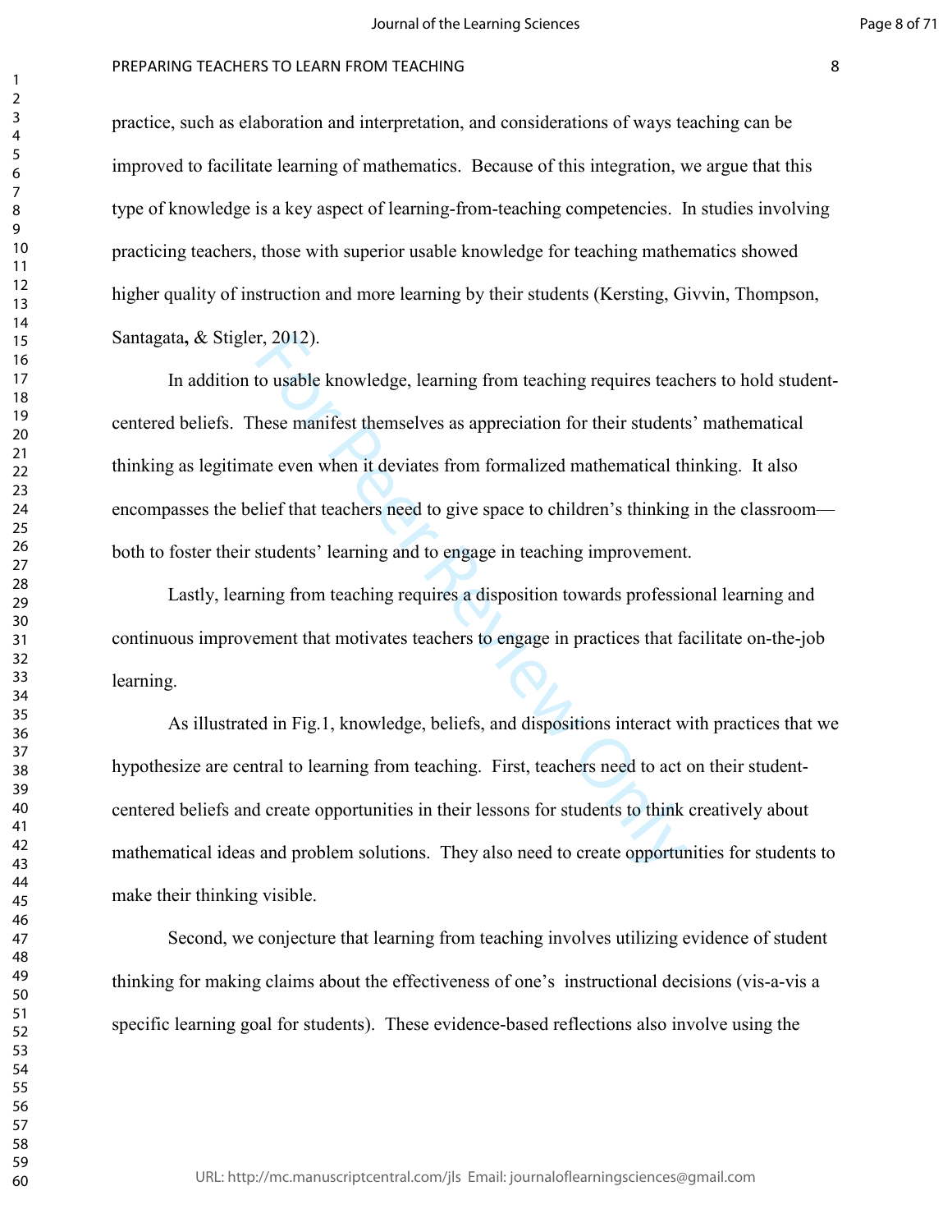practice, such as elaboration and interpretation, and considerations of ways teaching can be improved to facilitate learning of mathematics. Because of this integration, we argue that this type of knowledge is a key aspect of learning-from-teaching competencies. In studies involving practicing teachers, those with superior usable knowledge for teaching mathematics showed higher quality of instruction and more learning by their students (Kersting, Givvin, Thompson, Santagata**,** & Stigler, 2012).

In addition to usable knowledge, learning from teaching requires teachers to hold student-centered beliefs. These manifest themselves as appreciation for their students' mathematical thinking as legitimate even when it deviates from formalized mathematical thinking. It also encompasses the belief that teachers need to give space to children's thinking in the classroom—both to foster their students' learning and to engage in teaching improvement.

Lastly, learning from teaching requires a disposition towards professional learning and continuous improvement that motivates teachers to engage in practices that facilitate on-the-job learning.

As illustrated in Fig.1, knowledge, beliefs, and dispositions interact with practices that we hypothesize are central to learning from teaching. First, teachers need to act on their student-centered beliefs and create opportunities in their lessons for students to think creatively about mathematical ideas and problem solutions. They also need to create opportunities for students to make their thinking visible.

Second, we conjecture that learning from teaching involves utilizing evidence of student thinking for making claims about the effectiveness of one's instructional decisions (vis-a-vis a specific learning goal for students). These evidence-based reflections also involve using the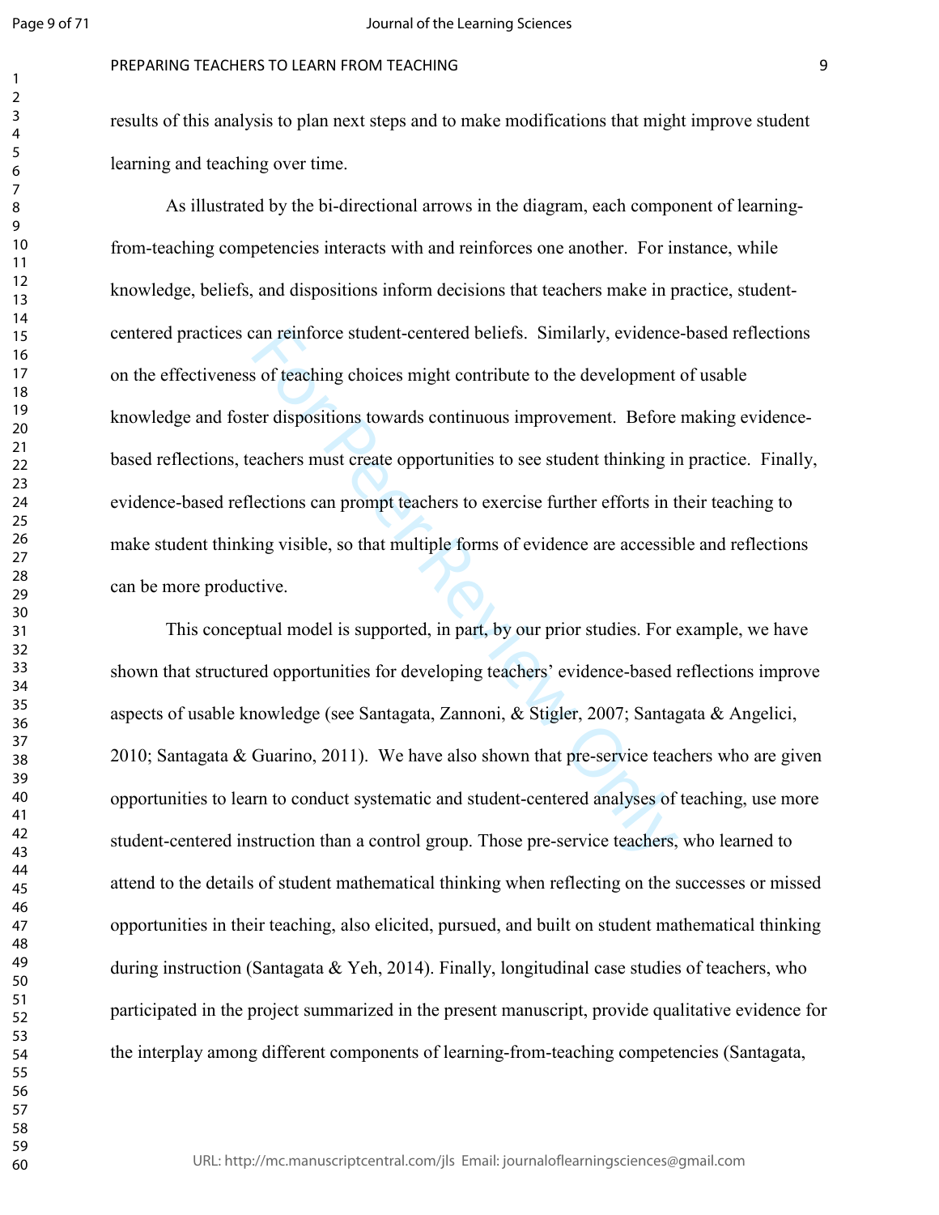results of this analysis to plan next steps and to make modifications that might improve student learning and teaching over time.

As illustrated by the bi-directional arrows in the diagram, each component of learning-from-teaching competencies interacts with and reinforces one another. For instance, while knowledge, beliefs, and dispositions inform decisions that teachers make in practice, student-centered practices can reinforce student-centered beliefs. Similarly, evidence-based reflections on the effectiveness of teaching choices might contribute to the development of usable knowledge and foster dispositions towards continuous improvement. Before making evidence-based reflections, teachers must create opportunities to see student thinking in practice. Finally, evidence-based reflections can prompt teachers to exercise further efforts in their teaching to make student thinking visible, so that multiple forms of evidence are accessible and reflections can be more productive.

This conceptual model is supported, in part, by our prior studies. For example, we have shown that structured opportunities for developing teachers' evidence-based reflections improve aspects of usable knowledge (see Santagata, Zannoni, & Stigler, 2007; Santagata & Angelici, 2010; Santagata & Guarino, 2011). We have also shown that pre-service teachers who are given opportunities to learn to conduct systematic and student-centered analyses of teaching, use more student-centered instruction than a control group. Those pre-service teachers, who learned to attend to the details of student mathematical thinking when reflecting on the successes or missed opportunities in their teaching, also elicited, pursued, and built on student mathematical thinking during instruction (Santagata & Yeh, 2014). Finally, longitudinal case studies of teachers, who participated in the project summarized in the present manuscript, provide qualitative evidence for the interplay among different components of learning-from-teaching competencies (Santagata,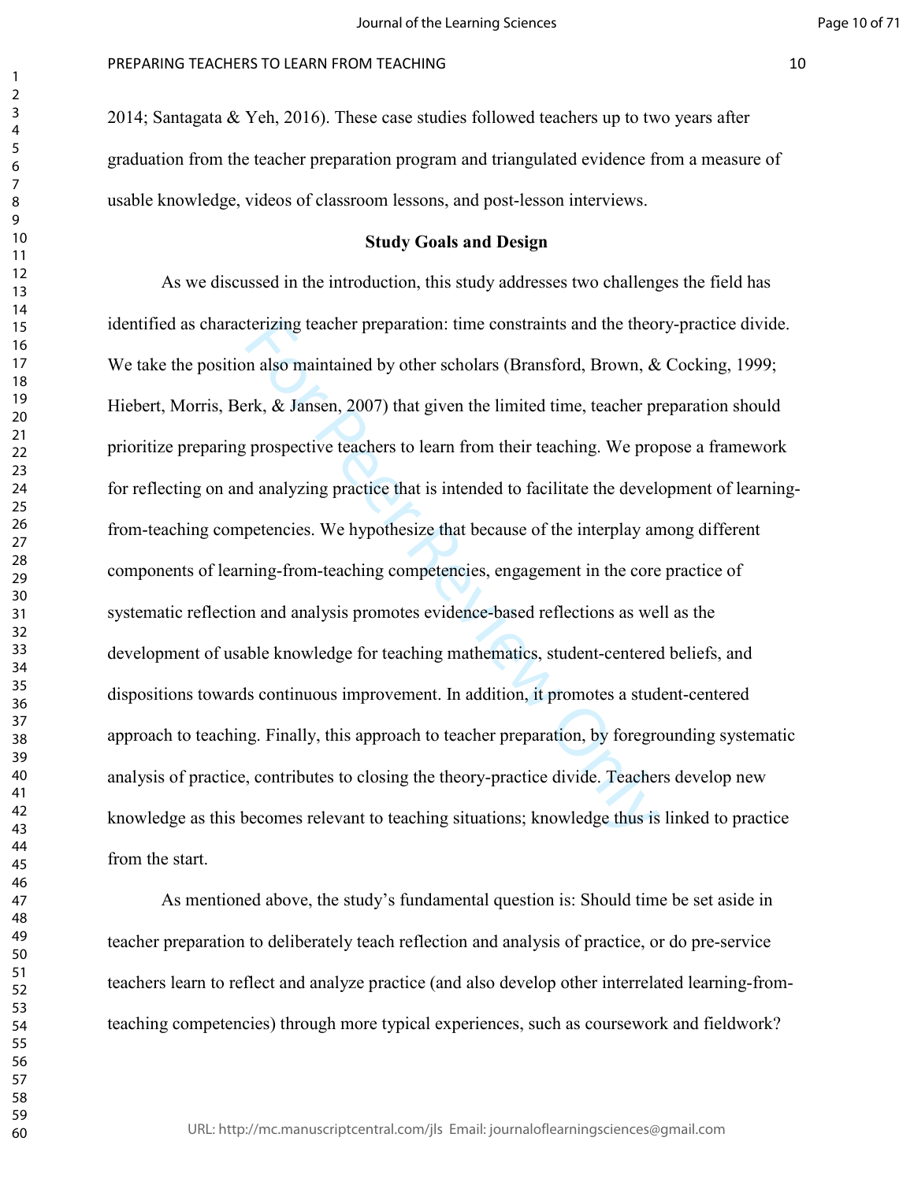2014; Santagata & Yeh, 2016). These case studies followed teachers up to two years after graduation from the teacher preparation program and triangulated evidence from a measure of usable knowledge, videos of classroom lessons, and post-lesson interviews.

## Study Goals and Design

As we discussed in the introduction, this study addresses two challenges the field has identified as characterizing teacher preparation: time constraints and the theory-practice divide. We take the position also maintained by other scholars (Bransford, Brown, & Cocking, 1999; Hiebert, Morris, Berk, & Jansen, 2007) that given the limited time, teacher preparation should prioritize preparing prospective teachers to learn from their teaching. We propose a framework for reflecting on and analyzing practice that is intended to facilitate the development of learning-from-teaching competencies. We hypothesize that because of the interplay among different components of learning-from-teaching competencies, engagement in the core practice of systematic reflection and analysis promotes evidence-based reflections as well as the development of usable knowledge for teaching mathematics, student-centered beliefs, and dispositions towards continuous improvement. In addition, it promotes a student-centered approach to teaching. Finally, this approach to teacher preparation, by foregrounding systematic analysis of practice, contributes to closing the theory-practice divide. Teachers develop new knowledge as this becomes relevant to teaching situations; knowledge thus is linked to practice from the start.

As mentioned above, the study's fundamental question is: Should time be set aside in teacher preparation to deliberately teach reflection and analysis of practice, or do pre-service teachers learn to reflect and analyze practice (and also develop other interrelated learning-from-teaching competencies) through more typical experiences, such as coursework and fieldwork?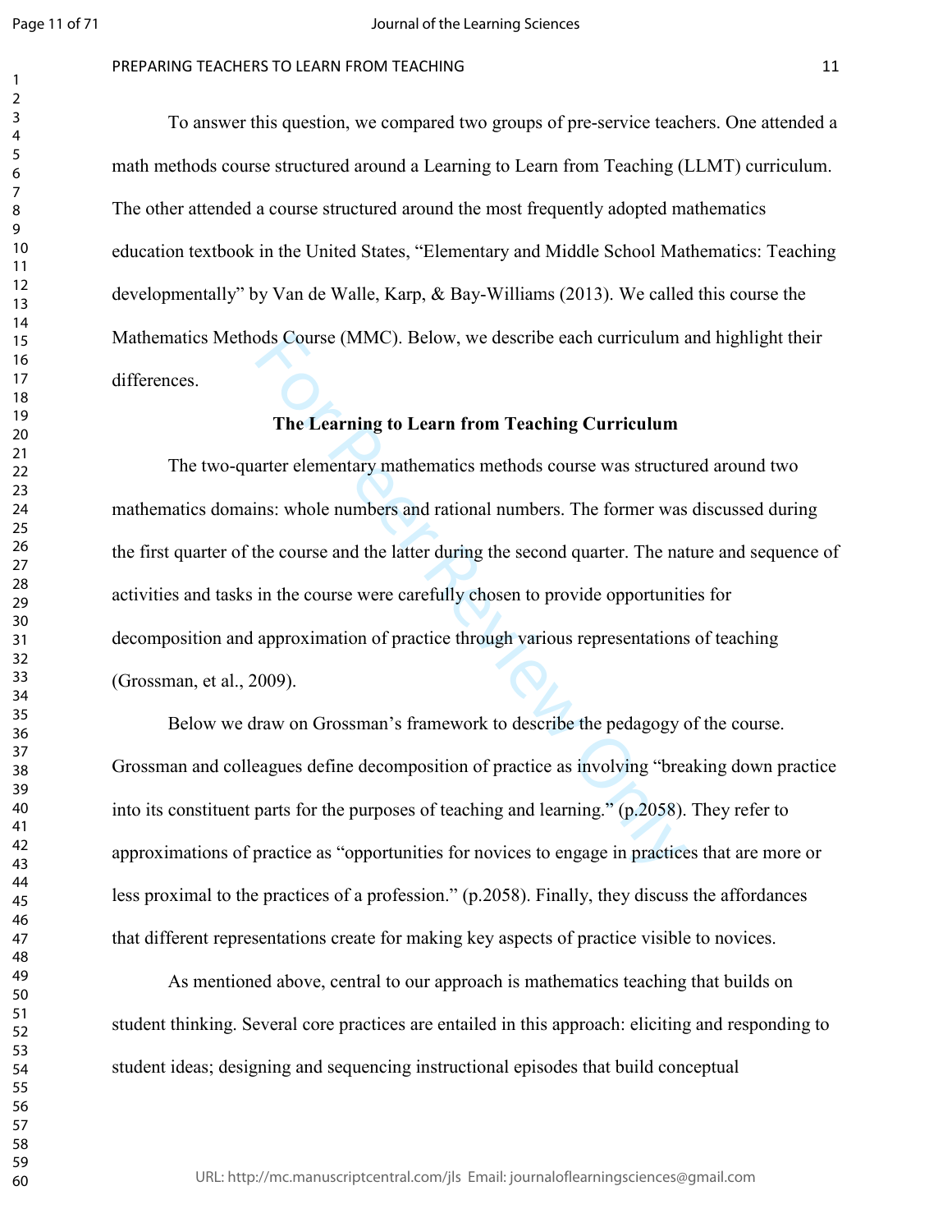To answer this question, we compared two groups of pre-service teachers. One attended a math methods course structured around a Learning to Learn from Teaching (LLMT) curriculum. The other attended a course structured around the most frequently adopted mathematics education textbook in the United States, "Elementary and Middle School Mathematics: Teaching developmentally" by Van de Walle, Karp, & Bay-Williams (2013). We called this course the Mathematics Methods Course (MMC). Below, we describe each curriculum and highlight their differences.

## The Learning to Learn from Teaching Curriculum

The two-quarter elementary mathematics methods course was structured around two mathematics domains: whole numbers and rational numbers. The former was discussed during the first quarter of the course and the latter during the second quarter. The nature and sequence of activities and tasks in the course were carefully chosen to provide opportunities for decomposition and approximation of practice through various representations of teaching (Grossman, et al., 2009).

Below we draw on Grossman's framework to describe the pedagogy of the course. Grossman and colleagues define decomposition of practice as involving "breaking down practice into its constituent parts for the purposes of teaching and learning." (p.2058). They refer to approximations of practice as "opportunities for novices to engage in practices that are more or less proximal to the practices of a profession." (p.2058). Finally, they discuss the affordances that different representations create for making key aspects of practice visible to novices.

As mentioned above, central to our approach is mathematics teaching that builds on student thinking. Several core practices are entailed in this approach: eliciting and responding to student ideas; designing and sequencing instructional episodes that build conceptual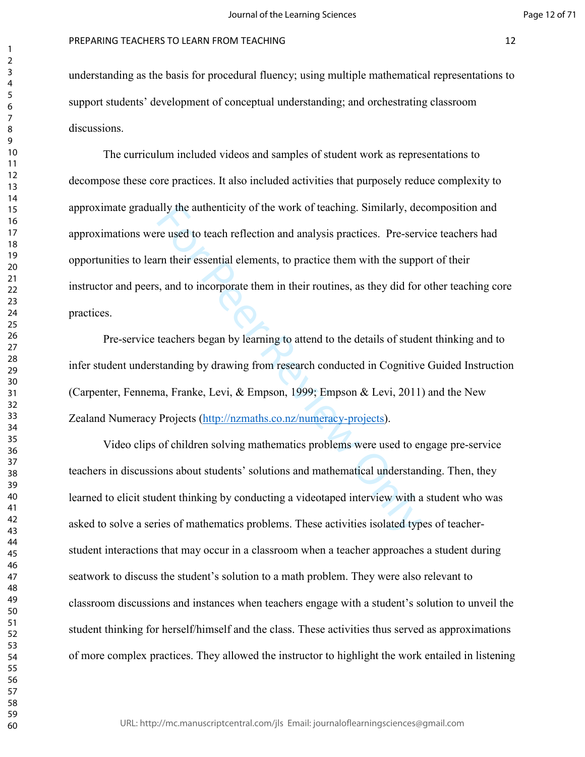understanding as the basis for procedural fluency; using multiple mathematical representations to support students' development of conceptual understanding; and orchestrating classroom discussions.

The curriculum included videos and samples of student work as representations to decompose these core practices. It also included activities that purposely reduce complexity to approximate gradually the authenticity of the work of teaching. Similarly, decomposition and approximations were used to teach reflection and analysis practices. Pre-service teachers had opportunities to learn their essential elements, to practice them with the support of their instructor and peers, and to incorporate them in their routines, as they did for other teaching core practices.

Pre-service teachers began by learning to attend to the details of student thinking and to infer student understanding by drawing from research conducted in Cognitive Guided Instruction (Carpenter, Fennema, Franke, Levi, & Empson, 1999; Empson & Levi, 2011) and the New Zealand Numeracy Projects (http://nzmaths.co.nz/numeracy-projects).

Video clips of children solving mathematics problems were used to engage pre-service teachers in discussions about students' solutions and mathematical understanding. Then, they learned to elicit student thinking by conducting a videotaped interview with a student who was asked to solve a series of mathematics problems. These activities isolated types of teacher-student interactions that may occur in a classroom when a teacher approaches a student during seatwork to discuss the student's solution to a math problem. They were also relevant to classroom discussions and instances when teachers engage with a student's solution to unveil the student thinking for herself/himself and the class. These activities thus served as approximations of more complex practices. They allowed the instructor to highlight the work entailed in listening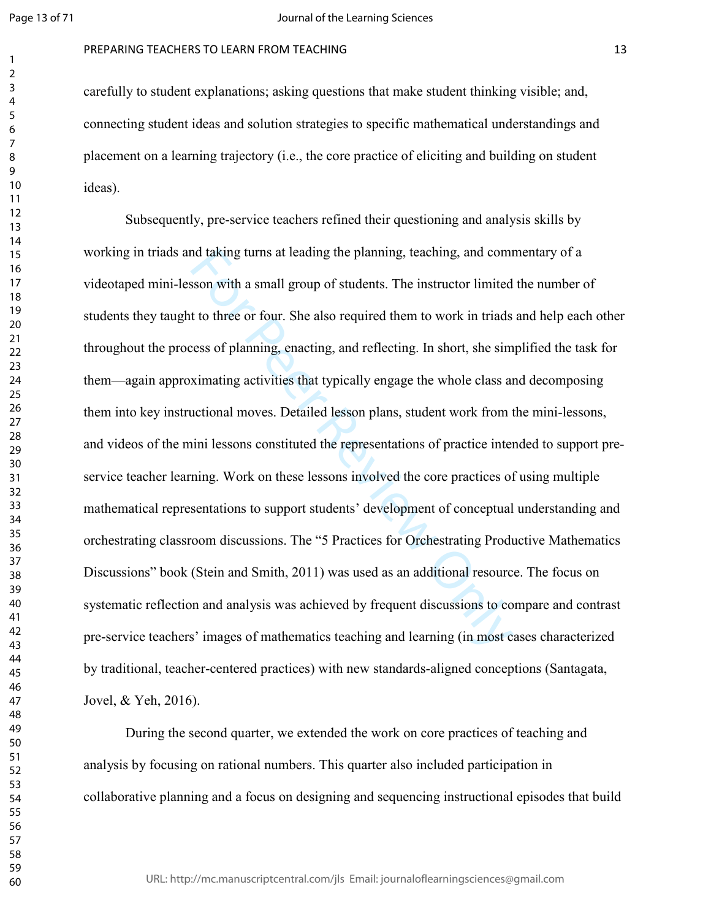carefully to student explanations; asking questions that make student thinking visible; and, connecting student ideas and solution strategies to specific mathematical understandings and placement on a learning trajectory (i.e., the core practice of eliciting and building on student ideas).

Subsequently, pre-service teachers refined their questioning and analysis skills by working in triads and taking turns at leading the planning, teaching, and commentary of a videotaped mini-lesson with a small group of students. The instructor limited the number of students they taught to three or four. She also required them to work in triads and help each other throughout the process of planning, enacting, and reflecting. In short, she simplified the task for them—again approximating activities that typically engage the whole class and decomposing them into key instructional moves. Detailed lesson plans, student work from the mini-lessons, and videos of the mini lessons constituted the representations of practice intended to support pre-service teacher learning. Work on these lessons involved the core practices of using multiple mathematical representations to support students' development of conceptual understanding and orchestrating classroom discussions. The "5 Practices for Orchestrating Productive Mathematics Discussions" book (Stein and Smith, 2011) was used as an additional resource. The focus on systematic reflection and analysis was achieved by frequent discussions to compare and contrast pre-service teachers' images of mathematics teaching and learning (in most cases characterized by traditional, teacher-centered practices) with new standards-aligned conceptions (Santagata, Jovel, & Yeh, 2016).

During the second quarter, we extended the work on core practices of teaching and analysis by focusing on rational numbers. This quarter also included participation in collaborative planning and a focus on designing and sequencing instructional episodes that build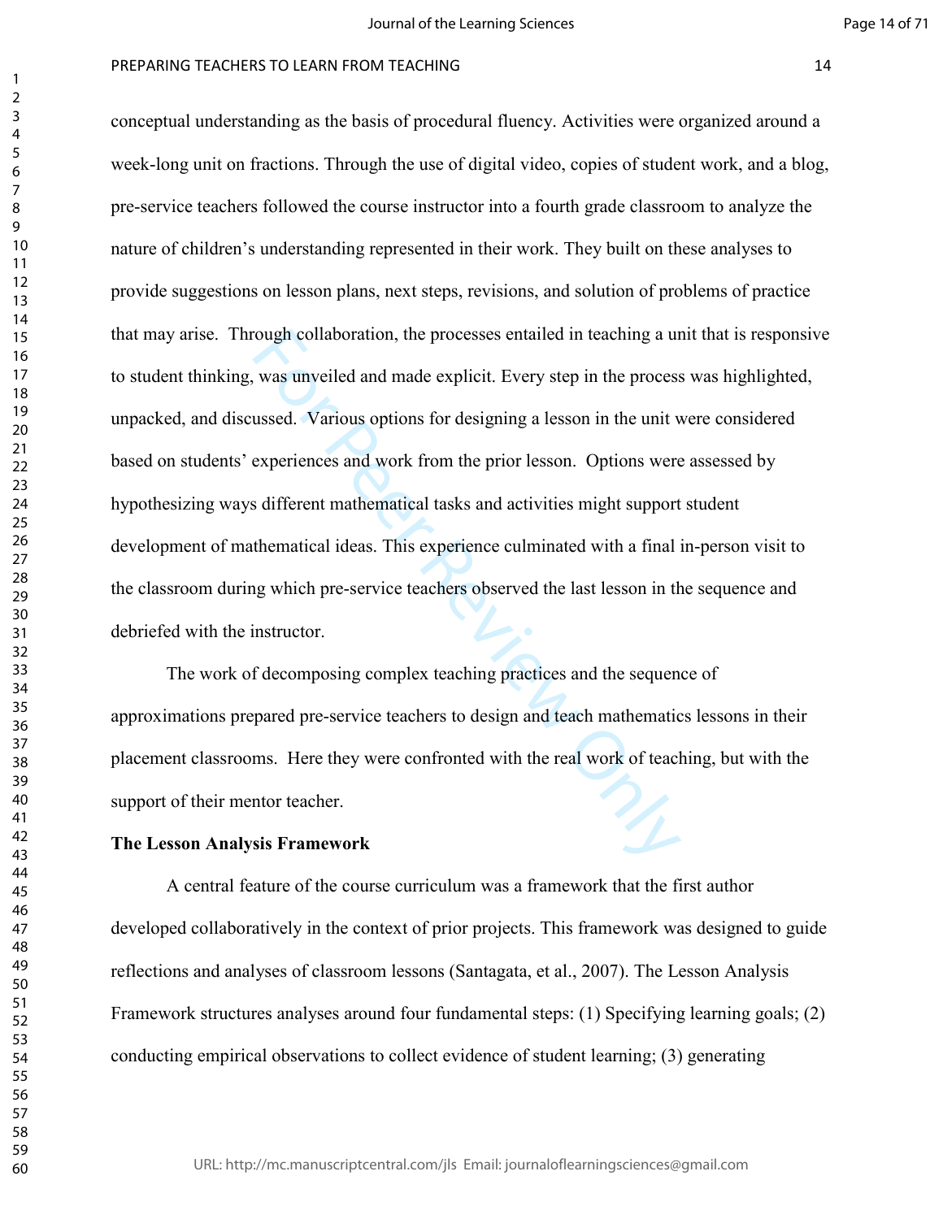conceptual understanding as the basis of procedural fluency. Activities were organized around a week-long unit on fractions. Through the use of digital video, copies of student work, and a blog, pre-service teachers followed the course instructor into a fourth grade classroom to analyze the nature of children's understanding represented in their work. They built on these analyses to provide suggestions on lesson plans, next steps, revisions, and solution of problems of practice that may arise. Through collaboration, the processes entailed in teaching a unit that is responsive to student thinking, was unveiled and made explicit. Every step in the process was highlighted, unpacked, and discussed. Various options for designing a lesson in the unit were considered based on students' experiences and work from the prior lesson. Options were assessed by hypothesizing ways different mathematical tasks and activities might support student development of mathematical ideas. This experience culminated with a final in-person visit to the classroom during which pre-service teachers observed the last lesson in the sequence and debriefed with the instructor.

The work of decomposing complex teaching practices and the sequence of approximations prepared pre-service teachers to design and teach mathematics lessons in their placement classrooms. Here they were confronted with the real work of teaching, but with the support of their mentor teacher.

**The Lesson Analysis Framework**

A central feature of the course curriculum was a framework that the first author developed collaboratively in the context of prior projects. This framework was designed to guide reflections and analyses of classroom lessons (Santagata, et al., 2007). The Lesson Analysis Framework structures analyses around four fundamental steps: (1) Specifying learning goals; (2) conducting empirical observations to collect evidence of student learning; (3) generating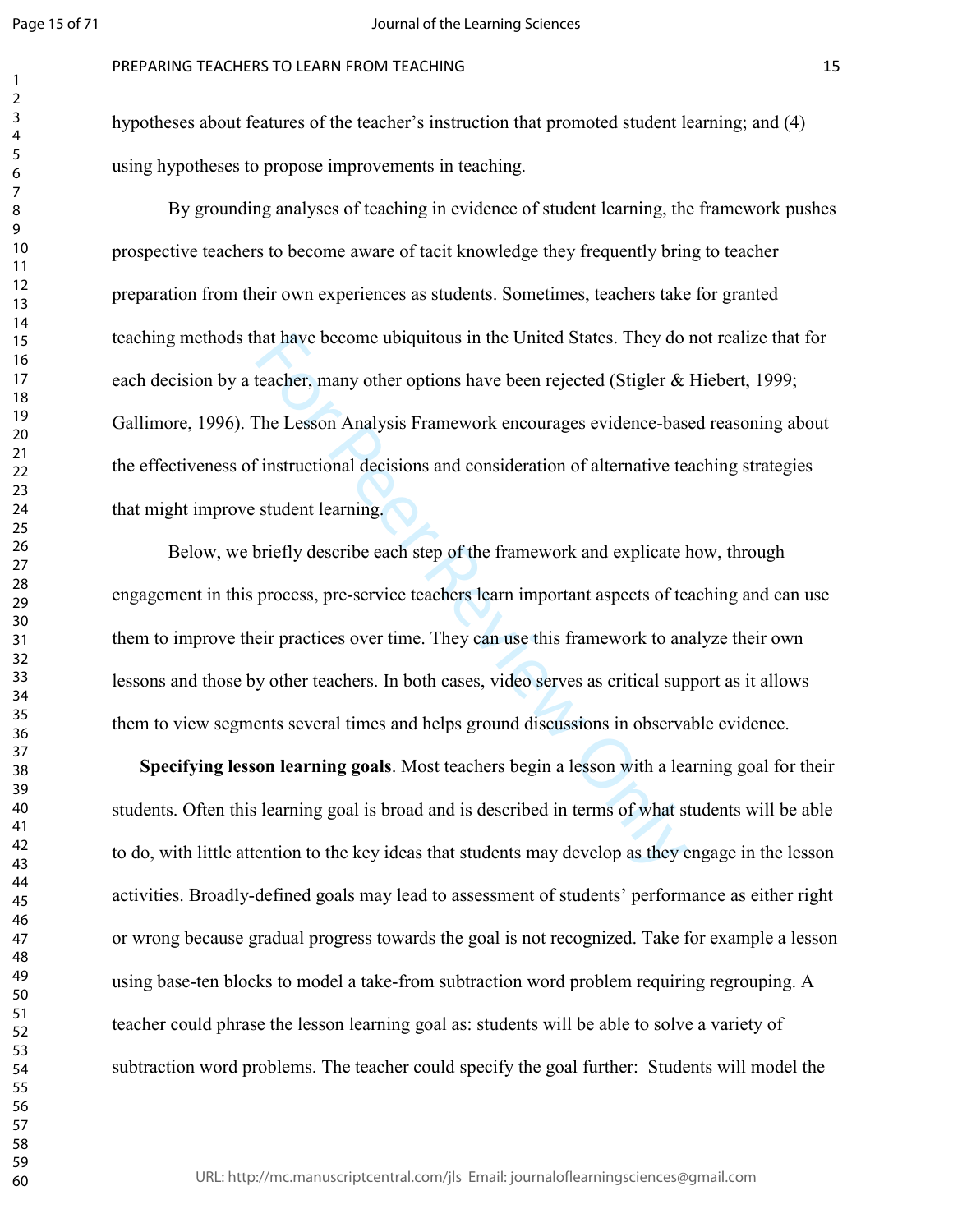hypotheses about features of the teacher's instruction that promoted student learning; and (4) using hypotheses to propose improvements in teaching.

By grounding analyses of teaching in evidence of student learning, the framework pushes prospective teachers to become aware of tacit knowledge they frequently bring to teacher preparation from their own experiences as students. Sometimes, teachers take for granted teaching methods that have become ubiquitous in the United States. They do not realize that for each decision by a teacher, many other options have been rejected (Stigler & Hiebert, 1999; Gallimore, 1996). The Lesson Analysis Framework encourages evidence-based reasoning about the effectiveness of instructional decisions and consideration of alternative teaching strategies that might improve student learning.

Below, we briefly describe each step of the framework and explicate how, through engagement in this process, pre-service teachers learn important aspects of teaching and can use them to improve their practices over time. They can use this framework to analyze their own lessons and those by other teachers. In both cases, video serves as critical support as it allows them to view segments several times and helps ground discussions in observable evidence.

**Specifying lesson learning goals**. Most teachers begin a lesson with a learning goal for their students. Often this learning goal is broad and is described in terms of what students will be able to do, with little attention to the key ideas that students may develop as they engage in the lesson activities. Broadly-defined goals may lead to assessment of students' performance as either right or wrong because gradual progress towards the goal is not recognized. Take for example a lesson using base-ten blocks to model a take-from subtraction word problem requiring regrouping. A teacher could phrase the lesson learning goal as: students will be able to solve a variety of subtraction word problems. The teacher could specify the goal further: Students will model the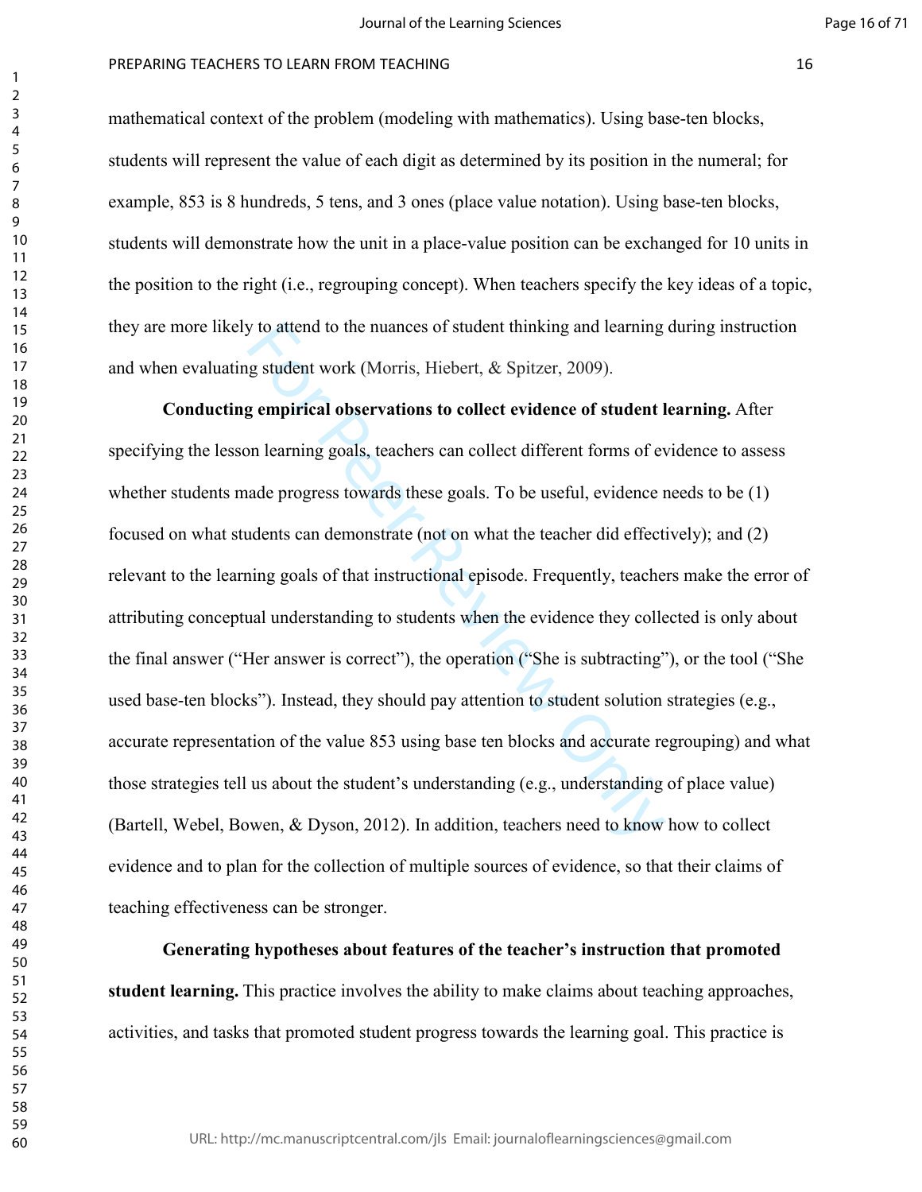mathematical context of the problem (modeling with mathematics). Using base-ten blocks, students will represent the value of each digit as determined by its position in the numeral; for example, 853 is 8 hundreds, 5 tens, and 3 ones (place value notation). Using base-ten blocks, students will demonstrate how the unit in a place-value position can be exchanged for 10 units in the position to the right (i.e., regrouping concept). When teachers specify the key ideas of a topic, they are more likely to attend to the nuances of student thinking and learning during instruction and when evaluating student work (Morris, Hiebert, & Spitzer, 2009).

**Conducting empirical observations to collect evidence of student learning.** After specifying the lesson learning goals, teachers can collect different forms of evidence to assess whether students made progress towards these goals. To be useful, evidence needs to be (1) focused on what students can demonstrate (not on what the teacher did effectively); and (2) relevant to the learning goals of that instructional episode. Frequently, teachers make the error of attributing conceptual understanding to students when the evidence they collected is only about the final answer ("Her answer is correct"), the operation ("She is subtracting"), or the tool ("She used base-ten blocks"). Instead, they should pay attention to student solution strategies (e.g., accurate representation of the value 853 using base ten blocks and accurate regrouping) and what those strategies tell us about the student's understanding (e.g., understanding of place value) (Bartell, Webel, Bowen, & Dyson, 2012). In addition, teachers need to know how to collect evidence and to plan for the collection of multiple sources of evidence, so that their claims of teaching effectiveness can be stronger.

**Generating hypotheses about features of the teacher's instruction that promoted student learning.** This practice involves the ability to make claims about teaching approaches, activities, and tasks that promoted student progress towards the learning goal. This practice is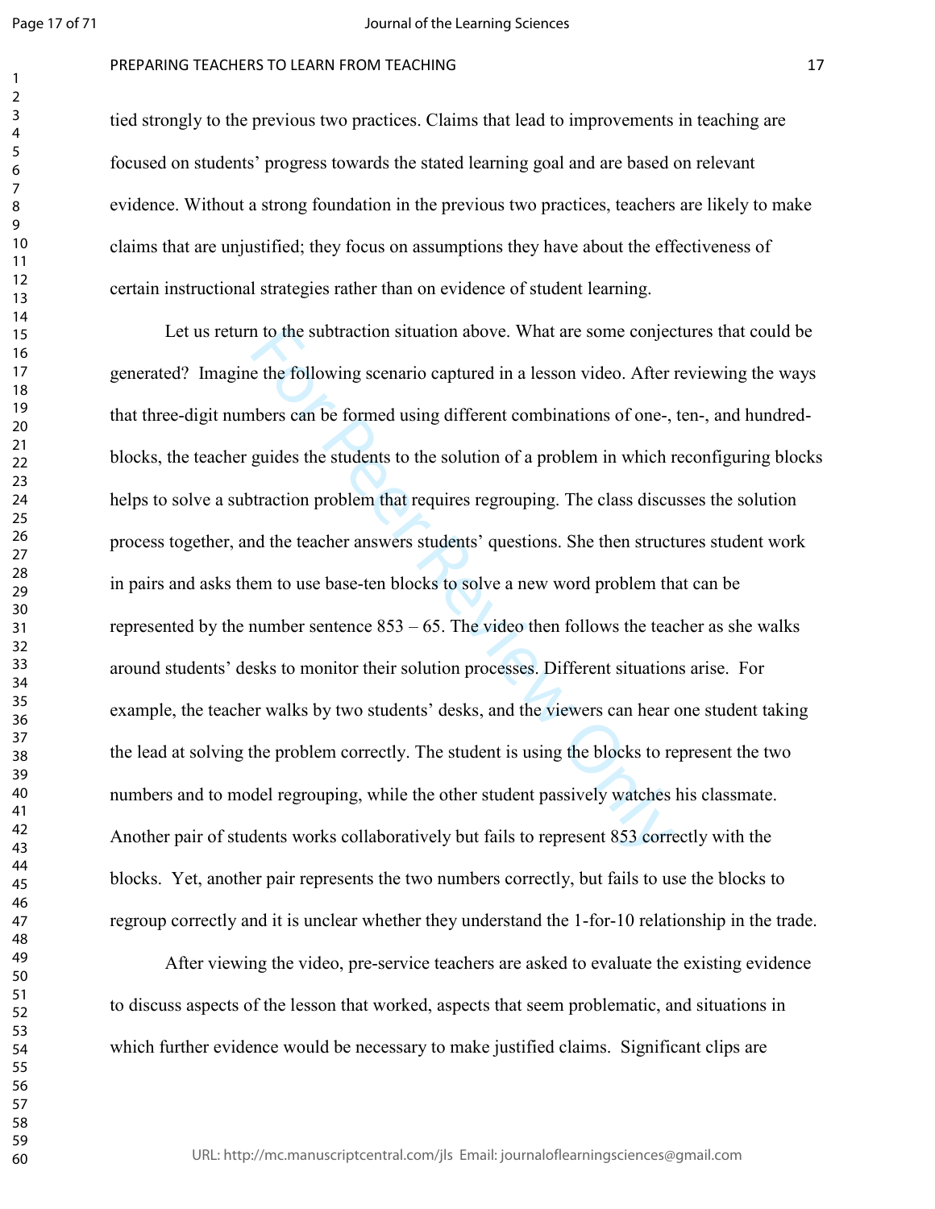tied strongly to the previous two practices. Claims that lead to improvements in teaching are focused on students' progress towards the stated learning goal and are based on relevant evidence. Without a strong foundation in the previous two practices, teachers are likely to make claims that are unjustified; they focus on assumptions they have about the effectiveness of certain instructional strategies rather than on evidence of student learning.

Let us return to the subtraction situation above. What are some conjectures that could be generated? Imagine the following scenario captured in a lesson video. After reviewing the ways that three-digit numbers can be formed using different combinations of one-, ten-, and hundred-blocks, the teacher guides the students to the solution of a problem in which reconfiguring blocks helps to solve a subtraction problem that requires regrouping. The class discusses the solution process together, and the teacher answers students' questions. She then structures student work in pairs and asks them to use base-ten blocks to solve a new word problem that can be represented by the number sentence 853 – 65. The video then follows the teacher as she walks around students' desks to monitor their solution processes. Different situations arise. For example, the teacher walks by two students' desks, and the viewers can hear one student taking the lead at solving the problem correctly. The student is using the blocks to represent the two numbers and to model regrouping, while the other student passively watches his classmate. Another pair of students works collaboratively but fails to represent 853 correctly with the blocks. Yet, another pair represents the two numbers correctly, but fails to use the blocks to regroup correctly and it is unclear whether they understand the 1-for-10 relationship in the trade.

After viewing the video, pre-service teachers are asked to evaluate the existing evidence to discuss aspects of the lesson that worked, aspects that seem problematic, and situations in which further evidence would be necessary to make justified claims. Significant clips are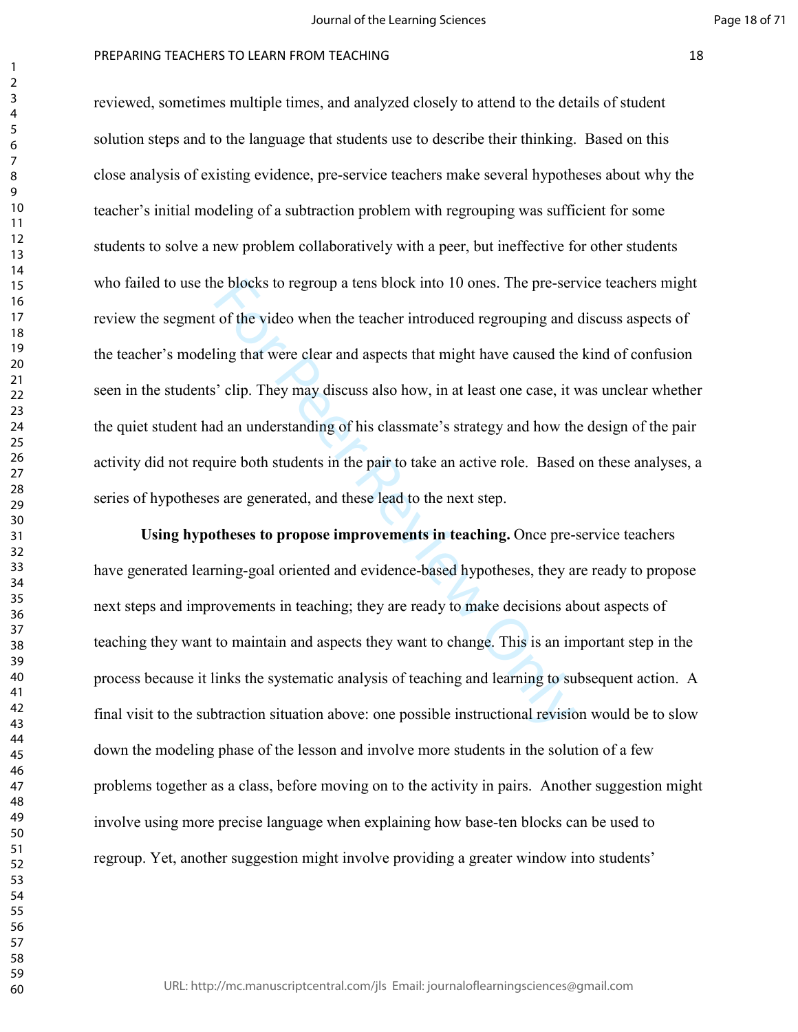reviewed, sometimes multiple times, and analyzed closely to attend to the details of student solution steps and to the language that students use to describe their thinking. Based on this close analysis of existing evidence, pre-service teachers make several hypotheses about why the teacher's initial modeling of a subtraction problem with regrouping was sufficient for some students to solve a new problem collaboratively with a peer, but ineffective for other students who failed to use the blocks to regroup a tens block into 10 ones. The pre-service teachers might review the segment of the video when the teacher introduced regrouping and discuss aspects of the teacher's modeling that were clear and aspects that might have caused the kind of confusion seen in the students' clip. They may discuss also how, in at least one case, it was unclear whether the quiet student had an understanding of his classmate's strategy and how the design of the pair activity did not require both students in the pair to take an active role. Based on these analyses, a series of hypotheses are generated, and these lead to the next step.

**Using hypotheses to propose improvements in teaching.** Once pre-service teachers have generated learning-goal oriented and evidence-based hypotheses, they are ready to propose next steps and improvements in teaching; they are ready to make decisions about aspects of teaching they want to maintain and aspects they want to change. This is an important step in the process because it links the systematic analysis of teaching and learning to subsequent action. A final visit to the subtraction situation above: one possible instructional revision would be to slow down the modeling phase of the lesson and involve more students in the solution of a few problems together as a class, before moving on to the activity in pairs. Another suggestion might involve using more precise language when explaining how base-ten blocks can be used to regroup. Yet, another suggestion might involve providing a greater window into students'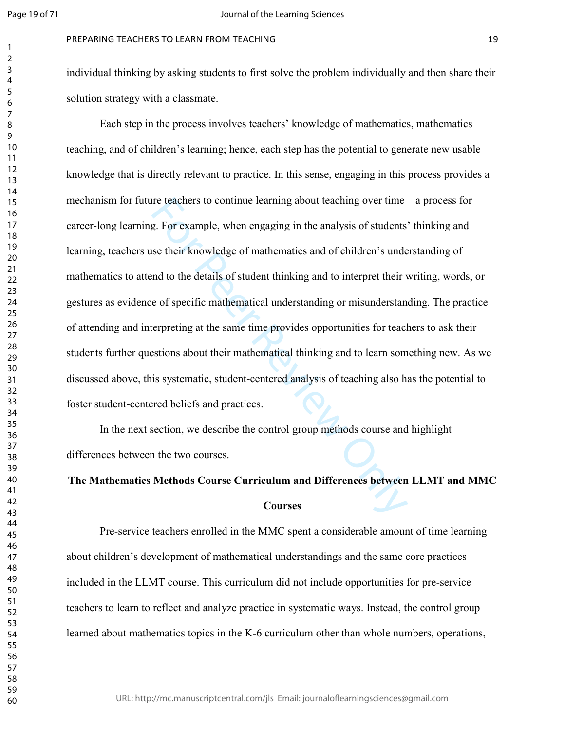individual thinking by asking students to first solve the problem individually and then share their solution strategy with a classmate.

Each step in the process involves teachers' knowledge of mathematics, mathematics teaching, and of children's learning; hence, each step has the potential to generate new usable knowledge that is directly relevant to practice. In this sense, engaging in this process provides a mechanism for future teachers to continue learning about teaching over time—a process for career-long learning. For example, when engaging in the analysis of students' thinking and learning, teachers use their knowledge of mathematics and of children's understanding of mathematics to attend to the details of student thinking and to interpret their writing, words, or gestures as evidence of specific mathematical understanding or misunderstanding. The practice of attending and interpreting at the same time provides opportunities for teachers to ask their students further questions about their mathematical thinking and to learn something new. As we discussed above, this systematic, student-centered analysis of teaching also has the potential to foster student-centered beliefs and practices.

In the next section, we describe the control group methods course and highlight differences between the two courses.

## The Mathematics Methods Course Curriculum and Differences between LLMT and MMC Courses

Pre-service teachers enrolled in the MMC spent a considerable amount of time learning about children's development of mathematical understandings and the same core practices included in the LLMT course. This curriculum did not include opportunities for pre-service teachers to learn to reflect and analyze practice in systematic ways. Instead, the control group learned about mathematics topics in the K-6 curriculum other than whole numbers, operations,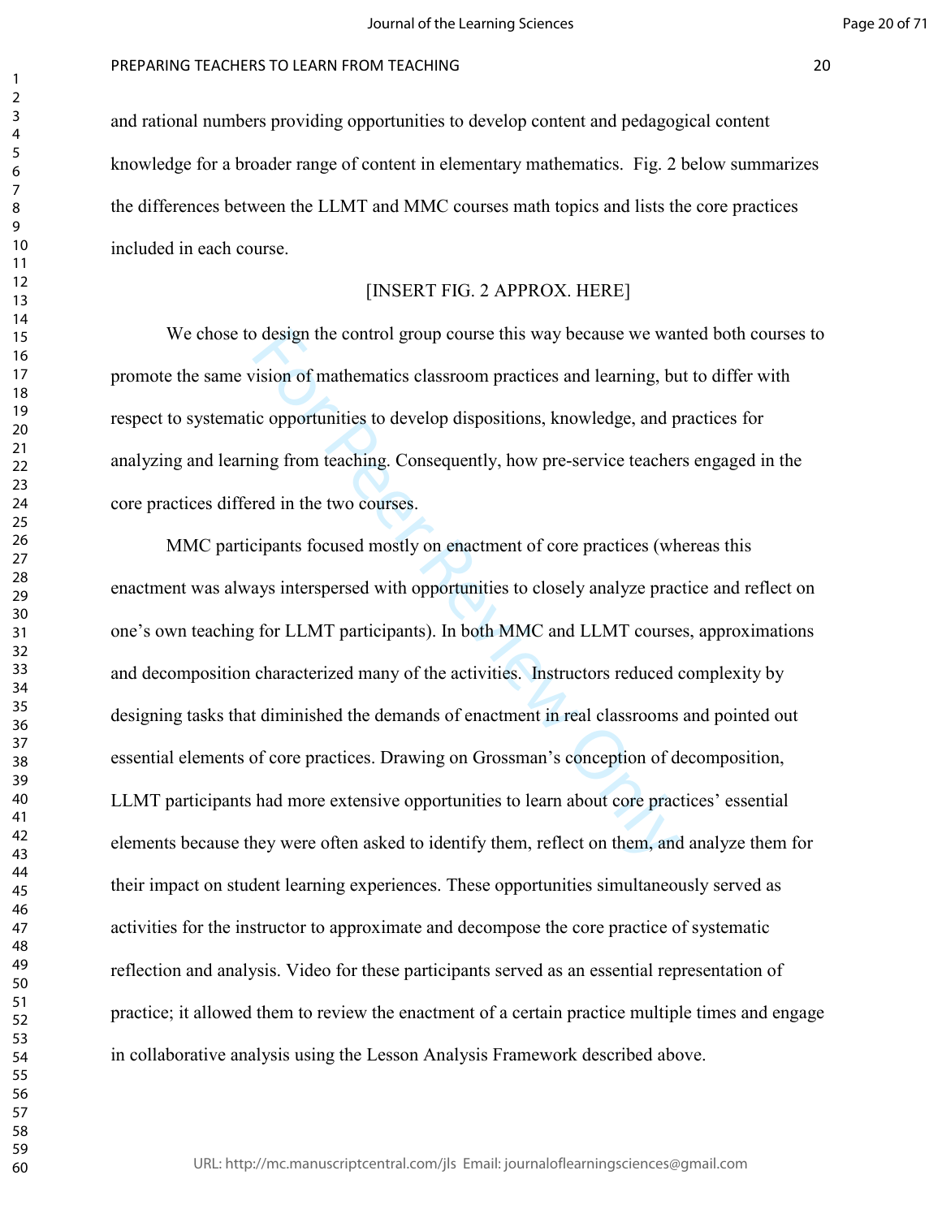and rational numbers providing opportunities to develop content and pedagogical content knowledge for a broader range of content in elementary mathematics. Fig. 2 below summarizes the differences between the LLMT and MMC courses math topics and lists the core practices included in each course.

[INSERT FIG. 2 APPROX. HERE]

We chose to design the control group course this way because we wanted both courses to promote the same vision of mathematics classroom practices and learning, but to differ with respect to systematic opportunities to develop dispositions, knowledge, and practices for analyzing and learning from teaching. Consequently, how pre-service teachers engaged in the core practices differed in the two courses.

MMC participants focused mostly on enactment of core practices (whereas this enactment was always interspersed with opportunities to closely analyze practice and reflect on one's own teaching for LLMT participants). In both MMC and LLMT courses, approximations and decomposition characterized many of the activities. Instructors reduced complexity by designing tasks that diminished the demands of enactment in real classrooms and pointed out essential elements of core practices. Drawing on Grossman's conception of decomposition, LLMT participants had more extensive opportunities to learn about core practices' essential elements because they were often asked to identify them, reflect on them, and analyze them for their impact on student learning experiences. These opportunities simultaneously served as activities for the instructor to approximate and decompose the core practice of systematic reflection and analysis. Video for these participants served as an essential representation of practice; it allowed them to review the enactment of a certain practice multiple times and engage in collaborative analysis using the Lesson Analysis Framework described above.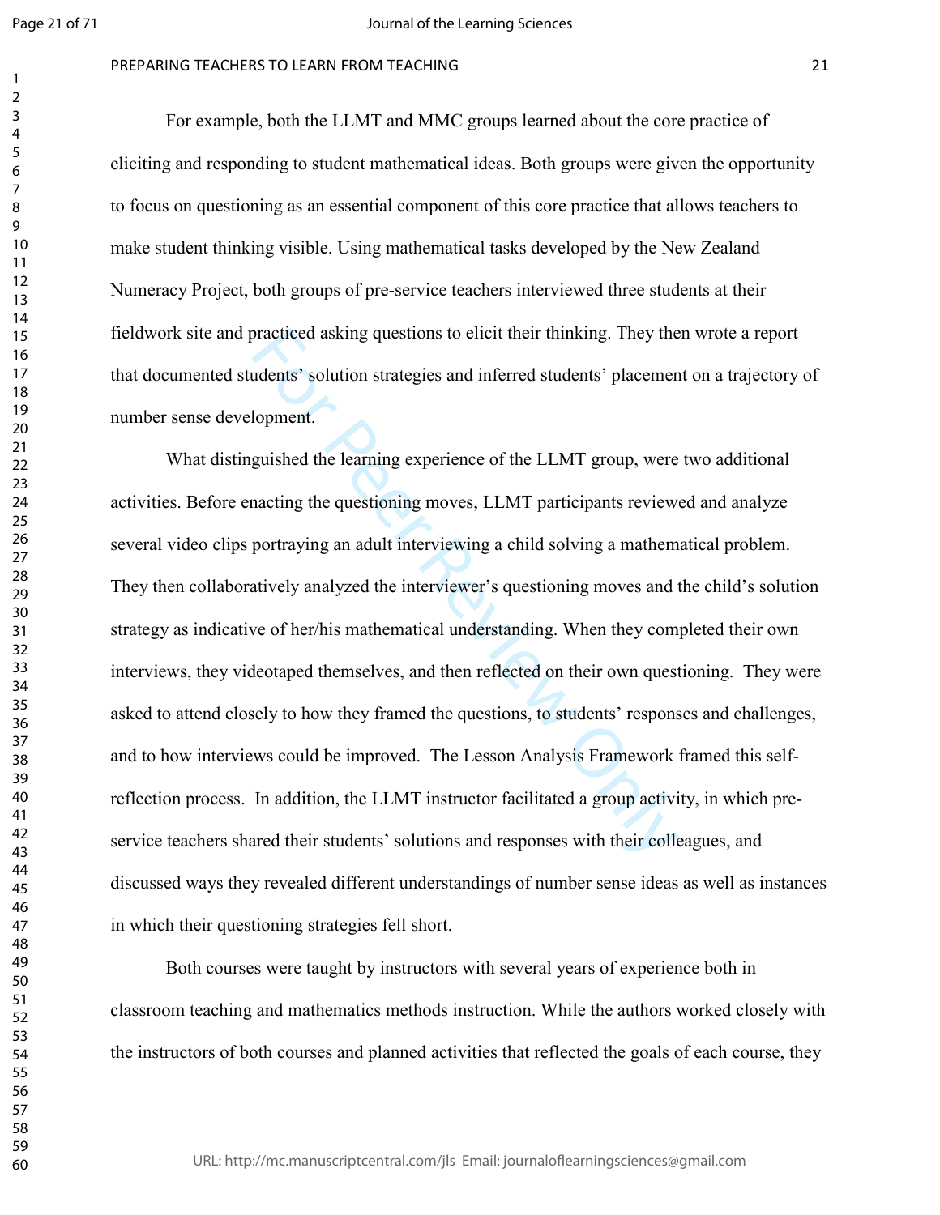For example, both the LLMT and MMC groups learned about the core practice of eliciting and responding to student mathematical ideas. Both groups were given the opportunity to focus on questioning as an essential component of this core practice that allows teachers to make student thinking visible. Using mathematical tasks developed by the New Zealand Numeracy Project, both groups of pre-service teachers interviewed three students at their fieldwork site and practiced asking questions to elicit their thinking. They then wrote a report that documented students' solution strategies and inferred students' placement on a trajectory of number sense development.

What distinguished the learning experience of the LLMT group, were two additional activities. Before enacting the questioning moves, LLMT participants reviewed and analyze several video clips portraying an adult interviewing a child solving a mathematical problem. They then collaboratively analyzed the interviewer's questioning moves and the child's solution strategy as indicative of her/his mathematical understanding. When they completed their own interviews, they videotaped themselves, and then reflected on their own questioning. They were asked to attend closely to how they framed the questions, to students' responses and challenges, and to how interviews could be improved. The Lesson Analysis Framework framed this self-reflection process. In addition, the LLMT instructor facilitated a group activity, in which pre-service teachers shared their students' solutions and responses with their colleagues, and discussed ways they revealed different understandings of number sense ideas as well as instances in which their questioning strategies fell short.

Both courses were taught by instructors with several years of experience both in classroom teaching and mathematics methods instruction. While the authors worked closely with the instructors of both courses and planned activities that reflected the goals of each course, they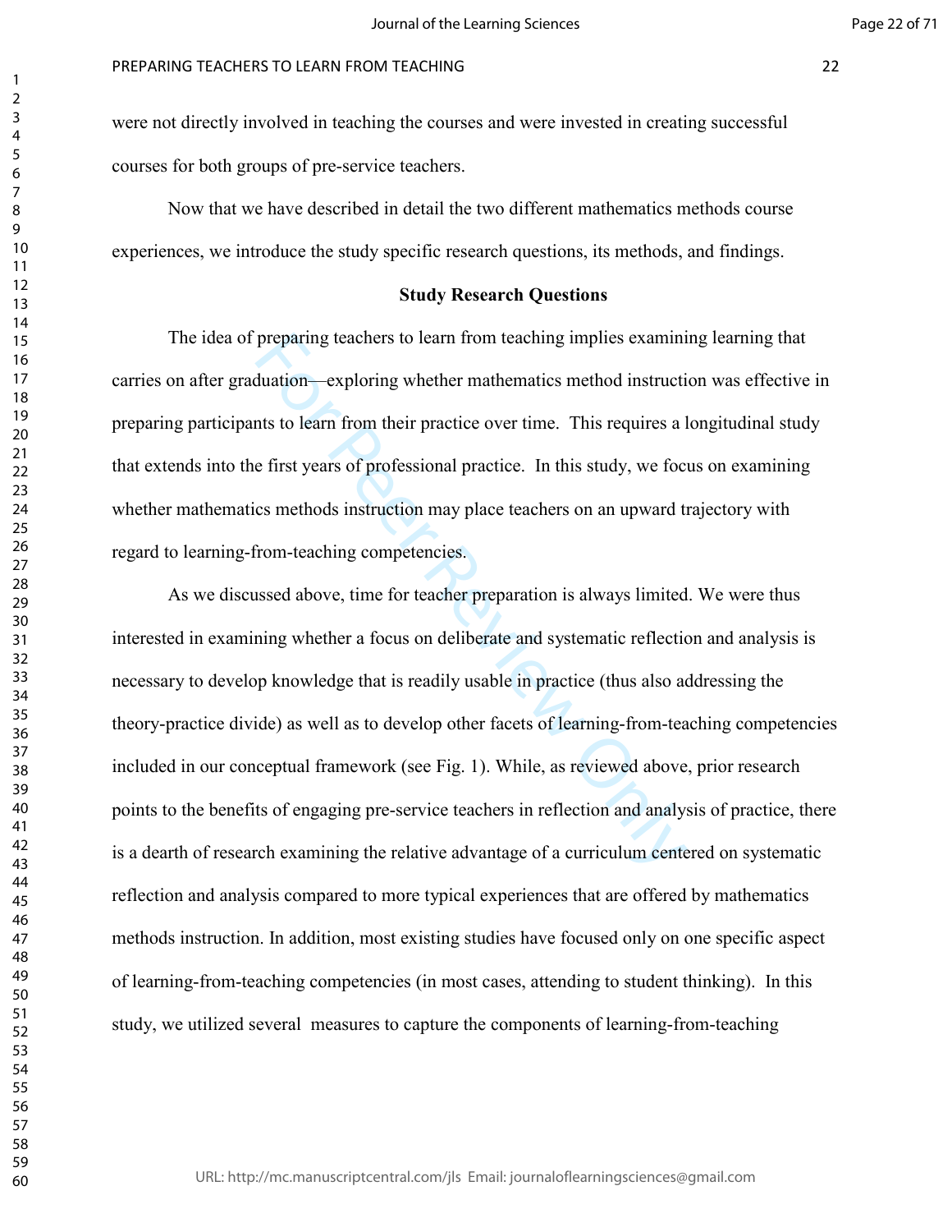were not directly involved in teaching the courses and were invested in creating successful courses for both groups of pre-service teachers.

Now that we have described in detail the two different mathematics methods course experiences, we introduce the study specific research questions, its methods, and findings.

## Study Research Questions

The idea of preparing teachers to learn from teaching implies examining learning that carries on after graduation—exploring whether mathematics method instruction was effective in preparing participants to learn from their practice over time. This requires a longitudinal study that extends into the first years of professional practice. In this study, we focus on examining whether mathematics methods instruction may place teachers on an upward trajectory with regard to learning-from-teaching competencies.

As we discussed above, time for teacher preparation is always limited. We were thus interested in examining whether a focus on deliberate and systematic reflection and analysis is necessary to develop knowledge that is readily usable in practice (thus also addressing the theory-practice divide) as well as to develop other facets of learning-from-teaching competencies included in our conceptual framework (see Fig. 1). While, as reviewed above, prior research points to the benefits of engaging pre-service teachers in reflection and analysis of practice, there is a dearth of research examining the relative advantage of a curriculum centered on systematic reflection and analysis compared to more typical experiences that are offered by mathematics methods instruction. In addition, most existing studies have focused only on one specific aspect of learning-from-teaching competencies (in most cases, attending to student thinking). In this study, we utilized several measures to capture the components of learning-from-teaching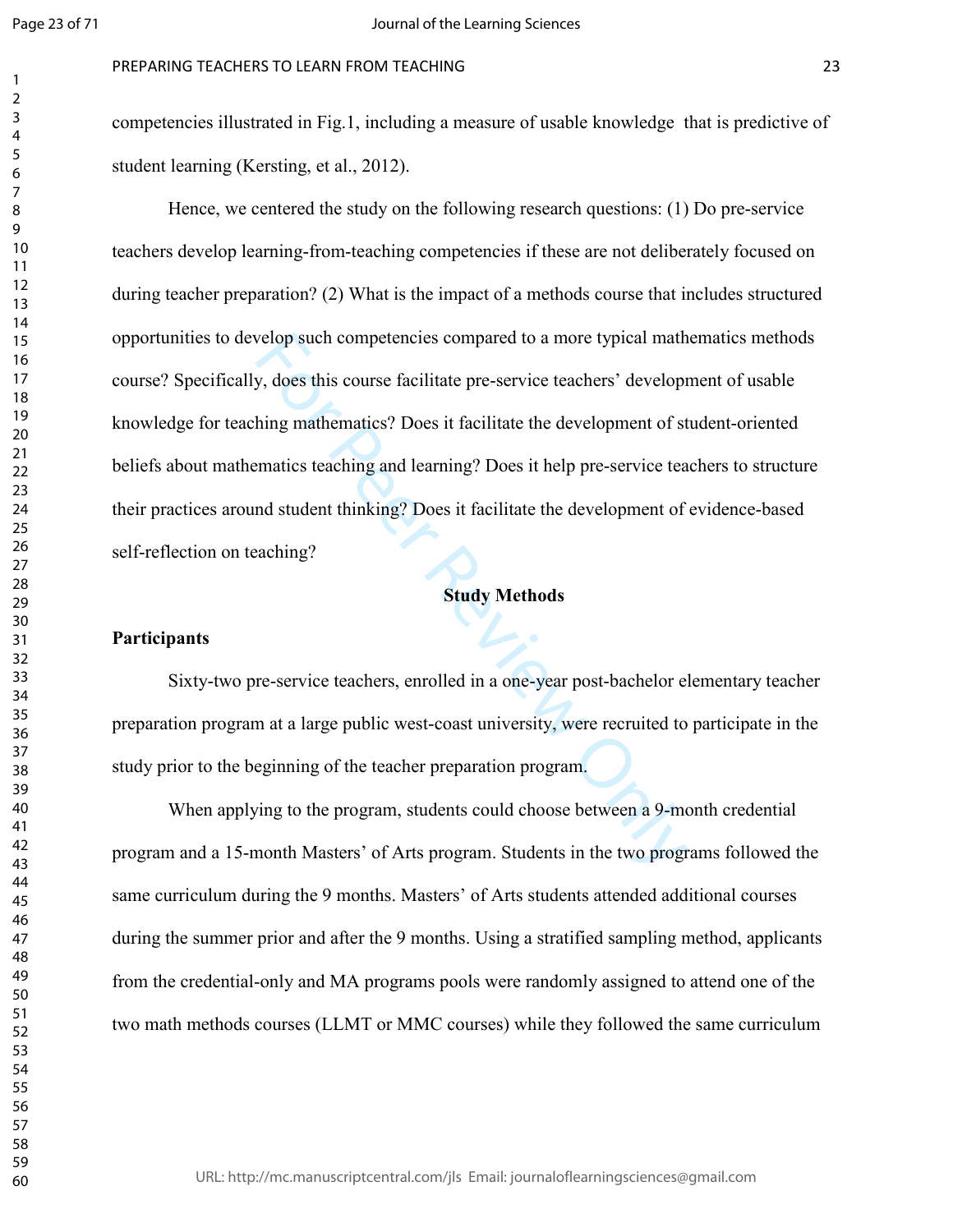competencies illustrated in Fig.1, including a measure of usable knowledge  that is predictive of student learning (Kersting, et al., 2012).

Hence, we centered the study on the following research questions: (1) Do pre-service teachers develop learning-from-teaching competencies if these are not deliberately focused on during teacher preparation? (2) What is the impact of a methods course that includes structured opportunities to develop such competencies compared to a more typical mathematics methods course? Specifically, does this course facilitate pre-service teachers' development of usable knowledge for teaching mathematics? Does it facilitate the development of student-oriented beliefs about mathematics teaching and learning? Does it help pre-service teachers to structure their practices around student thinking? Does it facilitate the development of evidence-based self-reflection on teaching?

## Study Methods

### Participants

Sixty-two pre-service teachers, enrolled in a one-year post-bachelor elementary teacher preparation program at a large public west-coast university, were recruited to participate in the study prior to the beginning of the teacher preparation program.

When applying to the program, students could choose between a 9-month credential program and a 15-month Masters' of Arts program. Students in the two programs followed the same curriculum during the 9 months. Masters' of Arts students attended additional courses during the summer prior and after the 9 months. Using a stratified sampling method, applicants from the credential-only and MA programs pools were randomly assigned to attend one of the two math methods courses (LLMT or MMC courses) while they followed the same curriculum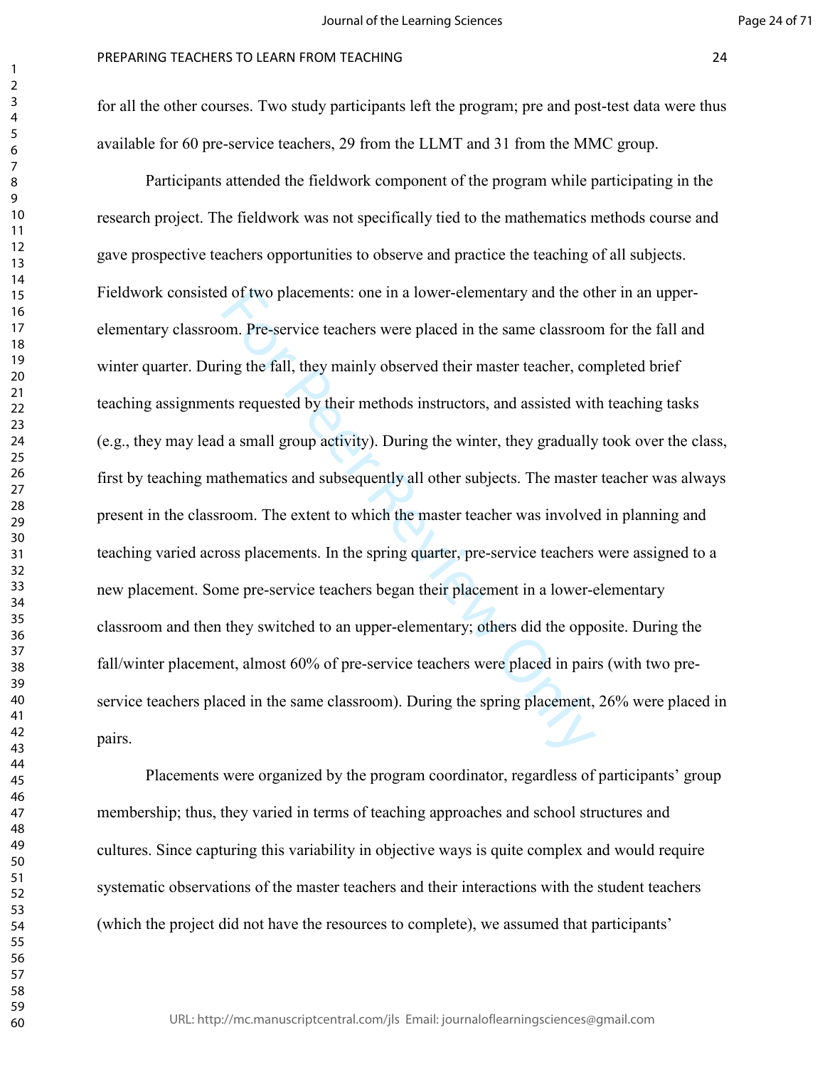for all the other courses. Two study participants left the program; pre and post-test data were thus available for 60 pre-service teachers, 29 from the LLMT and 31 from the MMC group.

Participants attended the fieldwork component of the program while participating in the research project. The fieldwork was not specifically tied to the mathematics methods course and gave prospective teachers opportunities to observe and practice the teaching of all subjects. Fieldwork consisted of two placements: one in a lower-elementary and the other in an upper-elementary classroom. Pre-service teachers were placed in the same classroom for the fall and winter quarter. During the fall, they mainly observed their master teacher, completed brief teaching assignments requested by their methods instructors, and assisted with teaching tasks (e.g., they may lead a small group activity). During the winter, they gradually took over the class, first by teaching mathematics and subsequently all other subjects. The master teacher was always present in the classroom. The extent to which the master teacher was involved in planning and teaching varied across placements. In the spring quarter, pre-service teachers were assigned to a new placement. Some pre-service teachers began their placement in a lower-elementary classroom and then they switched to an upper-elementary; others did the opposite. During the fall/winter placement, almost 60% of pre-service teachers were placed in pairs (with two pre-service teachers placed in the same classroom). During the spring placement, 26% were placed in pairs.

Placements were organized by the program coordinator, regardless of participants' group membership; thus, they varied in terms of teaching approaches and school structures and cultures. Since capturing this variability in objective ways is quite complex and would require systematic observations of the master teachers and their interactions with the student teachers (which the project did not have the resources to complete), we assumed that participants'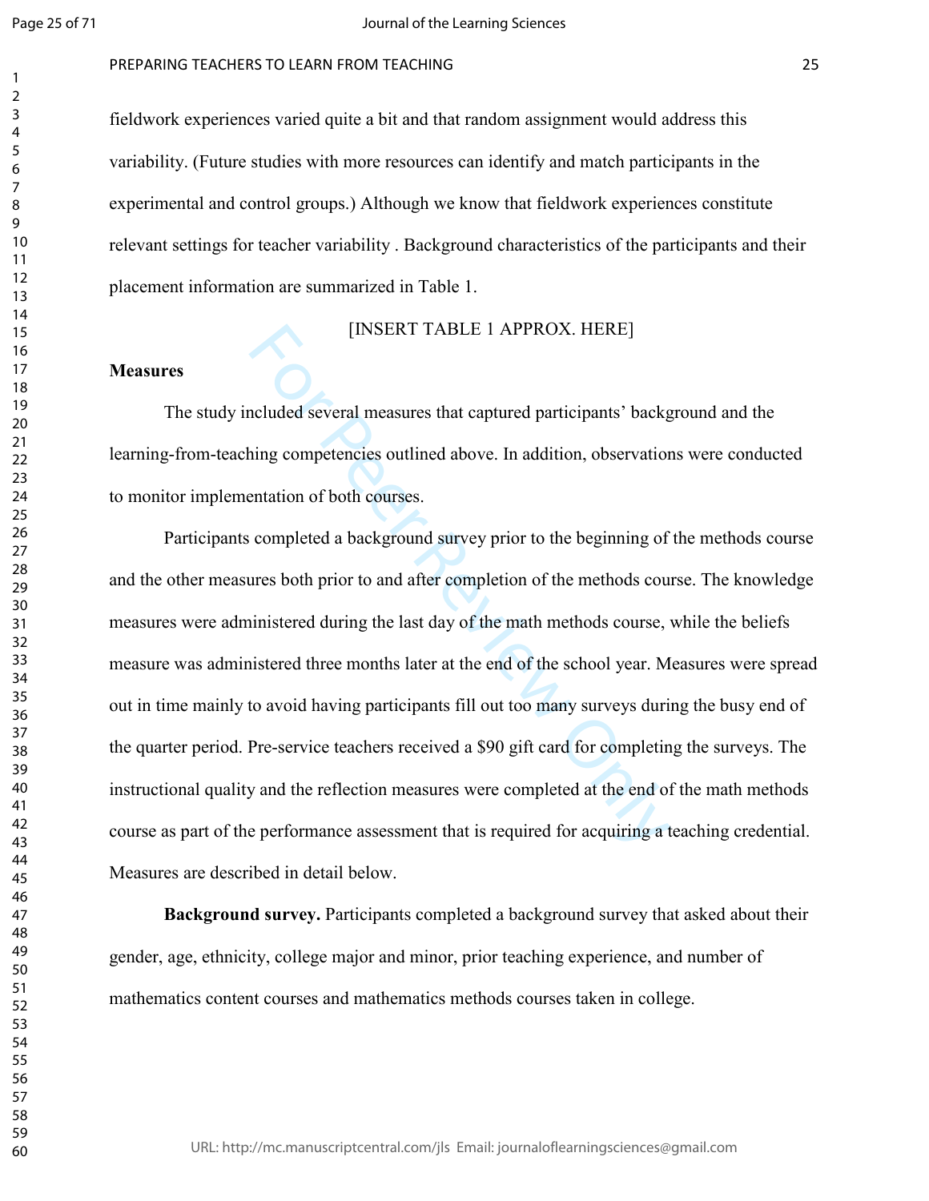fieldwork experiences varied quite a bit and that random assignment would address this variability. (Future studies with more resources can identify and match participants in the experimental and control groups.) Although we know that fieldwork experiences constitute relevant settings for teacher variability . Background characteristics of the participants and their placement information are summarized in Table 1.

[INSERT TABLE 1 APPROX. HERE]

**Measures**

The study included several measures that captured participants' background and the learning-from-teaching competencies outlined above. In addition, observations were conducted to monitor implementation of both courses.

Participants completed a background survey prior to the beginning of the methods course and the other measures both prior to and after completion of the methods course. The knowledge measures were administered during the last day of the math methods course, while the beliefs measure was administered three months later at the end of the school year. Measures were spread out in time mainly to avoid having participants fill out too many surveys during the busy end of the quarter period. Pre-service teachers received a $90 gift card for completing the surveys. The instructional quality and the reflection measures were completed at the end of the math methods course as part of the performance assessment that is required for acquiring a teaching credential. Measures are described in detail below.

**Background survey.** Participants completed a background survey that asked about their gender, age, ethnicity, college major and minor, prior teaching experience, and number of mathematics content courses and mathematics methods courses taken in college.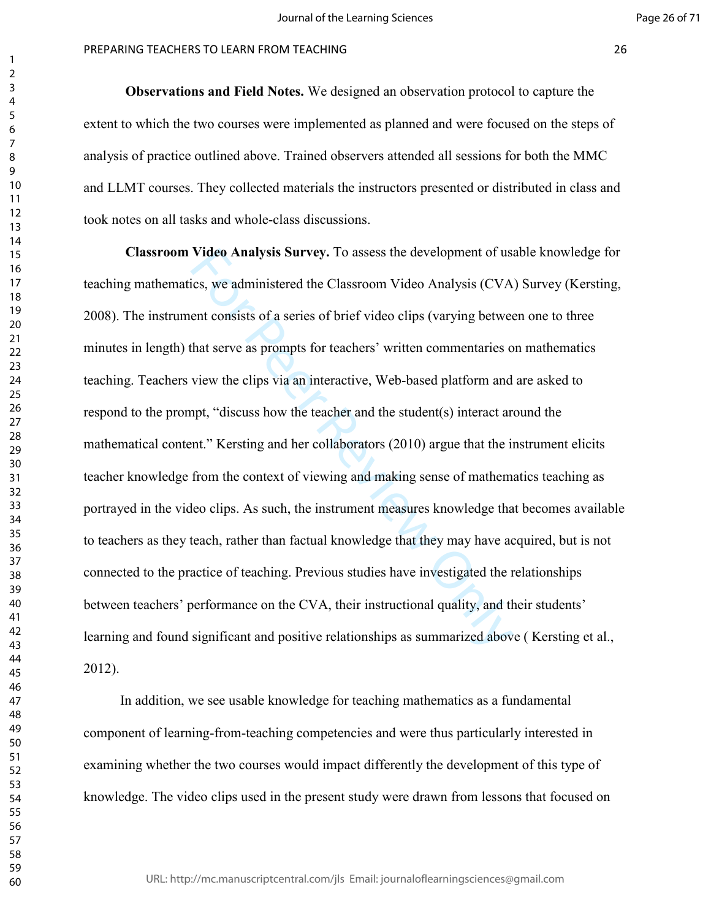**Observations and Field Notes.** We designed an observation protocol to capture the extent to which the two courses were implemented as planned and were focused on the steps of analysis of practice outlined above. Trained observers attended all sessions for both the MMC and LLMT courses. They collected materials the instructors presented or distributed in class and took notes on all tasks and whole-class discussions.

**Classroom Video Analysis Survey.** To assess the development of usable knowledge for teaching mathematics, we administered the Classroom Video Analysis (CVA) Survey (Kersting, 2008). The instrument consists of a series of brief video clips (varying between one to three minutes in length) that serve as prompts for teachers' written commentaries on mathematics teaching. Teachers view the clips via an interactive, Web-based platform and are asked to respond to the prompt, "discuss how the teacher and the student(s) interact around the mathematical content." Kersting and her collaborators (2010) argue that the instrument elicits teacher knowledge from the context of viewing and making sense of mathematics teaching as portrayed in the video clips. As such, the instrument measures knowledge that becomes available to teachers as they teach, rather than factual knowledge that they may have acquired, but is not connected to the practice of teaching. Previous studies have investigated the relationships between teachers' performance on the CVA, their instructional quality, and their students' learning and found significant and positive relationships as summarized above ( Kersting et al., 2012).

In addition, we see usable knowledge for teaching mathematics as a fundamental component of learning-from-teaching competencies and were thus particularly interested in examining whether the two courses would impact differently the development of this type of knowledge. The video clips used in the present study were drawn from lessons that focused on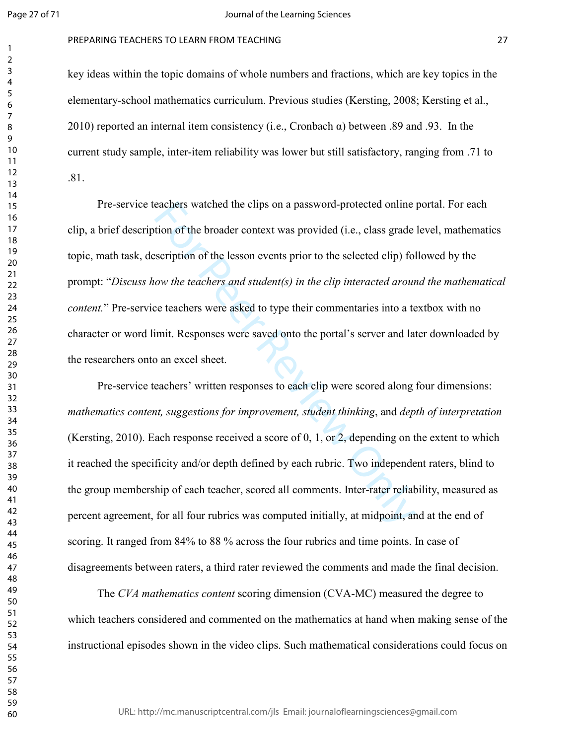key ideas within the topic domains of whole numbers and fractions, which are key topics in the elementary-school mathematics curriculum. Previous studies (Kersting, 2008; Kersting et al., 2010) reported an internal item consistency (i.e., Cronbach α) between .89 and .93. In the current study sample, inter-item reliability was lower but still satisfactory, ranging from .71 to .81.

Pre-service teachers watched the clips on a password-protected online portal. For each clip, a brief description of the broader context was provided (i.e., class grade level, mathematics topic, math task, description of the lesson events prior to the selected clip) followed by the prompt: "*Discuss how the teachers and student(s) in the clip interacted around the mathematical content.*" Pre-service teachers were asked to type their commentaries into a textbox with no character or word limit. Responses were saved onto the portal's server and later downloaded by the researchers onto an excel sheet.

Pre-service teachers' written responses to each clip were scored along four dimensions: *mathematics content, suggestions for improvement, student thinking*, and *depth of interpretation* (Kersting, 2010). Each response received a score of 0, 1, or 2, depending on the extent to which it reached the specificity and/or depth defined by each rubric. Two independent raters, blind to the group membership of each teacher, scored all comments. Inter-rater reliability, measured as percent agreement, for all four rubrics was computed initially, at midpoint, and at the end of scoring. It ranged from 84% to 88 % across the four rubrics and time points. In case of disagreements between raters, a third rater reviewed the comments and made the final decision.

The *CVA mathematics content* scoring dimension (CVA-MC) measured the degree to which teachers considered and commented on the mathematics at hand when making sense of the instructional episodes shown in the video clips. Such mathematical considerations could focus on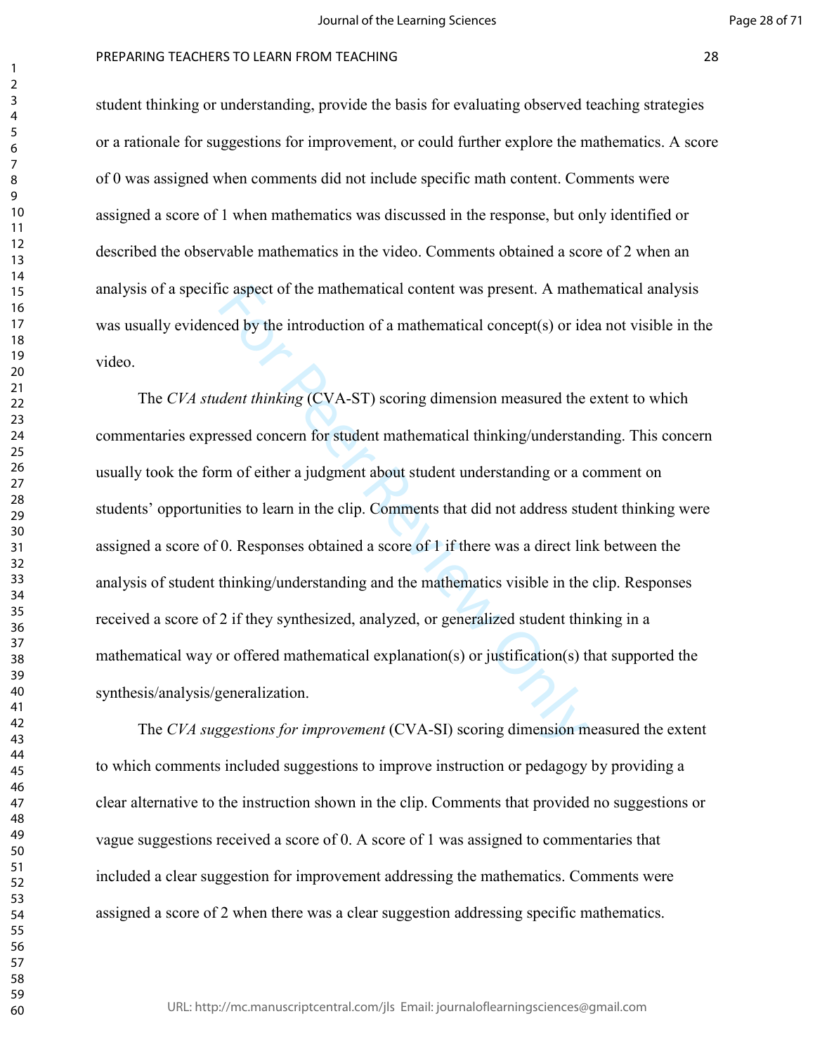student thinking or understanding, provide the basis for evaluating observed teaching strategies or a rationale for suggestions for improvement, or could further explore the mathematics. A score of 0 was assigned when comments did not include specific math content. Comments were assigned a score of 1 when mathematics was discussed in the response, but only identified or described the observable mathematics in the video. Comments obtained a score of 2 when an analysis of a specific aspect of the mathematical content was present. A mathematical analysis was usually evidenced by the introduction of a mathematical concept(s) or idea not visible in the video.

The *CVA student thinking* (CVA-ST) scoring dimension measured the extent to which commentaries expressed concern for student mathematical thinking/understanding. This concern usually took the form of either a judgment about student understanding or a comment on students' opportunities to learn in the clip. Comments that did not address student thinking were assigned a score of 0. Responses obtained a score of 1 if there was a direct link between the analysis of student thinking/understanding and the mathematics visible in the clip. Responses received a score of 2 if they synthesized, analyzed, or generalized student thinking in a mathematical way or offered mathematical explanation(s) or justification(s) that supported the synthesis/analysis/generalization.

The *CVA suggestions for improvement* (CVA-SI) scoring dimension measured the extent to which comments included suggestions to improve instruction or pedagogy by providing a clear alternative to the instruction shown in the clip. Comments that provided no suggestions or vague suggestions received a score of 0. A score of 1 was assigned to commentaries that included a clear suggestion for improvement addressing the mathematics. Comments were assigned a score of 2 when there was a clear suggestion addressing specific mathematics.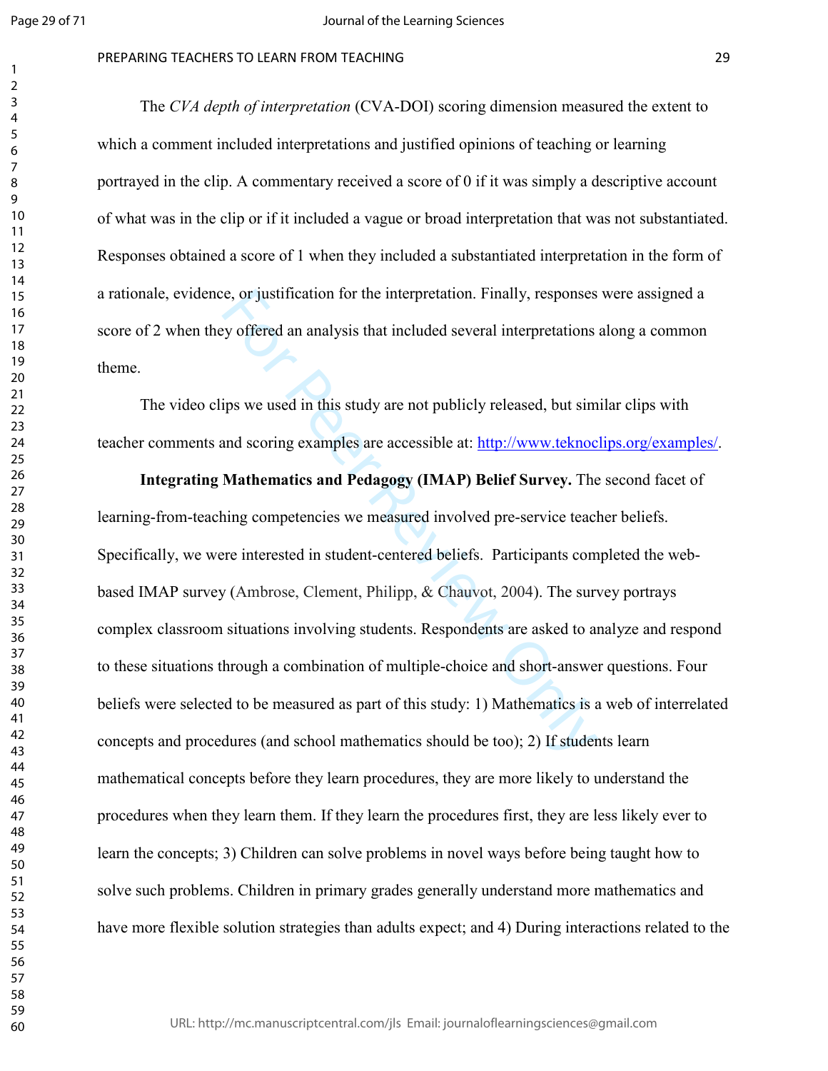The *CVA depth of interpretation* (CVA-DOI) scoring dimension measured the extent to which a comment included interpretations and justified opinions of teaching or learning portrayed in the clip. A commentary received a score of 0 if it was simply a descriptive account of what was in the clip or if it included a vague or broad interpretation that was not substantiated. Responses obtained a score of 1 when they included a substantiated interpretation in the form of a rationale, evidence, or justification for the interpretation. Finally, responses were assigned a score of 2 when they offered an analysis that included several interpretations along a common theme.

The video clips we used in this study are not publicly released, but similar clips with teacher comments and scoring examples are accessible at: http://www.teknoclips.org/examples/.

**Integrating Mathematics and Pedagogy (IMAP) Belief Survey.** The second facet of learning-from-teaching competencies we measured involved pre-service teacher beliefs. Specifically, we were interested in student-centered beliefs. Participants completed the web-based IMAP survey (Ambrose, Clement, Philipp, & Chauvot, 2004). The survey portrays complex classroom situations involving students. Respondents are asked to analyze and respond to these situations through a combination of multiple-choice and short-answer questions. Four beliefs were selected to be measured as part of this study: 1) Mathematics is a web of interrelated concepts and procedures (and school mathematics should be too); 2) If students learn mathematical concepts before they learn procedures, they are more likely to understand the procedures when they learn them. If they learn the procedures first, they are less likely ever to learn the concepts; 3) Children can solve problems in novel ways before being taught how to solve such problems. Children in primary grades generally understand more mathematics and have more flexible solution strategies than adults expect; and 4) During interactions related to the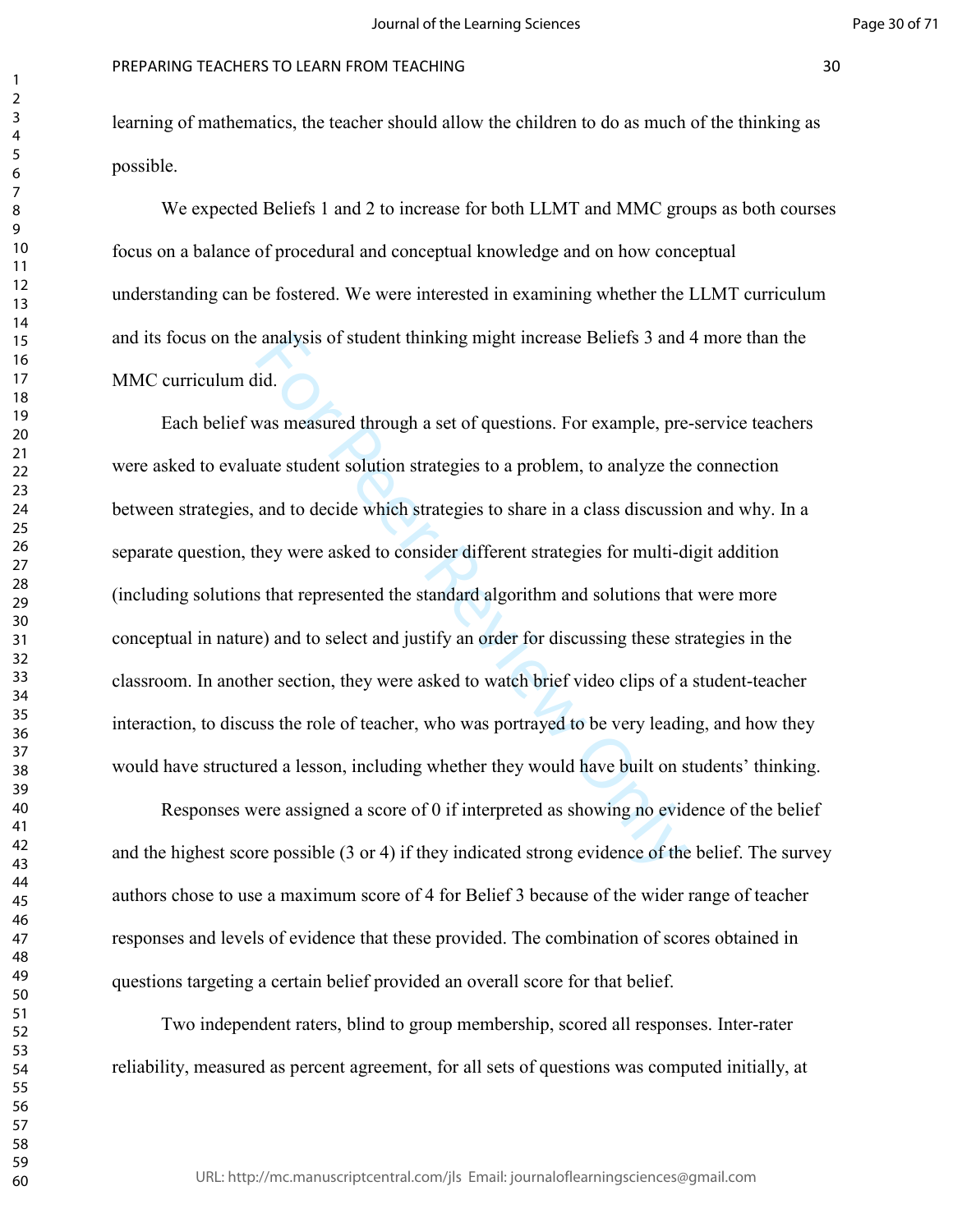learning of mathematics, the teacher should allow the children to do as much of the thinking as possible.

We expected Beliefs 1 and 2 to increase for both LLMT and MMC groups as both courses focus on a balance of procedural and conceptual knowledge and on how conceptual understanding can be fostered. We were interested in examining whether the LLMT curriculum and its focus on the analysis of student thinking might increase Beliefs 3 and 4 more than the MMC curriculum did.

Each belief was measured through a set of questions. For example, pre-service teachers were asked to evaluate student solution strategies to a problem, to analyze the connection between strategies, and to decide which strategies to share in a class discussion and why. In a separate question, they were asked to consider different strategies for multi-digit addition (including solutions that represented the standard algorithm and solutions that were more conceptual in nature) and to select and justify an order for discussing these strategies in the classroom. In another section, they were asked to watch brief video clips of a student-teacher interaction, to discuss the role of teacher, who was portrayed to be very leading, and how they would have structured a lesson, including whether they would have built on students' thinking.

Responses were assigned a score of 0 if interpreted as showing no evidence of the belief and the highest score possible (3 or 4) if they indicated strong evidence of the belief. The survey authors chose to use a maximum score of 4 for Belief 3 because of the wider range of teacher responses and levels of evidence that these provided. The combination of scores obtained in questions targeting a certain belief provided an overall score for that belief.

Two independent raters, blind to group membership, scored all responses. Inter-rater reliability, measured as percent agreement, for all sets of questions was computed initially, at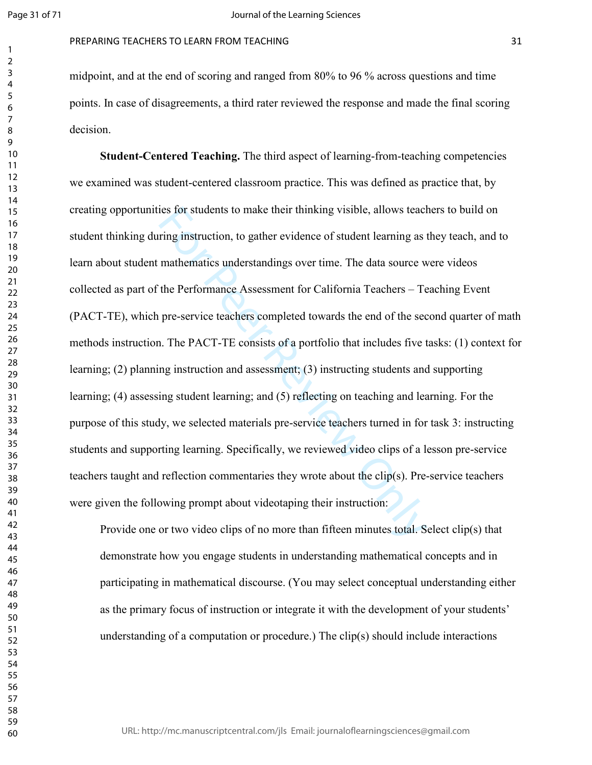midpoint, and at the end of scoring and ranged from 80% to 96 % across questions and time points. In case of disagreements, a third rater reviewed the response and made the final scoring decision.

**Student-Centered Teaching.** The third aspect of learning-from-teaching competencies we examined was student-centered classroom practice. This was defined as practice that, by creating opportunities for students to make their thinking visible, allows teachers to build on student thinking during instruction, to gather evidence of student learning as they teach, and to learn about student mathematics understandings over time. The data source were videos collected as part of the Performance Assessment for California Teachers – Teaching Event (PACT-TE), which pre-service teachers completed towards the end of the second quarter of math methods instruction. The PACT-TE consists of a portfolio that includes five tasks: (1) context for learning; (2) planning instruction and assessment; (3) instructing students and supporting learning; (4) assessing student learning; and (5) reflecting on teaching and learning. For the purpose of this study, we selected materials pre-service teachers turned in for task 3: instructing students and supporting learning. Specifically, we reviewed video clips of a lesson pre-service teachers taught and reflection commentaries they wrote about the clip(s). Pre-service teachers were given the following prompt about videotaping their instruction:

> Provide one or two video clips of no more than fifteen minutes total. Select clip(s) that demonstrate how you engage students in understanding mathematical concepts and in participating in mathematical discourse. (You may select conceptual understanding either as the primary focus of instruction or integrate it with the development of your students' understanding of a computation or procedure.) The clip(s) should include interactions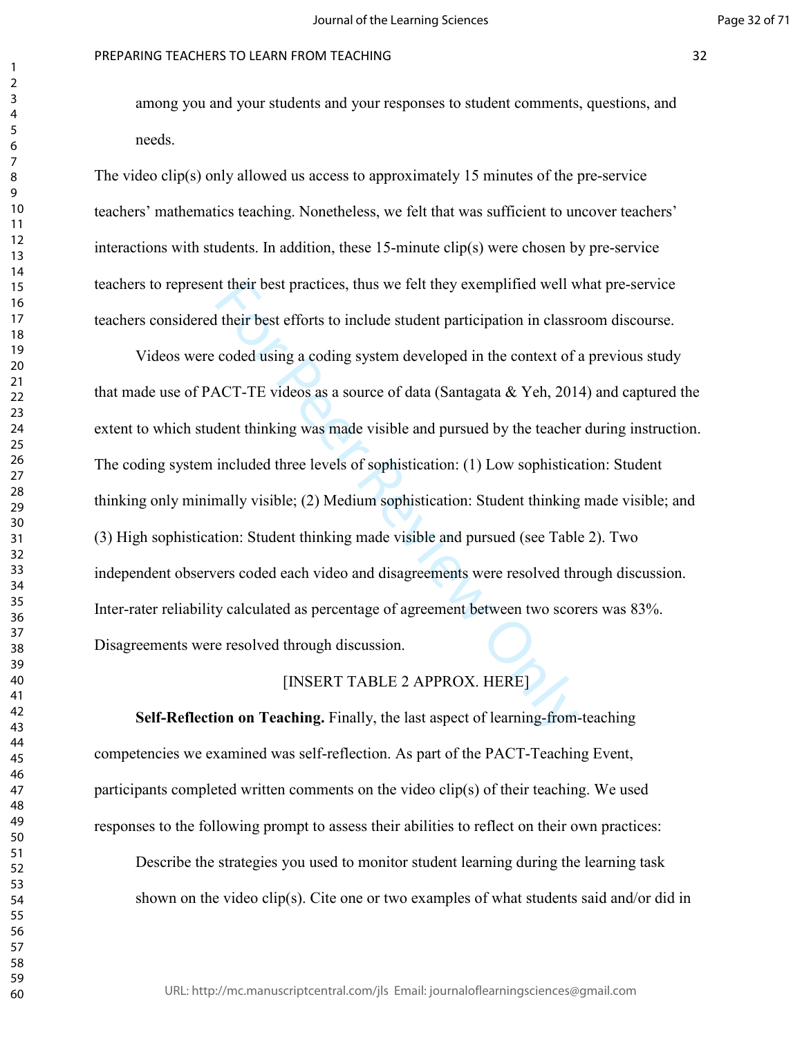among you and your students and your responses to student comments, questions, and needs.

The video clip(s) only allowed us access to approximately 15 minutes of the pre-service teachers' mathematics teaching. Nonetheless, we felt that was sufficient to uncover teachers' interactions with students. In addition, these 15-minute clip(s) were chosen by pre-service teachers to represent their best practices, thus we felt they exemplified well what pre-service teachers considered their best efforts to include student participation in classroom discourse.

Videos were coded using a coding system developed in the context of a previous study that made use of PACT-TE videos as a source of data (Santagata & Yeh, 2014) and captured the extent to which student thinking was made visible and pursued by the teacher during instruction. The coding system included three levels of sophistication: (1) Low sophistication: Student thinking only minimally visible; (2) Medium sophistication: Student thinking made visible; and (3) High sophistication: Student thinking made visible and pursued (see Table 2). Two independent observers coded each video and disagreements were resolved through discussion. Inter-rater reliability calculated as percentage of agreement between two scorers was 83%. Disagreements were resolved through discussion.

[INSERT TABLE 2 APPROX. HERE]

**Self-Reflection on Teaching.** Finally, the last aspect of learning-from-teaching competencies we examined was self-reflection. As part of the PACT-Teaching Event, participants completed written comments on the video clip(s) of their teaching. We used responses to the following prompt to assess their abilities to reflect on their own practices:

> Describe the strategies you used to monitor student learning during the learning task shown on the video clip(s). Cite one or two examples of what students said and/or did in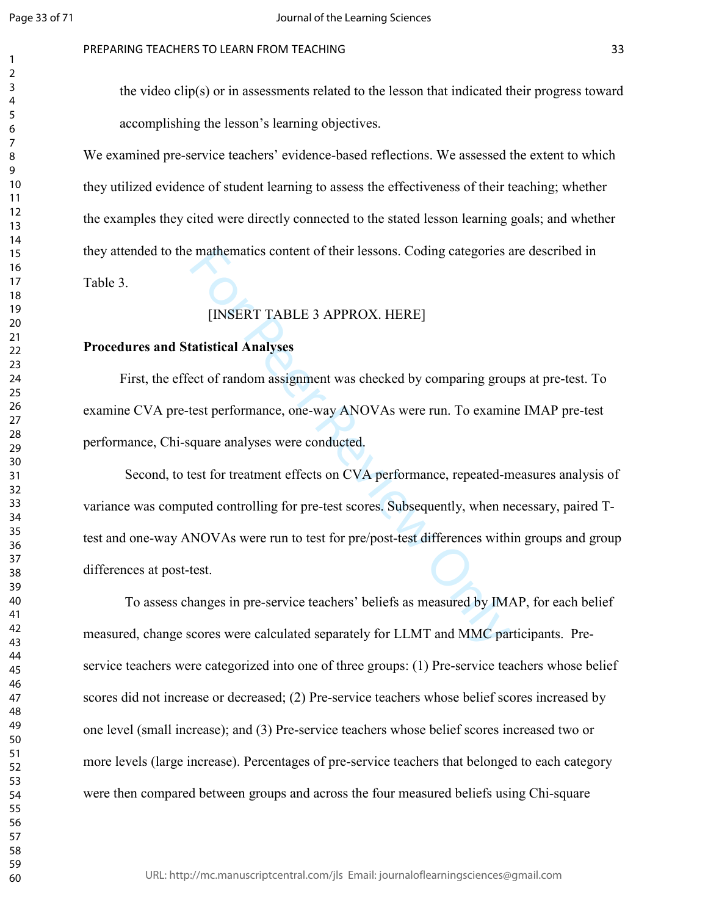the video clip(s) or in assessments related to the lesson that indicated their progress toward accomplishing the lesson's learning objectives.

We examined pre-service teachers' evidence-based reflections. We assessed the extent to which they utilized evidence of student learning to assess the effectiveness of their teaching; whether the examples they cited were directly connected to the stated lesson learning goals; and whether they attended to the mathematics content of their lessons. Coding categories are described in Table 3.

[INSERT TABLE 3 APPROX. HERE]

**Procedures and Statistical Analyses**

First, the effect of random assignment was checked by comparing groups at pre-test. To examine CVA pre-test performance, one-way ANOVAs were run. To examine IMAP pre-test performance, Chi-square analyses were conducted.

Second, to test for treatment effects on CVA performance, repeated-measures analysis of variance was computed controlling for pre-test scores. Subsequently, when necessary, paired T-test and one-way ANOVAs were run to test for pre/post-test differences within groups and group differences at post-test.

To assess changes in pre-service teachers' beliefs as measured by IMAP, for each belief measured, change scores were calculated separately for LLMT and MMC participants. Pre-service teachers were categorized into one of three groups: (1) Pre-service teachers whose belief scores did not increase or decreased; (2) Pre-service teachers whose belief scores increased by one level (small increase); and (3) Pre-service teachers whose belief scores increased two or more levels (large increase). Percentages of pre-service teachers that belonged to each category were then compared between groups and across the four measured beliefs using Chi-square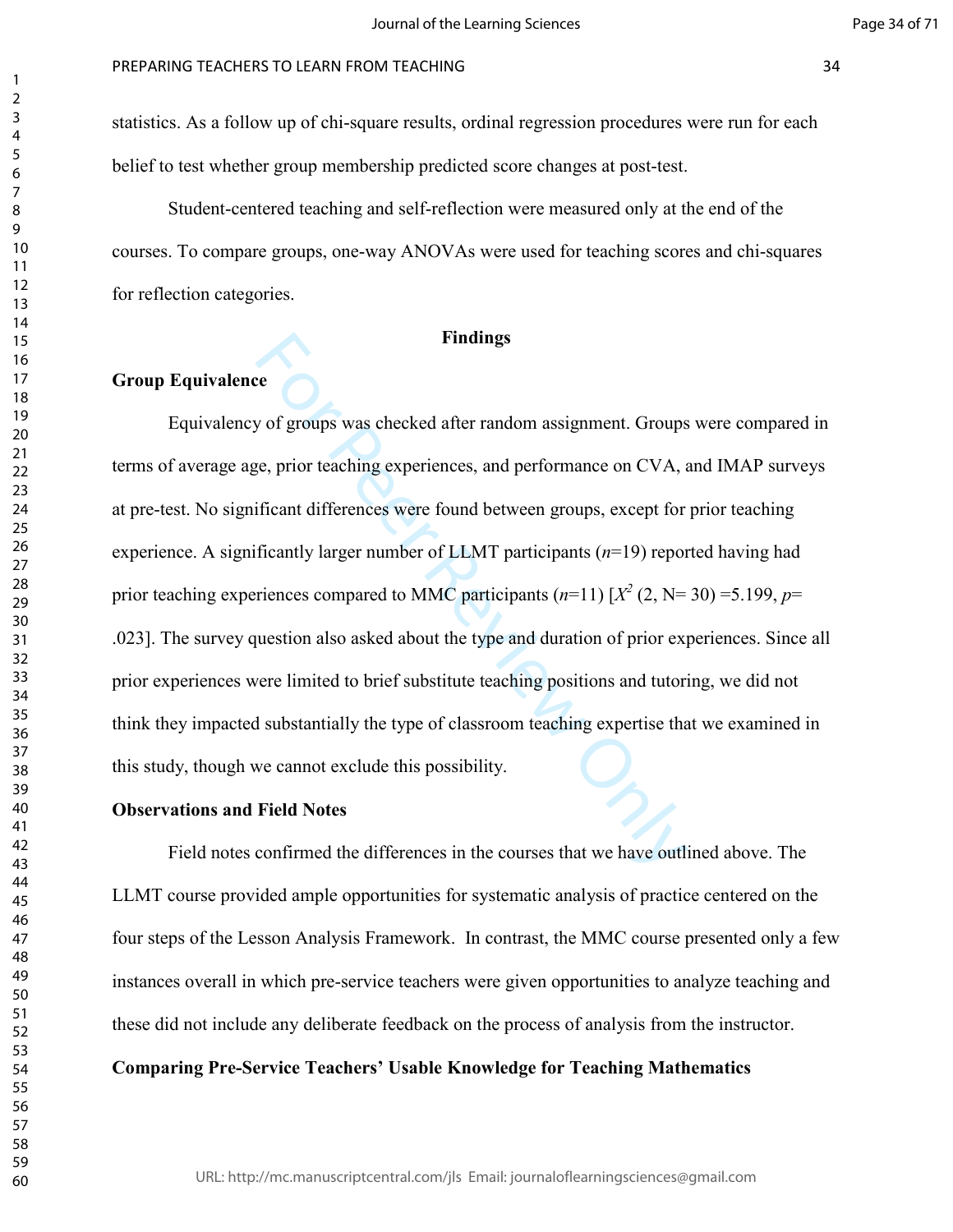statistics. As a follow up of chi-square results, ordinal regression procedures were run for each belief to test whether group membership predicted score changes at post-test.

Student-centered teaching and self-reflection were measured only at the end of the courses. To compare groups, one-way ANOVAs were used for teaching scores and chi-squares for reflection categories.

## Findings

### Group Equivalence

Equivalency of groups was checked after random assignment. Groups were compared in terms of average age, prior teaching experiences, and performance on CVA, and IMAP surveys at pre-test. No significant differences were found between groups, except for prior teaching experience. A significantly larger number of LLMT participants ($n$=19) reported having had prior teaching experiences compared to MMC participants ($n$=11) [$X^2$ (2, N= 30) =5.199, $p$= .023]. The survey question also asked about the type and duration of prior experiences. Since all prior experiences were limited to brief substitute teaching positions and tutoring, we did not think they impacted substantially the type of classroom teaching expertise that we examined in this study, though we cannot exclude this possibility.

### Observations and Field Notes

Field notes confirmed the differences in the courses that we have outlined above. The LLMT course provided ample opportunities for systematic analysis of practice centered on the four steps of the Lesson Analysis Framework. In contrast, the MMC course presented only a few instances overall in which pre-service teachers were given opportunities to analyze teaching and these did not include any deliberate feedback on the process of analysis from the instructor.

### Comparing Pre-Service Teachers' Usable Knowledge for Teaching Mathematics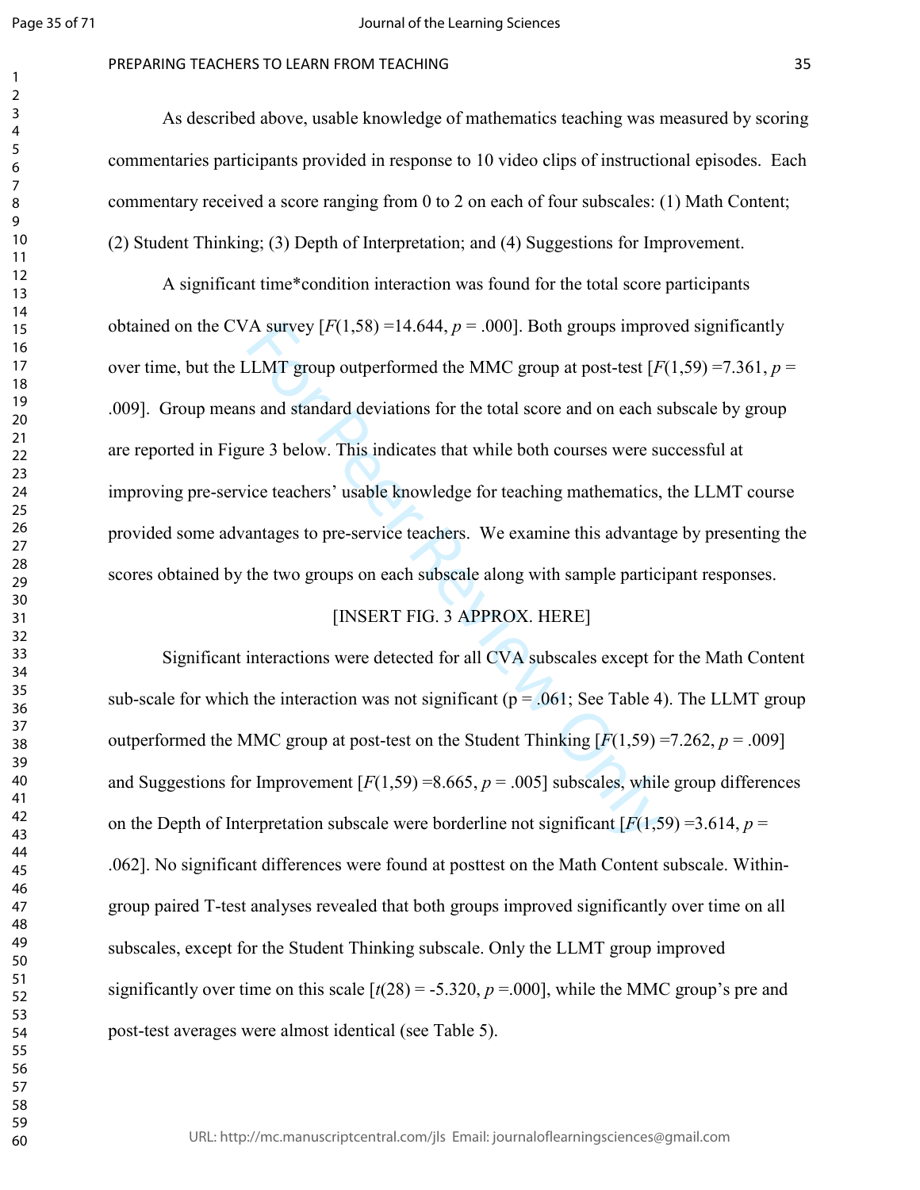As described above, usable knowledge of mathematics teaching was measured by scoring commentaries participants provided in response to 10 video clips of instructional episodes. Each commentary received a score ranging from 0 to 2 on each of four subscales: (1) Math Content; (2) Student Thinking; (3) Depth of Interpretation; and (4) Suggestions for Improvement.

A significant time*condition interaction was found for the total score participants obtained on the CVA survey [$F(1,58) = 14.644$, $p = .000$]. Both groups improved significantly over time, but the LLMT group outperformed the MMC group at post-test [$F(1,59) = 7.361$, $p = .009$]. Group means and standard deviations for the total score and on each subscale by group are reported in Figure 3 below. This indicates that while both courses were successful at improving pre-service teachers' usable knowledge for teaching mathematics, the LLMT course provided some advantages to pre-service teachers. We examine this advantage by presenting the scores obtained by the two groups on each subscale along with sample participant responses.

[INSERT FIG. 3 APPROX. HERE]

Significant interactions were detected for all CVA subscales except for the Math Content sub-scale for which the interaction was not significant ($p = .061$; See Table 4). The LLMT group outperformed the MMC group at post-test on the Student Thinking [$F(1,59) = 7.262$, $p = .009$] and Suggestions for Improvement [$F(1,59) = 8.665$, $p = .005$] subscales, while group differences on the Depth of Interpretation subscale were borderline not significant [$F(1,59) = 3.614$, $p = .062$]. No significant differences were found at posttest on the Math Content subscale. Within-group paired T-test analyses revealed that both groups improved significantly over time on all subscales, except for the Student Thinking subscale. Only the LLMT group improved significantly over time on this scale [$t(28) = -5.320$, $p = .000$], while the MMC group's pre and post-test averages were almost identical (see Table 5).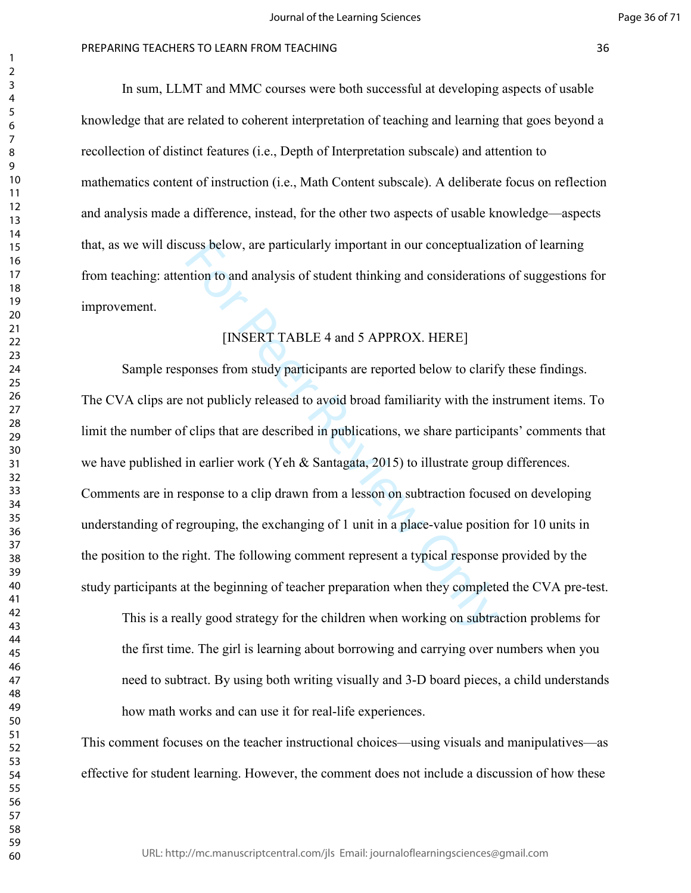In sum, LLMT and MMC courses were both successful at developing aspects of usable knowledge that are related to coherent interpretation of teaching and learning that goes beyond a recollection of distinct features (i.e., Depth of Interpretation subscale) and attention to mathematics content of instruction (i.e., Math Content subscale). A deliberate focus on reflection and analysis made a difference, instead, for the other two aspects of usable knowledge—aspects that, as we will discuss below, are particularly important in our conceptualization of learning from teaching: attention to and analysis of student thinking and considerations of suggestions for improvement.

[INSERT TABLE 4 and 5 APPROX. HERE]

Sample responses from study participants are reported below to clarify these findings. The CVA clips are not publicly released to avoid broad familiarity with the instrument items. To limit the number of clips that are described in publications, we share participants' comments that we have published in earlier work (Yeh & Santagata, 2015) to illustrate group differences. Comments are in response to a clip drawn from a lesson on subtraction focused on developing understanding of regrouping, the exchanging of 1 unit in a place-value position for 10 units in the position to the right. The following comment represent a typical response provided by the study participants at the beginning of teacher preparation when they completed the CVA pre-test.

> This is a really good strategy for the children when working on subtraction problems for the first time. The girl is learning about borrowing and carrying over numbers when you need to subtract. By using both writing visually and 3-D board pieces, a child understands how math works and can use it for real-life experiences.

This comment focuses on the teacher instructional choices—using visuals and manipulatives—as effective for student learning. However, the comment does not include a discussion of how these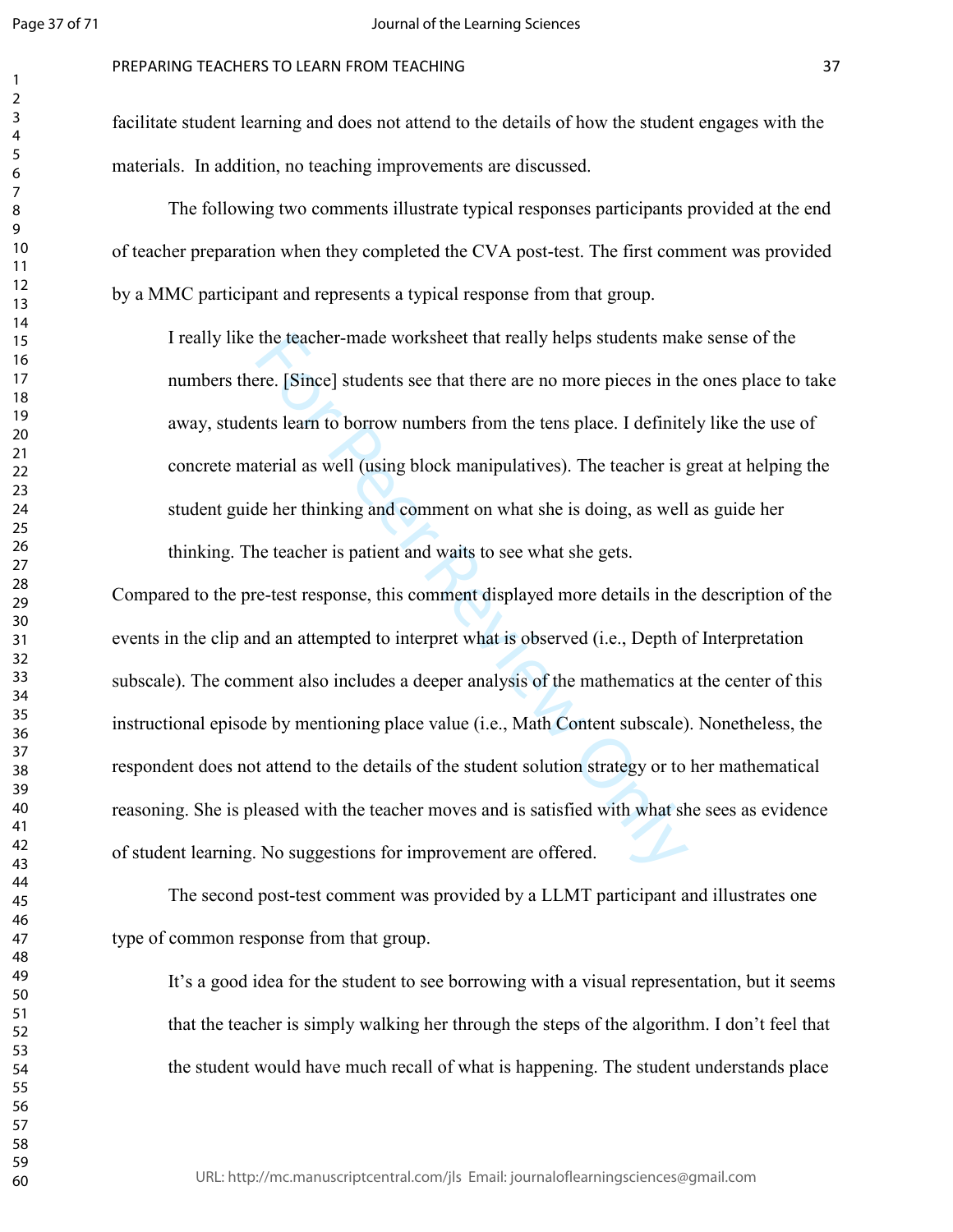facilitate student learning and does not attend to the details of how the student engages with the materials. In addition, no teaching improvements are discussed.

The following two comments illustrate typical responses participants provided at the end of teacher preparation when they completed the CVA post-test. The first comment was provided by a MMC participant and represents a typical response from that group.

> I really like the teacher-made worksheet that really helps students make sense of the numbers there. [Since] students see that there are no more pieces in the ones place to take away, students learn to borrow numbers from the tens place. I definitely like the use of concrete material as well (using block manipulatives). The teacher is great at helping the student guide her thinking and comment on what she is doing, as well as guide her thinking. The teacher is patient and waits to see what she gets.

Compared to the pre-test response, this comment displayed more details in the description of the events in the clip and an attempted to interpret what is observed (i.e., Depth of Interpretation subscale). The comment also includes a deeper analysis of the mathematics at the center of this instructional episode by mentioning place value (i.e., Math Content subscale). Nonetheless, the respondent does not attend to the details of the student solution strategy or to her mathematical reasoning. She is pleased with the teacher moves and is satisfied with what she sees as evidence of student learning. No suggestions for improvement are offered.

The second post-test comment was provided by a LLMT participant and illustrates one type of common response from that group.

> It's a good idea for the student to see borrowing with a visual representation, but it seems that the teacher is simply walking her through the steps of the algorithm. I don't feel that the student would have much recall of what is happening. The student understands place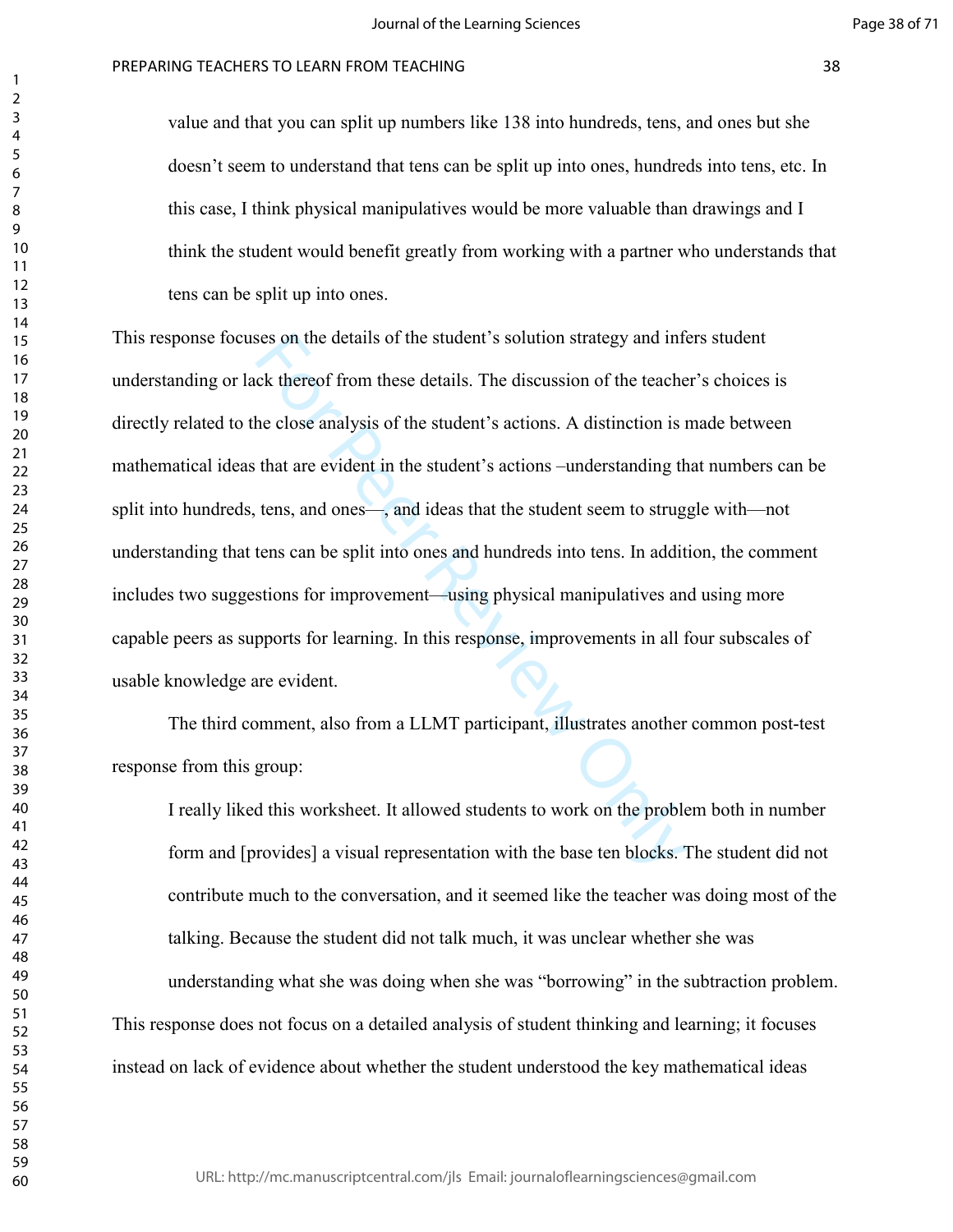> value and that you can split up numbers like 138 into hundreds, tens, and ones but she doesn't seem to understand that tens can be split up into ones, hundreds into tens, etc. In this case, I think physical manipulatives would be more valuable than drawings and I think the student would benefit greatly from working with a partner who understands that tens can be split up into ones.

This response focuses on the details of the student's solution strategy and infers student understanding or lack thereof from these details. The discussion of the teacher's choices is directly related to the close analysis of the student's actions. A distinction is made between mathematical ideas that are evident in the student's actions –understanding that numbers can be split into hundreds, tens, and ones—, and ideas that the student seem to struggle with—not understanding that tens can be split into ones and hundreds into tens. In addition, the comment includes two suggestions for improvement—using physical manipulatives and using more capable peers as supports for learning. In this response, improvements in all four subscales of usable knowledge are evident.

The third comment, also from a LLMT participant, illustrates another common post-test response from this group:

> I really liked this worksheet. It allowed students to work on the problem both in number form and [provides] a visual representation with the base ten blocks. The student did not contribute much to the conversation, and it seemed like the teacher was doing most of the talking. Because the student did not talk much, it was unclear whether she was understanding what she was doing when she was "borrowing" in the subtraction problem.

This response does not focus on a detailed analysis of student thinking and learning; it focuses instead on lack of evidence about whether the student understood the key mathematical ideas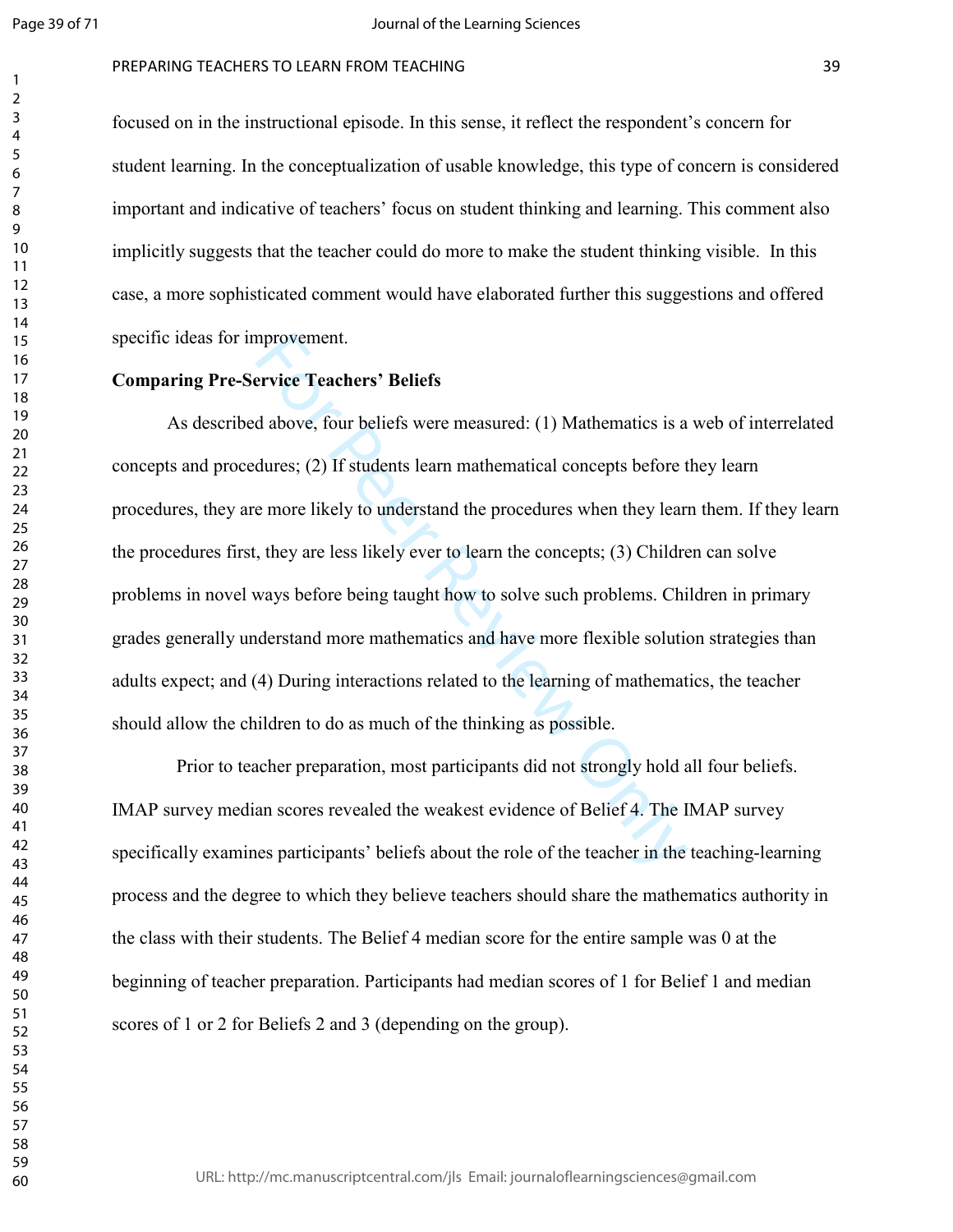focused on in the instructional episode. In this sense, it reflect the respondent's concern for student learning. In the conceptualization of usable knowledge, this type of concern is considered important and indicative of teachers' focus on student thinking and learning. This comment also implicitly suggests that the teacher could do more to make the student thinking visible. In this case, a more sophisticated comment would have elaborated further this suggestions and offered specific ideas for improvement.

**Comparing Pre-Service Teachers' Beliefs**

As described above, four beliefs were measured: (1) Mathematics is a web of interrelated concepts and procedures; (2) If students learn mathematical concepts before they learn procedures, they are more likely to understand the procedures when they learn them. If they learn the procedures first, they are less likely ever to learn the concepts; (3) Children can solve problems in novel ways before being taught how to solve such problems. Children in primary grades generally understand more mathematics and have more flexible solution strategies than adults expect; and (4) During interactions related to the learning of mathematics, the teacher should allow the children to do as much of the thinking as possible.

Prior to teacher preparation, most participants did not strongly hold all four beliefs. IMAP survey median scores revealed the weakest evidence of Belief 4. The IMAP survey specifically examines participants' beliefs about the role of the teacher in the teaching-learning process and the degree to which they believe teachers should share the mathematics authority in the class with their students. The Belief 4 median score for the entire sample was 0 at the beginning of teacher preparation. Participants had median scores of 1 for Belief 1 and median scores of 1 or 2 for Beliefs 2 and 3 (depending on the group).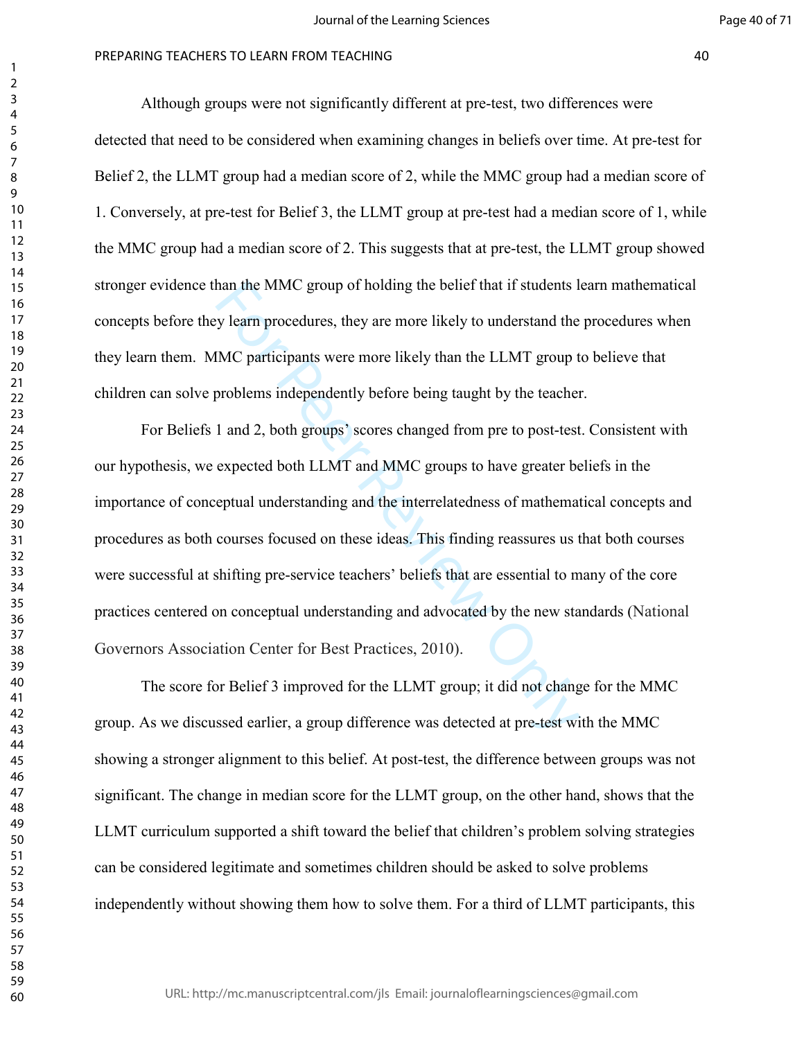Although groups were not significantly different at pre-test, two differences were detected that need to be considered when examining changes in beliefs over time. At pre-test for Belief 2, the LLMT group had a median score of 2, while the MMC group had a median score of 1. Conversely, at pre-test for Belief 3, the LLMT group at pre-test had a median score of 1, while the MMC group had a median score of 2. This suggests that at pre-test, the LLMT group showed stronger evidence than the MMC group of holding the belief that if students learn mathematical concepts before they learn procedures, they are more likely to understand the procedures when they learn them. MMC participants were more likely than the LLMT group to believe that children can solve problems independently before being taught by the teacher.

For Beliefs 1 and 2, both groups' scores changed from pre to post-test. Consistent with our hypothesis, we expected both LLMT and MMC groups to have greater beliefs in the importance of conceptual understanding and the interrelatedness of mathematical concepts and procedures as both courses focused on these ideas. This finding reassures us that both courses were successful at shifting pre-service teachers' beliefs that are essential to many of the core practices centered on conceptual understanding and advocated by the new standards (National Governors Association Center for Best Practices, 2010).

The score for Belief 3 improved for the LLMT group; it did not change for the MMC group. As we discussed earlier, a group difference was detected at pre-test with the MMC showing a stronger alignment to this belief. At post-test, the difference between groups was not significant. The change in median score for the LLMT group, on the other hand, shows that the LLMT curriculum supported a shift toward the belief that children's problem solving strategies can be considered legitimate and sometimes children should be asked to solve problems independently without showing them how to solve them. For a third of LLMT participants, this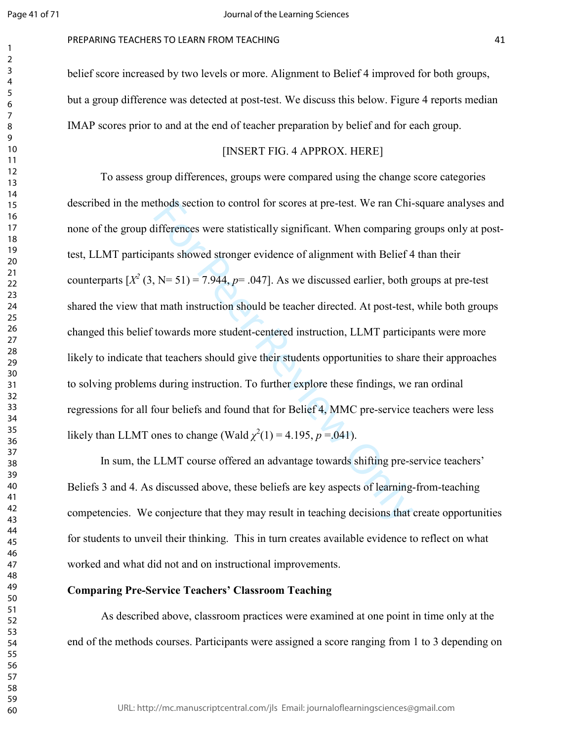belief score increased by two levels or more. Alignment to Belief 4 improved for both groups, but a group difference was detected at post-test. We discuss this below. Figure 4 reports median IMAP scores prior to and at the end of teacher preparation by belief and for each group.

[INSERT FIG. 4 APPROX. HERE]

To assess group differences, groups were compared using the change score categories described in the methods section to control for scores at pre-test. We ran Chi-square analyses and none of the group differences were statistically significant. When comparing groups only at post-test, LLMT participants showed stronger evidence of alignment with Belief 4 than their counterparts [$X^2$ (3, N= 51) = 7.944, $p$= .047]. As we discussed earlier, both groups at pre-test shared the view that math instruction should be teacher directed. At post-test, while both groups changed this belief towards more student-centered instruction, LLMT participants were more likely to indicate that teachers should give their students opportunities to share their approaches to solving problems during instruction. To further explore these findings, we ran ordinal regressions for all four beliefs and found that for Belief 4, MMC pre-service teachers were less likely than LLMT ones to change (Wald $\chi^2(1) = 4.195$, $p$ =.041).

In sum, the LLMT course offered an advantage towards shifting pre-service teachers' Beliefs 3 and 4. As discussed above, these beliefs are key aspects of learning-from-teaching competencies. We conjecture that they may result in teaching decisions that create opportunities for students to unveil their thinking. This in turn creates available evidence to reflect on what worked and what did not and on instructional improvements.

**Comparing Pre-Service Teachers' Classroom Teaching**

As described above, classroom practices were examined at one point in time only at the end of the methods courses. Participants were assigned a score ranging from 1 to 3 depending on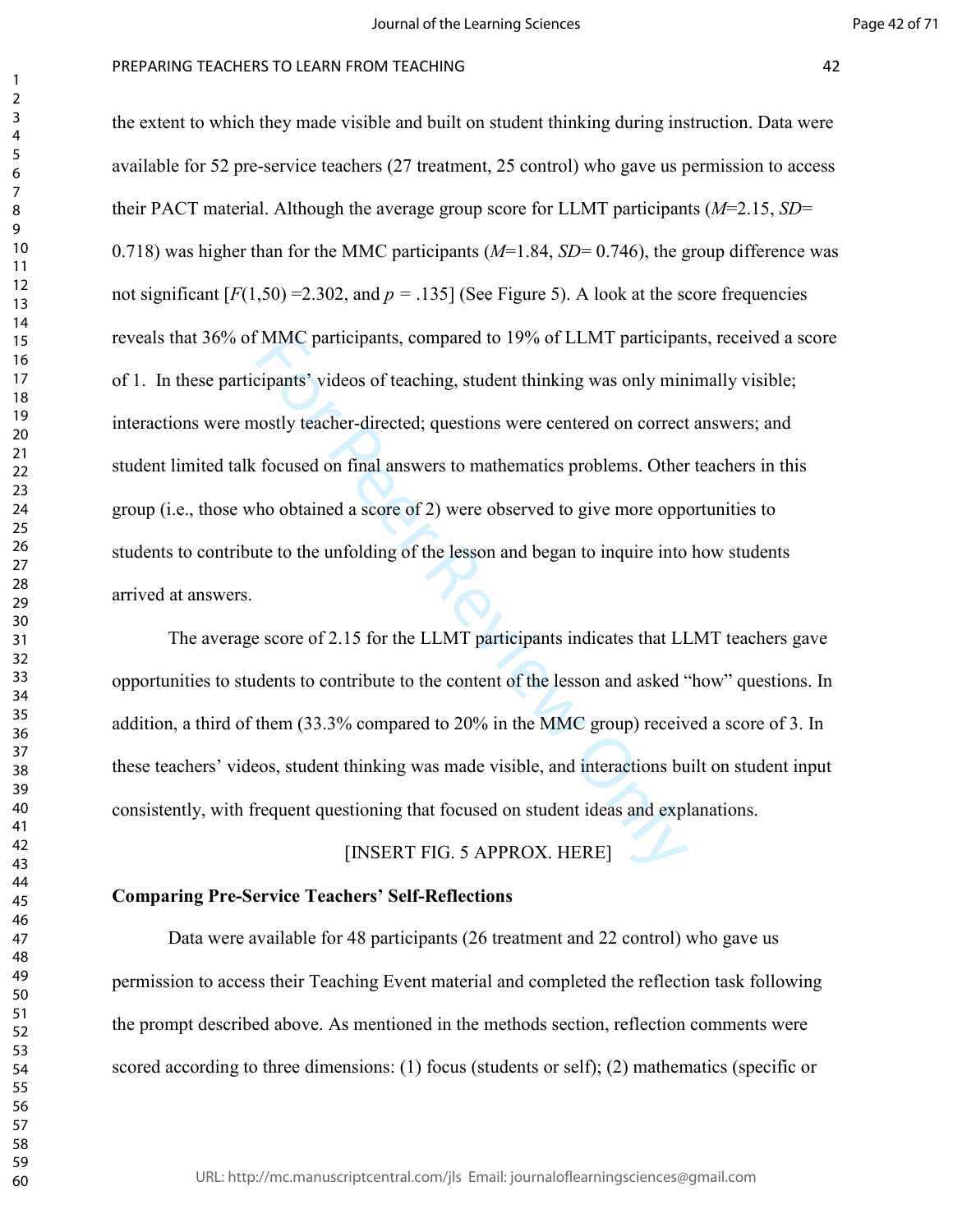the extent to which they made visible and built on student thinking during instruction. Data were available for 52 pre-service teachers (27 treatment, 25 control) who gave us permission to access their PACT material. Although the average group score for LLMT participants ($M$=2.15, $SD$= 0.718) was higher than for the MMC participants ($M$=1.84, $SD$= 0.746), the group difference was not significant [$F(1,50)$ =2.302, and $p$ = .135] (See Figure 5). A look at the score frequencies reveals that 36% of MMC participants, compared to 19% of LLMT participants, received a score of 1. In these participants' videos of teaching, student thinking was only minimally visible; interactions were mostly teacher-directed; questions were centered on correct answers; and student limited talk focused on final answers to mathematics problems. Other teachers in this group (i.e., those who obtained a score of 2) were observed to give more opportunities to students to contribute to the unfolding of the lesson and began to inquire into how students arrived at answers.

The average score of 2.15 for the LLMT participants indicates that LLMT teachers gave opportunities to students to contribute to the content of the lesson and asked "how" questions. In addition, a third of them (33.3% compared to 20% in the MMC group) received a score of 3. In these teachers' videos, student thinking was made visible, and interactions built on student input consistently, with frequent questioning that focused on student ideas and explanations.

[INSERT FIG. 5 APPROX. HERE]

**Comparing Pre-Service Teachers' Self-Reflections**

Data were available for 48 participants (26 treatment and 22 control) who gave us permission to access their Teaching Event material and completed the reflection task following the prompt described above. As mentioned in the methods section, reflection comments were scored according to three dimensions: (1) focus (students or self); (2) mathematics (specific or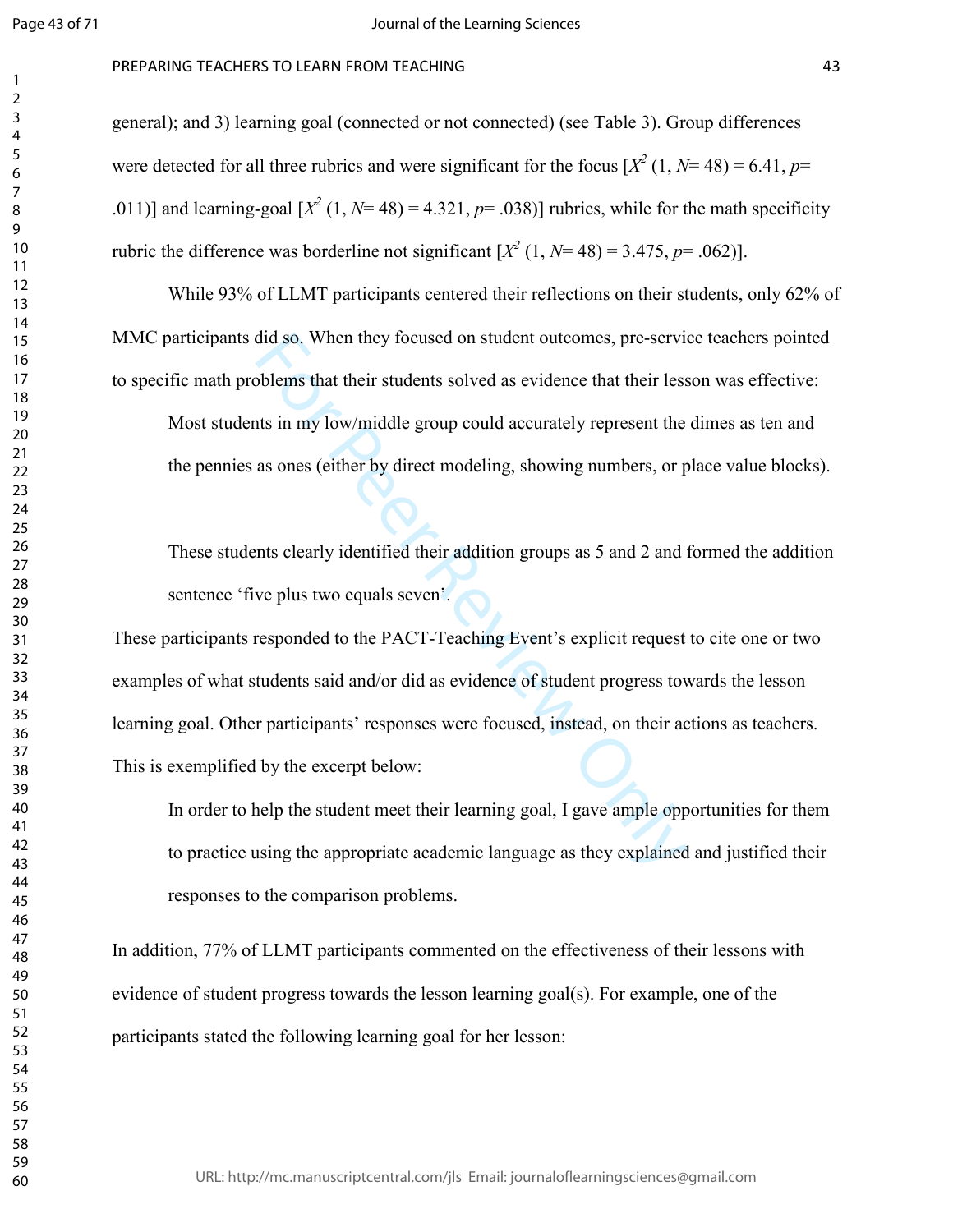general); and 3) learning goal (connected or not connected) (see Table 3). Group differences were detected for all three rubrics and were significant for the focus [$X^2$ (1, $N$= 48) = 6.41, $p$= .011)] and learning-goal [$X^2$ (1, $N$= 48) = 4.321, $p$= .038)] rubrics, while for the math specificity rubric the difference was borderline not significant [$X^2$ (1, $N$= 48) = 3.475, $p$= .062)].

While 93% of LLMT participants centered their reflections on their students, only 62% of MMC participants did so. When they focused on student outcomes, pre-service teachers pointed to specific math problems that their students solved as evidence that their lesson was effective:

> Most students in my low/middle group could accurately represent the dimes as ten and the pennies as ones (either by direct modeling, showing numbers, or place value blocks).
>
> These students clearly identified their addition groups as 5 and 2 and formed the addition sentence 'five plus two equals seven'.

These participants responded to the PACT-Teaching Event's explicit request to cite one or two examples of what students said and/or did as evidence of student progress towards the lesson learning goal. Other participants' responses were focused, instead, on their actions as teachers. This is exemplified by the excerpt below:

> In order to help the student meet their learning goal, I gave ample opportunities for them to practice using the appropriate academic language as they explained and justified their responses to the comparison problems.

In addition, 77% of LLMT participants commented on the effectiveness of their lessons with evidence of student progress towards the lesson learning goal(s). For example, one of the participants stated the following learning goal for her lesson: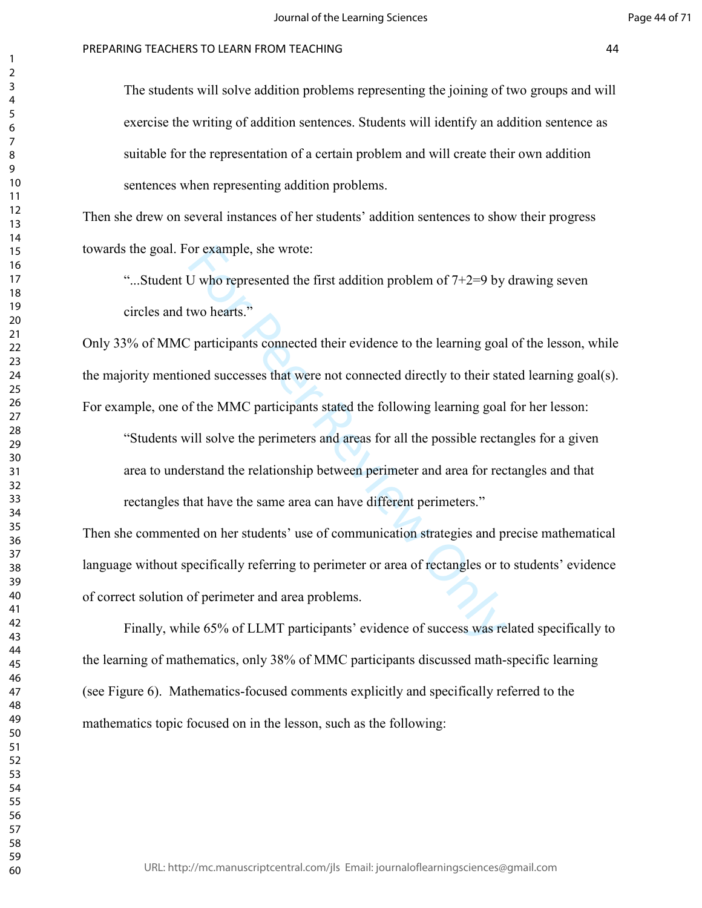The students will solve addition problems representing the joining of two groups and will exercise the writing of addition sentences. Students will identify an addition sentence as suitable for the representation of a certain problem and will create their own addition sentences when representing addition problems.

Then she drew on several instances of her students' addition sentences to show their progress towards the goal. For example, she wrote:

> "...Student U who represented the first addition problem of 7+2=9 by drawing seven circles and two hearts."

Only 33% of MMC participants connected their evidence to the learning goal of the lesson, while the majority mentioned successes that were not connected directly to their stated learning goal(s). For example, one of the MMC participants stated the following learning goal for her lesson:

> "Students will solve the perimeters and areas for all the possible rectangles for a given area to understand the relationship between perimeter and area for rectangles and that rectangles that have the same area can have different perimeters."

Then she commented on her students' use of communication strategies and precise mathematical language without specifically referring to perimeter or area of rectangles or to students' evidence of correct solution of perimeter and area problems.

Finally, while 65% of LLMT participants' evidence of success was related specifically to the learning of mathematics, only 38% of MMC participants discussed math-specific learning (see Figure 6). Mathematics-focused comments explicitly and specifically referred to the mathematics topic focused on in the lesson, such as the following: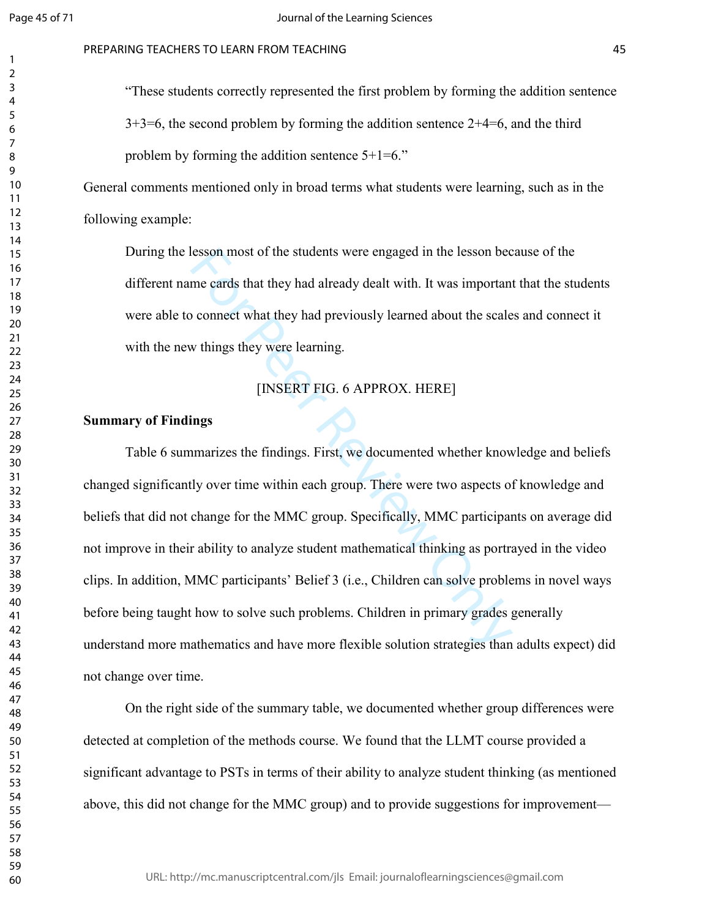"These students correctly represented the first problem by forming the addition sentence 3+3=6, the second problem by forming the addition sentence 2+4=6, and the third problem by forming the addition sentence 5+1=6."

General comments mentioned only in broad terms what students were learning, such as in the following example:

> During the lesson most of the students were engaged in the lesson because of the different name cards that they had already dealt with. It was important that the students were able to connect what they had previously learned about the scales and connect it with the new things they were learning.

[INSERT FIG. 6 APPROX. HERE]

**Summary of Findings**

Table 6 summarizes the findings. First, we documented whether knowledge and beliefs changed significantly over time within each group. There were two aspects of knowledge and beliefs that did not change for the MMC group. Specifically, MMC participants on average did not improve in their ability to analyze student mathematical thinking as portrayed in the video clips. In addition, MMC participants' Belief 3 (i.e., Children can solve problems in novel ways before being taught how to solve such problems. Children in primary grades generally understand more mathematics and have more flexible solution strategies than adults expect) did not change over time.

On the right side of the summary table, we documented whether group differences were detected at completion of the methods course. We found that the LLMT course provided a significant advantage to PSTs in terms of their ability to analyze student thinking (as mentioned above, this did not change for the MMC group) and to provide suggestions for improvement—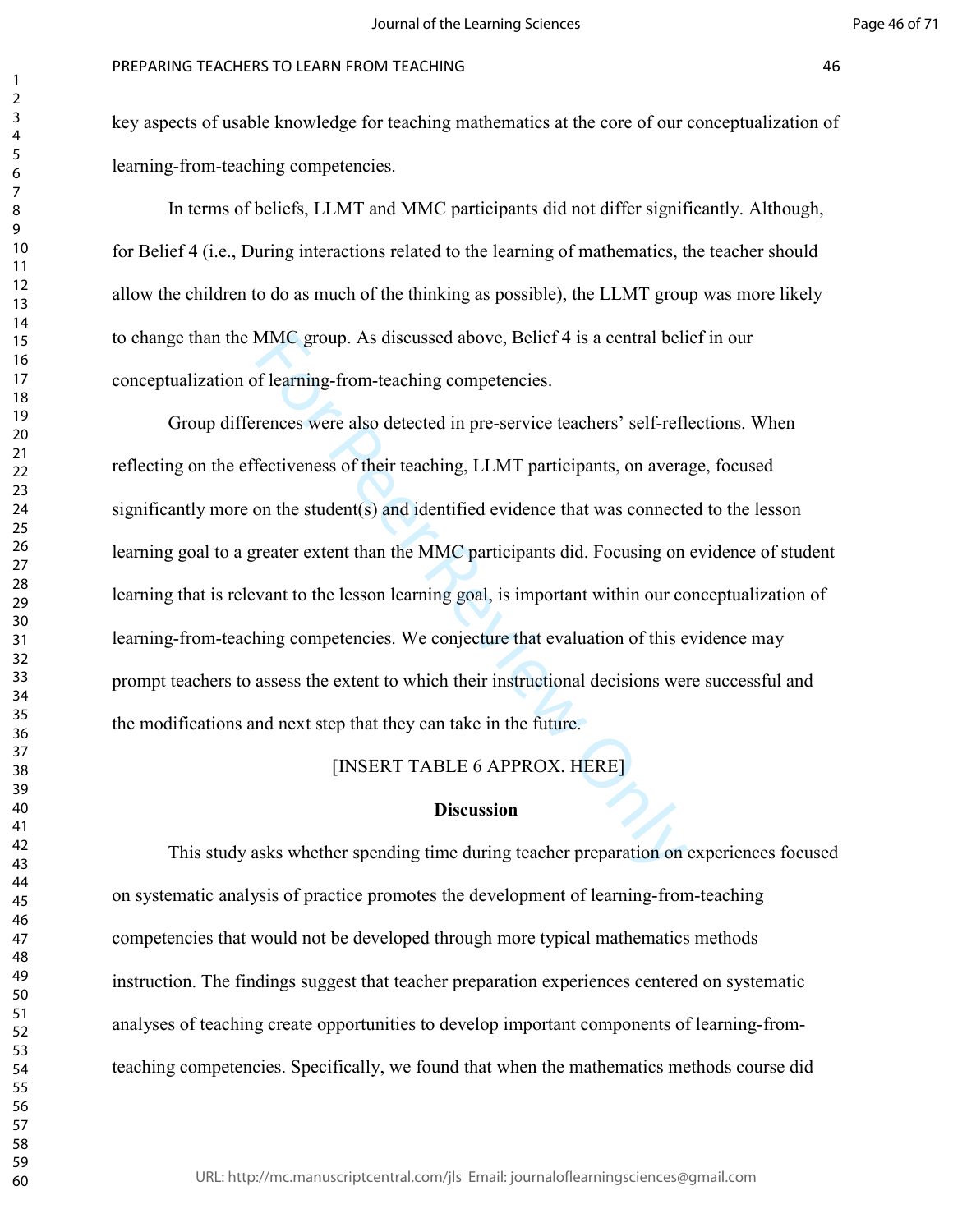key aspects of usable knowledge for teaching mathematics at the core of our conceptualization of learning-from-teaching competencies.

In terms of beliefs, LLMT and MMC participants did not differ significantly. Although, for Belief 4 (i.e., During interactions related to the learning of mathematics, the teacher should allow the children to do as much of the thinking as possible), the LLMT group was more likely to change than the MMC group. As discussed above, Belief 4 is a central belief in our conceptualization of learning-from-teaching competencies.

Group differences were also detected in pre-service teachers' self-reflections. When reflecting on the effectiveness of their teaching, LLMT participants, on average, focused significantly more on the student(s) and identified evidence that was connected to the lesson learning goal to a greater extent than the MMC participants did. Focusing on evidence of student learning that is relevant to the lesson learning goal, is important within our conceptualization of learning-from-teaching competencies. We conjecture that evaluation of this evidence may prompt teachers to assess the extent to which their instructional decisions were successful and the modifications and next step that they can take in the future.

[INSERT TABLE 6 APPROX. HERE]

## Discussion

This study asks whether spending time during teacher preparation on experiences focused on systematic analysis of practice promotes the development of learning-from-teaching competencies that would not be developed through more typical mathematics methods instruction. The findings suggest that teacher preparation experiences centered on systematic analyses of teaching create opportunities to develop important components of learning-from-teaching competencies. Specifically, we found that when the mathematics methods course did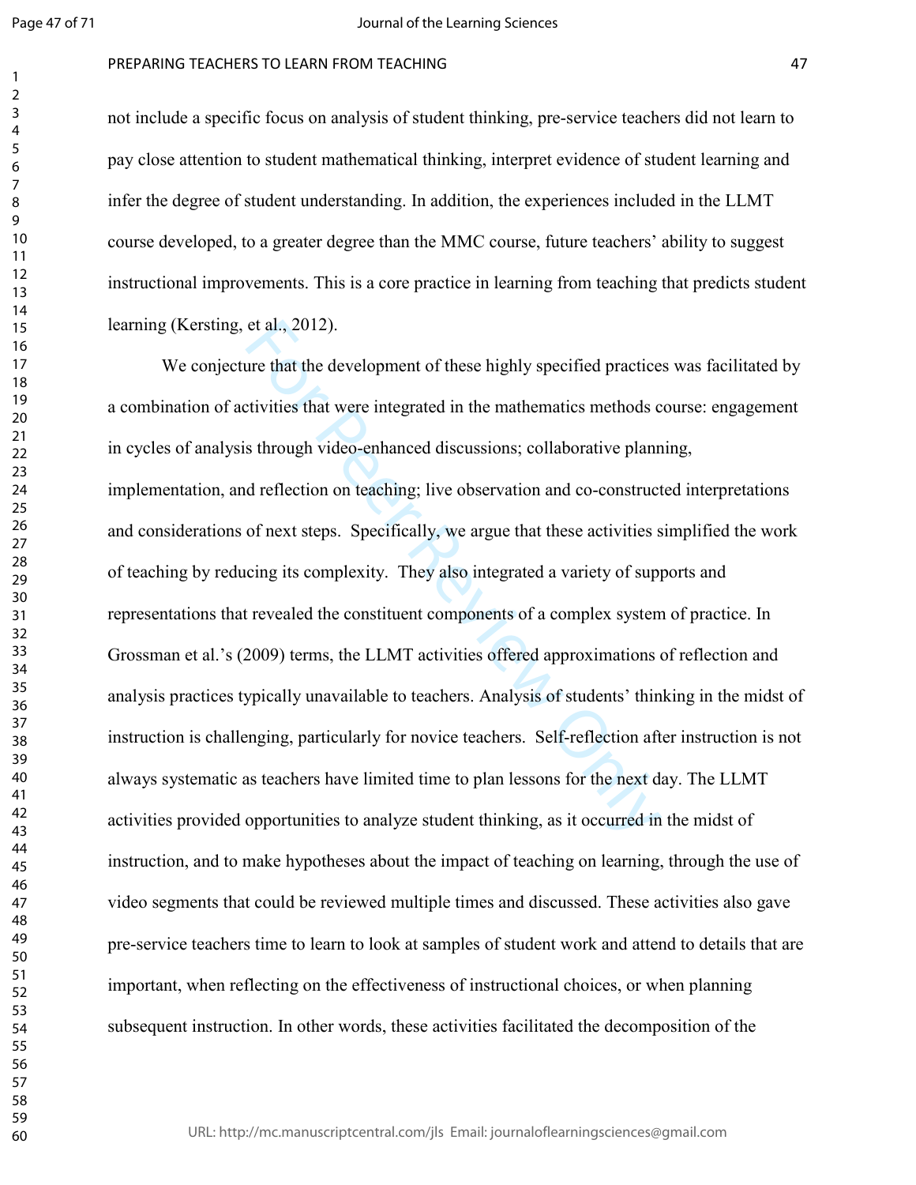not include a specific focus on analysis of student thinking, pre-service teachers did not learn to pay close attention to student mathematical thinking, interpret evidence of student learning and infer the degree of student understanding. In addition, the experiences included in the LLMT course developed, to a greater degree than the MMC course, future teachers' ability to suggest instructional improvements. This is a core practice in learning from teaching that predicts student learning (Kersting, et al., 2012).

We conjecture that the development of these highly specified practices was facilitated by a combination of activities that were integrated in the mathematics methods course: engagement in cycles of analysis through video-enhanced discussions; collaborative planning, implementation, and reflection on teaching; live observation and co-constructed interpretations and considerations of next steps. Specifically, we argue that these activities simplified the work of teaching by reducing its complexity. They also integrated a variety of supports and representations that revealed the constituent components of a complex system of practice. In Grossman et al.'s (2009) terms, the LLMT activities offered approximations of reflection and analysis practices typically unavailable to teachers. Analysis of students' thinking in the midst of instruction is challenging, particularly for novice teachers. Self-reflection after instruction is not always systematic as teachers have limited time to plan lessons for the next day. The LLMT activities provided opportunities to analyze student thinking, as it occurred in the midst of instruction, and to make hypotheses about the impact of teaching on learning, through the use of video segments that could be reviewed multiple times and discussed. These activities also gave pre-service teachers time to learn to look at samples of student work and attend to details that are important, when reflecting on the effectiveness of instructional choices, or when planning subsequent instruction. In other words, these activities facilitated the decomposition of the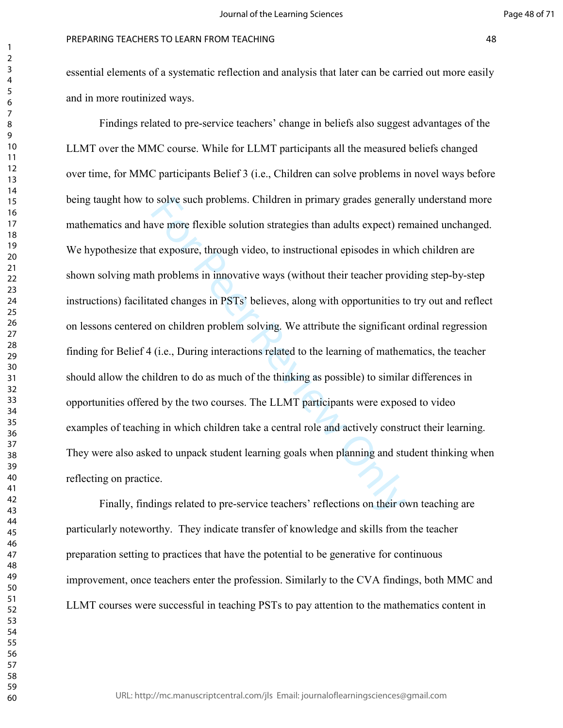essential elements of a systematic reflection and analysis that later can be carried out more easily and in more routinized ways.

Findings related to pre-service teachers' change in beliefs also suggest advantages of the LLMT over the MMC course. While for LLMT participants all the measured beliefs changed over time, for MMC participants Belief 3 (i.e., Children can solve problems in novel ways before being taught how to solve such problems. Children in primary grades generally understand more mathematics and have more flexible solution strategies than adults expect) remained unchanged. We hypothesize that exposure, through video, to instructional episodes in which children are shown solving math problems in innovative ways (without their teacher providing step-by-step instructions) facilitated changes in PSTs' believes, along with opportunities to try out and reflect on lessons centered on children problem solving. We attribute the significant ordinal regression finding for Belief 4 (i.e., During interactions related to the learning of mathematics, the teacher should allow the children to do as much of the thinking as possible) to similar differences in opportunities offered by the two courses. The LLMT participants were exposed to video examples of teaching in which children take a central role and actively construct their learning. They were also asked to unpack student learning goals when planning and student thinking when reflecting on practice.

Finally, findings related to pre-service teachers' reflections on their own teaching are particularly noteworthy. They indicate transfer of knowledge and skills from the teacher preparation setting to practices that have the potential to be generative for continuous improvement, once teachers enter the profession. Similarly to the CVA findings, both MMC and LLMT courses were successful in teaching PSTs to pay attention to the mathematics content in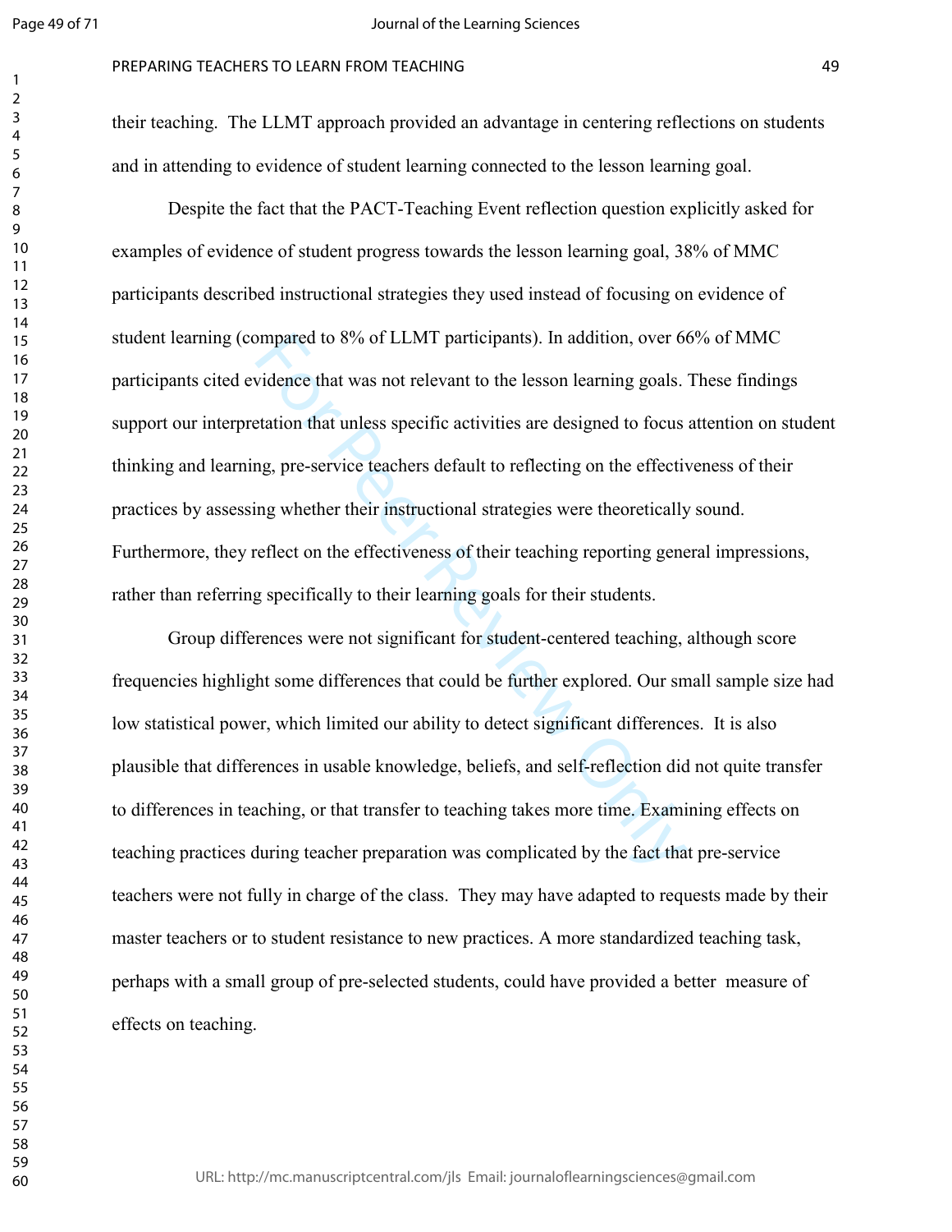their teaching. The LLMT approach provided an advantage in centering reflections on students and in attending to evidence of student learning connected to the lesson learning goal.

Despite the fact that the PACT-Teaching Event reflection question explicitly asked for examples of evidence of student progress towards the lesson learning goal, 38% of MMC participants described instructional strategies they used instead of focusing on evidence of student learning (compared to 8% of LLMT participants). In addition, over 66% of MMC participants cited evidence that was not relevant to the lesson learning goals. These findings support our interpretation that unless specific activities are designed to focus attention on student thinking and learning, pre-service teachers default to reflecting on the effectiveness of their practices by assessing whether their instructional strategies were theoretically sound. Furthermore, they reflect on the effectiveness of their teaching reporting general impressions, rather than referring specifically to their learning goals for their students.

Group differences were not significant for student-centered teaching, although score frequencies highlight some differences that could be further explored. Our small sample size had low statistical power, which limited our ability to detect significant differences. It is also plausible that differences in usable knowledge, beliefs, and self-reflection did not quite transfer to differences in teaching, or that transfer to teaching takes more time. Examining effects on teaching practices during teacher preparation was complicated by the fact that pre-service teachers were not fully in charge of the class. They may have adapted to requests made by their master teachers or to student resistance to new practices. A more standardized teaching task, perhaps with a small group of pre-selected students, could have provided a better measure of effects on teaching.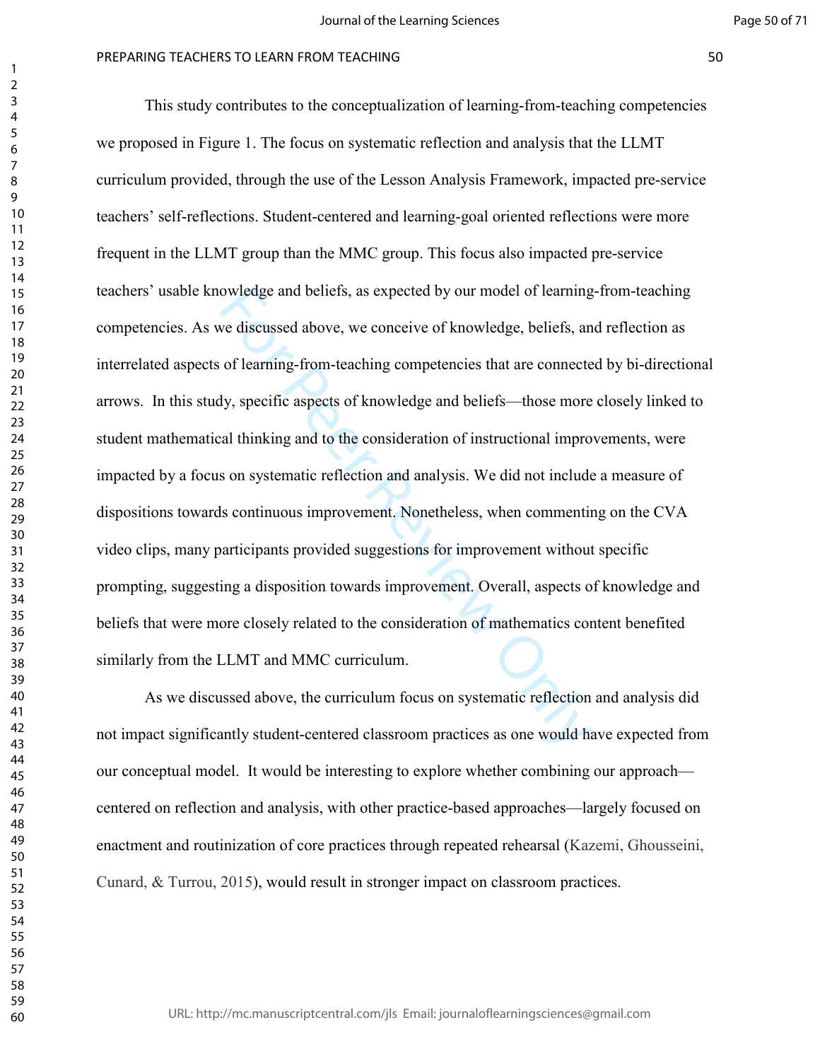This study contributes to the conceptualization of learning-from-teaching competencies we proposed in Figure 1. The focus on systematic reflection and analysis that the LLMT curriculum provided, through the use of the Lesson Analysis Framework, impacted pre-service teachers' self-reflections. Student-centered and learning-goal oriented reflections were more frequent in the LLMT group than the MMC group. This focus also impacted pre-service teachers' usable knowledge and beliefs, as expected by our model of learning-from-teaching competencies. As we discussed above, we conceive of knowledge, beliefs, and reflection as interrelated aspects of learning-from-teaching competencies that are connected by bi-directional arrows. In this study, specific aspects of knowledge and beliefs—those more closely linked to student mathematical thinking and to the consideration of instructional improvements, were impacted by a focus on systematic reflection and analysis. We did not include a measure of dispositions towards continuous improvement. Nonetheless, when commenting on the CVA video clips, many participants provided suggestions for improvement without specific prompting, suggesting a disposition towards improvement. Overall, aspects of knowledge and beliefs that were more closely related to the consideration of mathematics content benefited similarly from the LLMT and MMC curriculum.

As we discussed above, the curriculum focus on systematic reflection and analysis did not impact significantly student-centered classroom practices as one would have expected from our conceptual model. It would be interesting to explore whether combining our approach—centered on reflection and analysis, with other practice-based approaches—largely focused on enactment and routinization of core practices through repeated rehearsal (Kazemi, Ghousseini, Cunard, & Turrou, 2015), would result in stronger impact on classroom practices.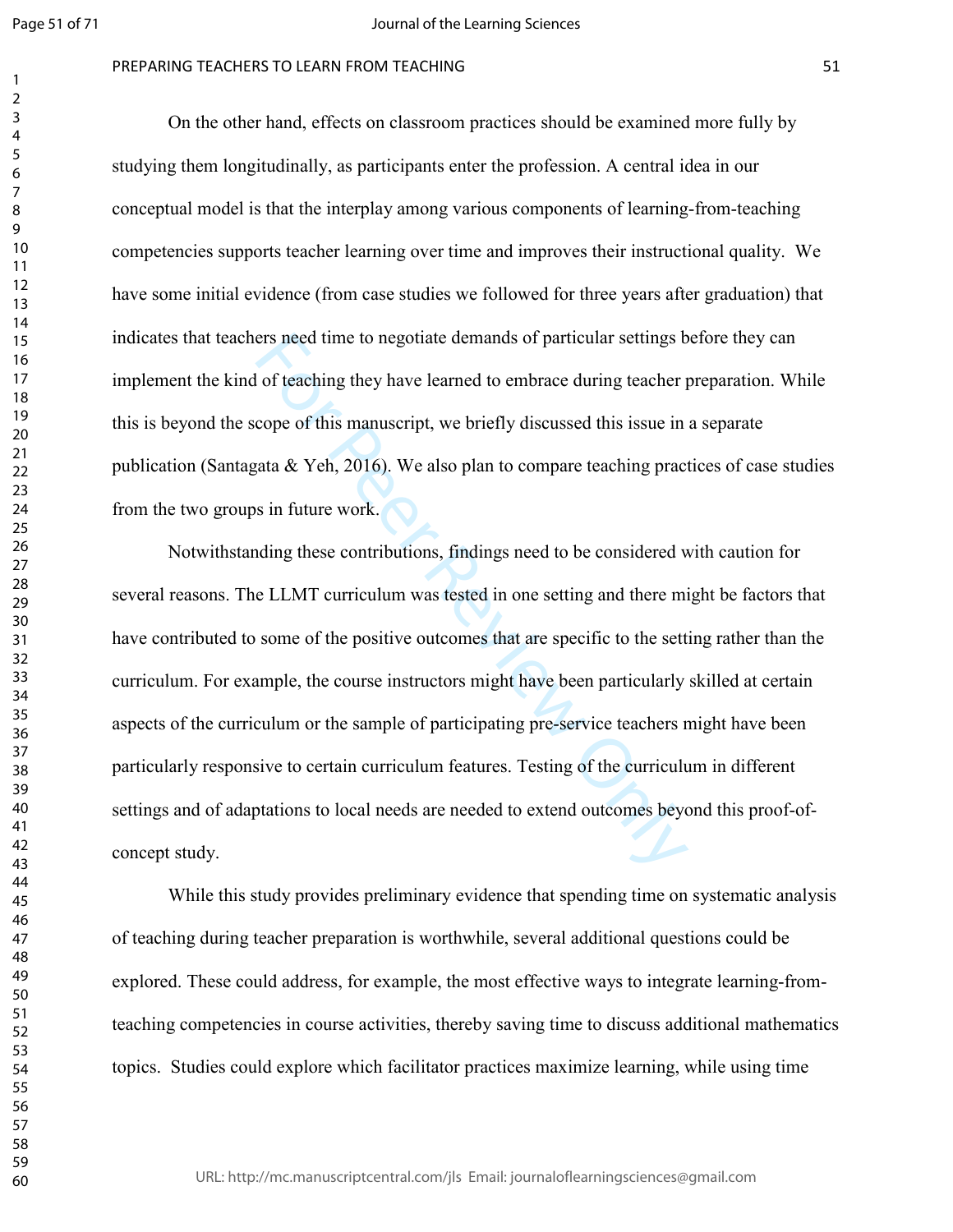On the other hand, effects on classroom practices should be examined more fully by studying them longitudinally, as participants enter the profession. A central idea in our conceptual model is that the interplay among various components of learning-from-teaching competencies supports teacher learning over time and improves their instructional quality. We have some initial evidence (from case studies we followed for three years after graduation) that indicates that teachers need time to negotiate demands of particular settings before they can implement the kind of teaching they have learned to embrace during teacher preparation. While this is beyond the scope of this manuscript, we briefly discussed this issue in a separate publication (Santagata & Yeh, 2016). We also plan to compare teaching practices of case studies from the two groups in future work.

Notwithstanding these contributions, findings need to be considered with caution for several reasons. The LLMT curriculum was tested in one setting and there might be factors that have contributed to some of the positive outcomes that are specific to the setting rather than the curriculum. For example, the course instructors might have been particularly skilled at certain aspects of the curriculum or the sample of participating pre-service teachers might have been particularly responsive to certain curriculum features. Testing of the curriculum in different settings and of adaptations to local needs are needed to extend outcomes beyond this proof-of-concept study.

While this study provides preliminary evidence that spending time on systematic analysis of teaching during teacher preparation is worthwhile, several additional questions could be explored. These could address, for example, the most effective ways to integrate learning-from-teaching competencies in course activities, thereby saving time to discuss additional mathematics topics. Studies could explore which facilitator practices maximize learning, while using time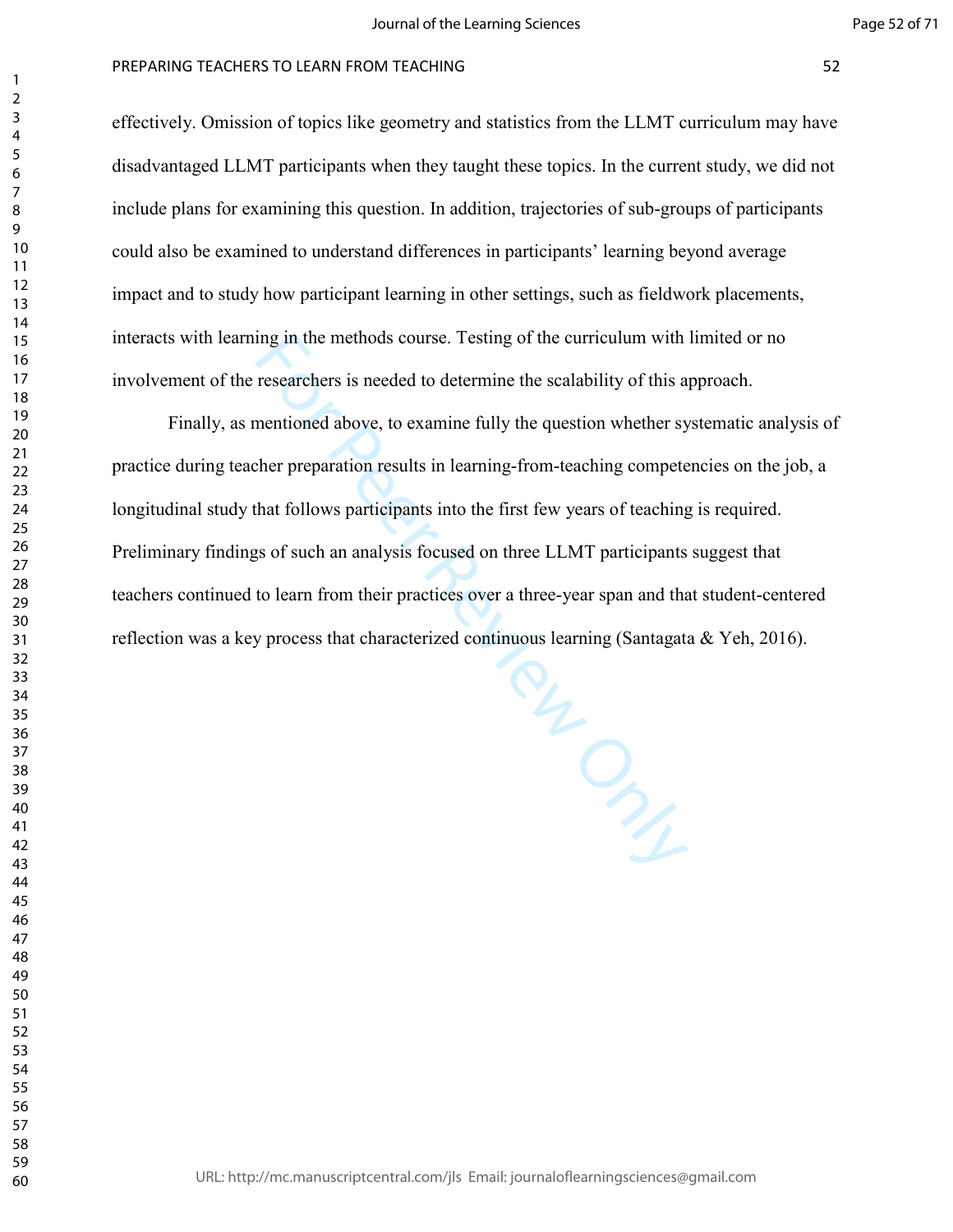effectively. Omission of topics like geometry and statistics from the LLMT curriculum may have disadvantaged LLMT participants when they taught these topics. In the current study, we did not include plans for examining this question. In addition, trajectories of sub-groups of participants could also be examined to understand differences in participants' learning beyond average impact and to study how participant learning in other settings, such as fieldwork placements, interacts with learning in the methods course. Testing of the curriculum with limited or no involvement of the researchers is needed to determine the scalability of this approach.

Finally, as mentioned above, to examine fully the question whether systematic analysis of practice during teacher preparation results in learning-from-teaching competencies on the job, a longitudinal study that follows participants into the first few years of teaching is required. Preliminary findings of such an analysis focused on three LLMT participants suggest that teachers continued to learn from their practices over a three-year span and that student-centered reflection was a key process that characterized continuous learning (Santagata & Yeh, 2016).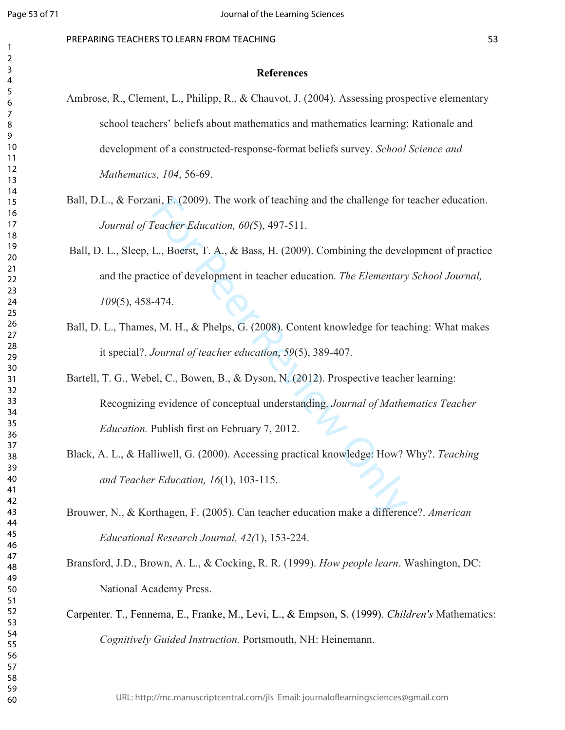# References

Ambrose, R., Clement, L., Philipp, R., & Chauvot, J. (2004). Assessing prospective elementary school teachers' beliefs about mathematics and mathematics learning: Rationale and development of a constructed-response-format beliefs survey. *School Science and Mathematics, 104*, 56-69.

Ball, D.L., & Forzani, F. (2009). The work of teaching and the challenge for teacher education. *Journal of Teacher Education, 60(*5), 497-511.

Ball, D. L., Sleep, L., Boerst, T. A., & Bass, H. (2009). Combining the development of practice and the practice of development in teacher education. *The Elementary School Journal, 109*(5), 458-474.

Ball, D. L., Thames, M. H., & Phelps, G. (2008). Content knowledge for teaching: What makes it special?. *Journal of teacher education*, *59*(5), 389-407.

Bartell, T. G., Webel, C., Bowen, B., & Dyson, N. (2012). Prospective teacher learning: Recognizing evidence of conceptual understanding. *Journal of Mathematics Teacher Education.* Publish first on February 7, 2012.

Black, A. L., & Halliwell, G. (2000). Accessing practical knowledge: How? Why?. *Teaching and Teacher Education, 16*(1), 103-115.

Brouwer, N., & Korthagen, F. (2005). Can teacher education make a difference?. *American Educational Research Journal, 42(*1), 153-224.

Bransford, J.D., Brown, A. L., & Cocking, R. R. (1999). *How people learn*. Washington, DC: National Academy Press.

Carpenter. T., Fennema, E., Franke, M., Levi, L., & Empson, S. (1999). *Children's* Mathematics: *Cognitively Guided Instruction.* Portsmouth, NH: Heinemann.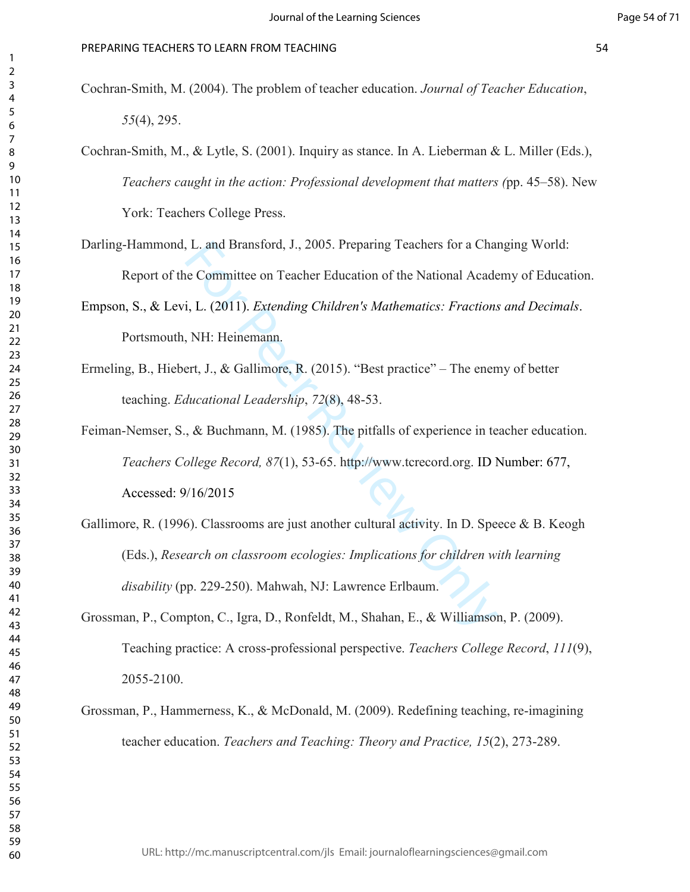Cochran-Smith, M. (2004). The problem of teacher education. *Journal of Teacher Education*, *55*(4), 295.

Cochran-Smith, M., & Lytle, S. (2001). Inquiry as stance. In A. Lieberman & L. Miller (Eds.), *Teachers caught in the action: Professional development that matters (*pp. 45–58). New York: Teachers College Press.

Darling-Hammond, L. and Bransford, J., 2005. Preparing Teachers for a Changing World: Report of the Committee on Teacher Education of the National Academy of Education.

Empson, S., & Levi, L. (2011). *Extending Children's Mathematics: Fractions and Decimals*. Portsmouth, NH: Heinemann.

Ermeling, B., Hiebert, J., & Gallimore, R. (2015). "Best practice" – The enemy of better teaching. *Educational Leadership*, *72*(8), 48-53.

Feiman-Nemser, S., & Buchmann, M. (1985). The pitfalls of experience in teacher education. *Teachers College Record, 87*(1), 53-65. http://www.tcrecord.org. ID Number: 677, Accessed: 9/16/2015

Gallimore, R. (1996). Classrooms are just another cultural activity. In D. Speece & B. Keogh (Eds.), *Research on classroom ecologies: Implications for children with learning disability* (pp. 229-250). Mahwah, NJ: Lawrence Erlbaum.

Grossman, P., Compton, C., Igra, D., Ronfeldt, M., Shahan, E., & Williamson, P. (2009). Teaching practice: A cross-professional perspective. *Teachers College Record*, *111*(9), 2055-2100.

Grossman, P., Hammerness, K., & McDonald, M. (2009). Redefining teaching, re-imagining teacher education. *Teachers and Teaching: Theory and Practice, 15*(2), 273-289.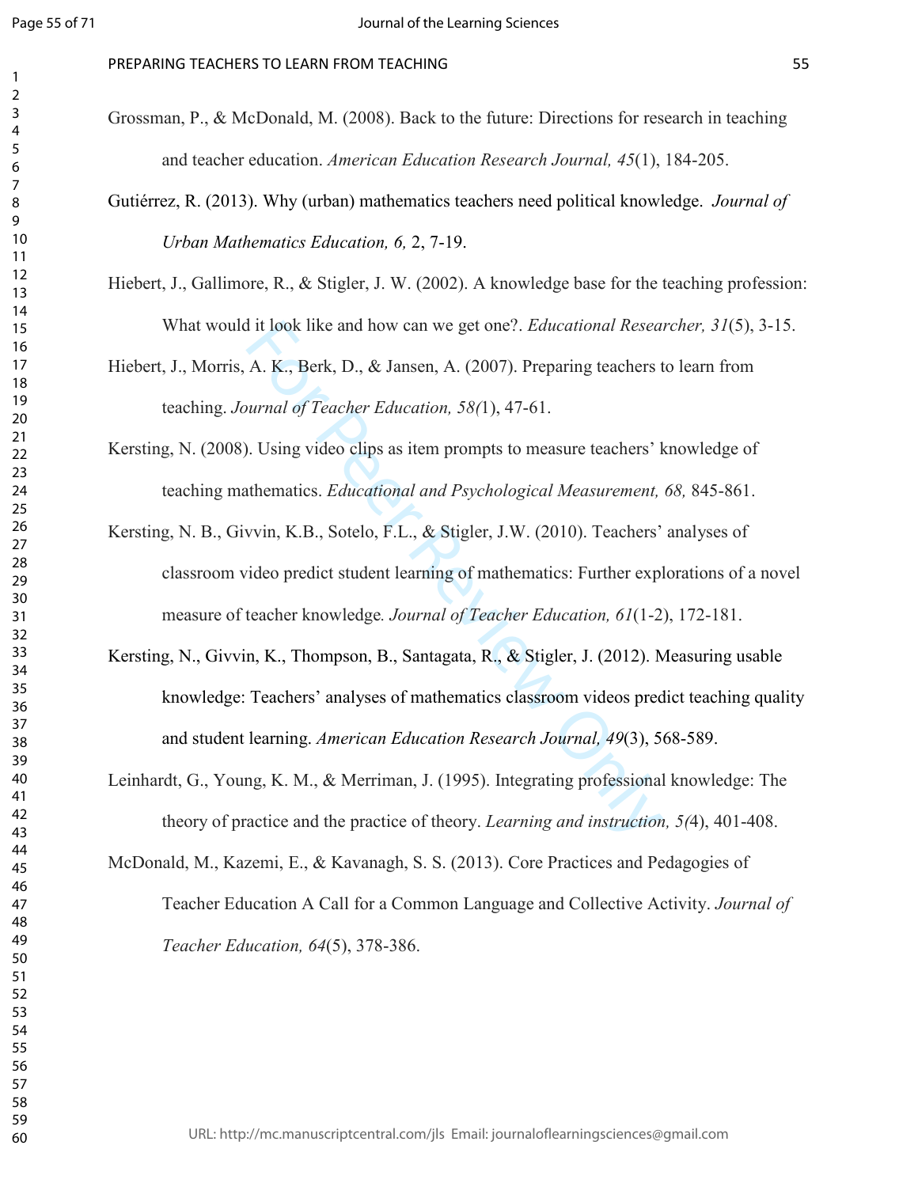Grossman, P., & McDonald, M. (2008). Back to the future: Directions for research in teaching and teacher education. *American Education Research Journal, 45*(1), 184-205.

Gutiérrez, R. (2013). Why (urban) mathematics teachers need political knowledge. *Journal of Urban Mathematics Education, 6,* 2, 7-19.

Hiebert, J., Gallimore, R., & Stigler, J. W. (2002). A knowledge base for the teaching profession: What would it look like and how can we get one?. *Educational Researcher, 31*(5), 3-15.

Hiebert, J., Morris, A. K., Berk, D., & Jansen, A. (2007). Preparing teachers to learn from teaching. *Journal of Teacher Education, 58(*1), 47-61.

Kersting, N. (2008). Using video clips as item prompts to measure teachers' knowledge of teaching mathematics. *Educational and Psychological Measurement, 68,* 845-861.

Kersting, N. B., Givvin, K.B., Sotelo, F.L., & Stigler, J.W. (2010). Teachers' analyses of classroom video predict student learning of mathematics: Further explorations of a novel measure of teacher knowledge*. Journal of Teacher Education, 61*(1-2), 172-181.

Kersting, N., Givvin, K., Thompson, B., Santagata, R., & Stigler, J. (2012). Measuring usable knowledge: Teachers' analyses of mathematics classroom videos predict teaching quality and student learning. *American Education Research Journal, 49*(3), 568-589.

Leinhardt, G., Young, K. M., & Merriman, J. (1995). Integrating professional knowledge: The theory of practice and the practice of theory. *Learning and instruction, 5(*4), 401-408.

McDonald, M., Kazemi, E., & Kavanagh, S. S. (2013). Core Practices and Pedagogies of Teacher Education A Call for a Common Language and Collective Activity. *Journal of Teacher Education, 64*(5), 378-386.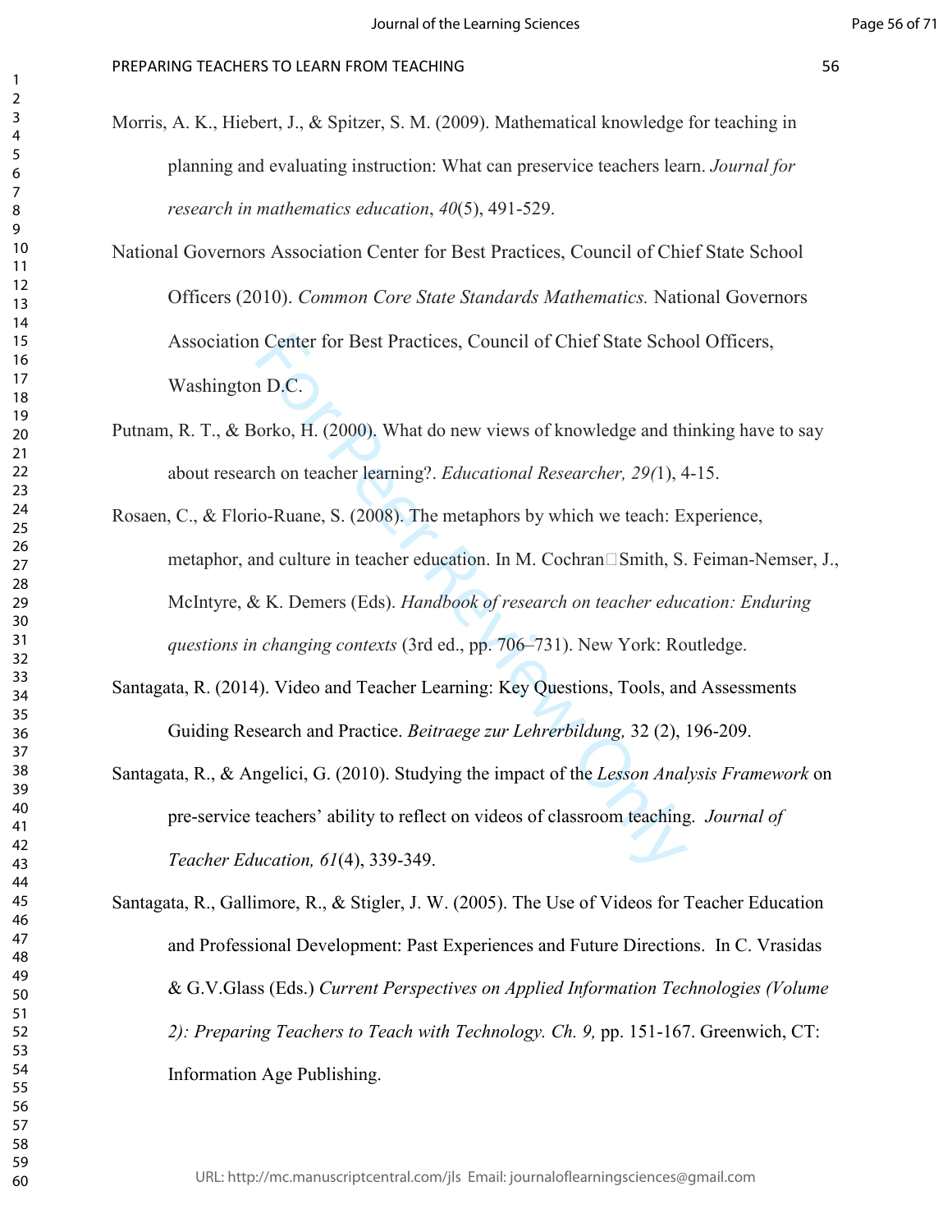Morris, A. K., Hiebert, J., & Spitzer, S. M. (2009). Mathematical knowledge for teaching in planning and evaluating instruction: What can preservice teachers learn. *Journal for research in mathematics education*, *40*(5), 491-529.

National Governors Association Center for Best Practices, Council of Chief State School Officers (2010). *Common Core State Standards Mathematics.* National Governors Association Center for Best Practices, Council of Chief State School Officers, Washington D.C.

Putnam, R. T., & Borko, H. (2000). What do new views of knowledge and thinking have to say about research on teacher learning?. *Educational Researcher, 29(*1), 4-15.

Rosaen, C., & Florio-Ruane, S. (2008). The metaphors by which we teach: Experience, metaphor, and culture in teacher education. In M. Cochran□Smith, S. Feiman-Nemser, J., McIntyre, & K. Demers (Eds). *Handbook of research on teacher education: Enduring questions in changing contexts* (3rd ed., pp. 706–731). New York: Routledge.

Santagata, R. (2014). Video and Teacher Learning: Key Questions, Tools, and Assessments Guiding Research and Practice. *Beitraege zur Lehrerbildung,* 32 (2), 196-209.

Santagata, R., & Angelici, G. (2010). Studying the impact of the *Lesson Analysis Framework* on pre-service teachers' ability to reflect on videos of classroom teaching. *Journal of Teacher Education, 61*(4), 339-349.

Santagata, R., Gallimore, R., & Stigler, J. W. (2005). The Use of Videos for Teacher Education and Professional Development: Past Experiences and Future Directions. In C. Vrasidas & G.V.Glass (Eds.) *Current Perspectives on Applied Information Technologies (Volume 2): Preparing Teachers to Teach with Technology. Ch. 9,* pp. 151-167. Greenwich, CT: Information Age Publishing.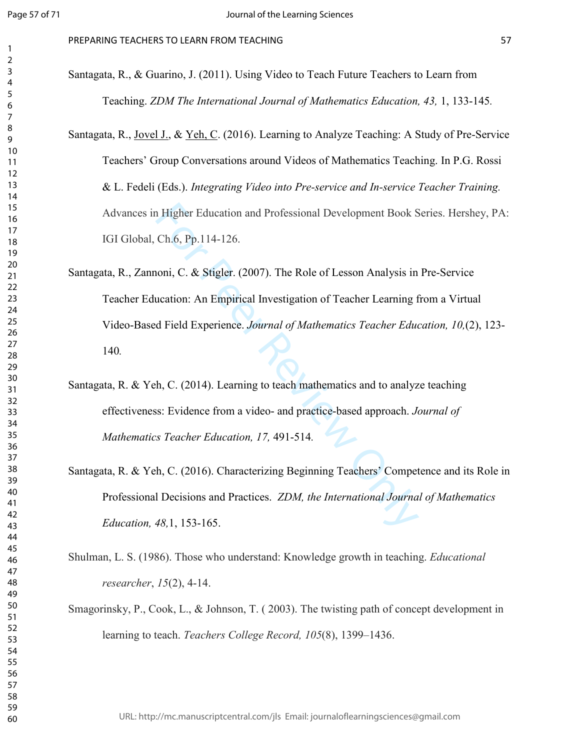Santagata, R., & Guarino, J. (2011). Using Video to Teach Future Teachers to Learn from Teaching. *ZDM The International Journal of Mathematics Education, 43,* 1, 133-145.

Santagata, R., Jovel J., & Yeh, C. (2016). Learning to Analyze Teaching: A Study of Pre-Service Teachers' Group Conversations around Videos of Mathematics Teaching. In P.G. Rossi & L. Fedeli (Eds.). *Integrating Video into Pre-service and In-service Teacher Training.* Advances in Higher Education and Professional Development Book Series. Hershey, PA: IGI Global, Ch.6, Pp.114-126.

Santagata, R., Zannoni, C. & Stigler. (2007). The Role of Lesson Analysis in Pre-Service Teacher Education: An Empirical Investigation of Teacher Learning from a Virtual Video-Based Field Experience. *Journal of Mathematics Teacher Education, 10,*(2), 123-140.

Santagata, R. & Yeh, C. (2014). Learning to teach mathematics and to analyze teaching effectiveness: Evidence from a video- and practice-based approach. *Journal of Mathematics Teacher Education, 17,* 491-514.

Santagata, R. & Yeh, C. (2016). Characterizing Beginning Teachers' Competence and its Role in Professional Decisions and Practices. *ZDM, the International Journal of Mathematics Education, 48,*1, 153-165.

Shulman, L. S. (1986). Those who understand: Knowledge growth in teaching. *Educational researcher*, *15*(2), 4-14.

Smagorinsky, P., Cook, L., & Johnson, T. ( 2003). The twisting path of concept development in learning to teach. *Teachers College Record, 105*(8), 1399–1436.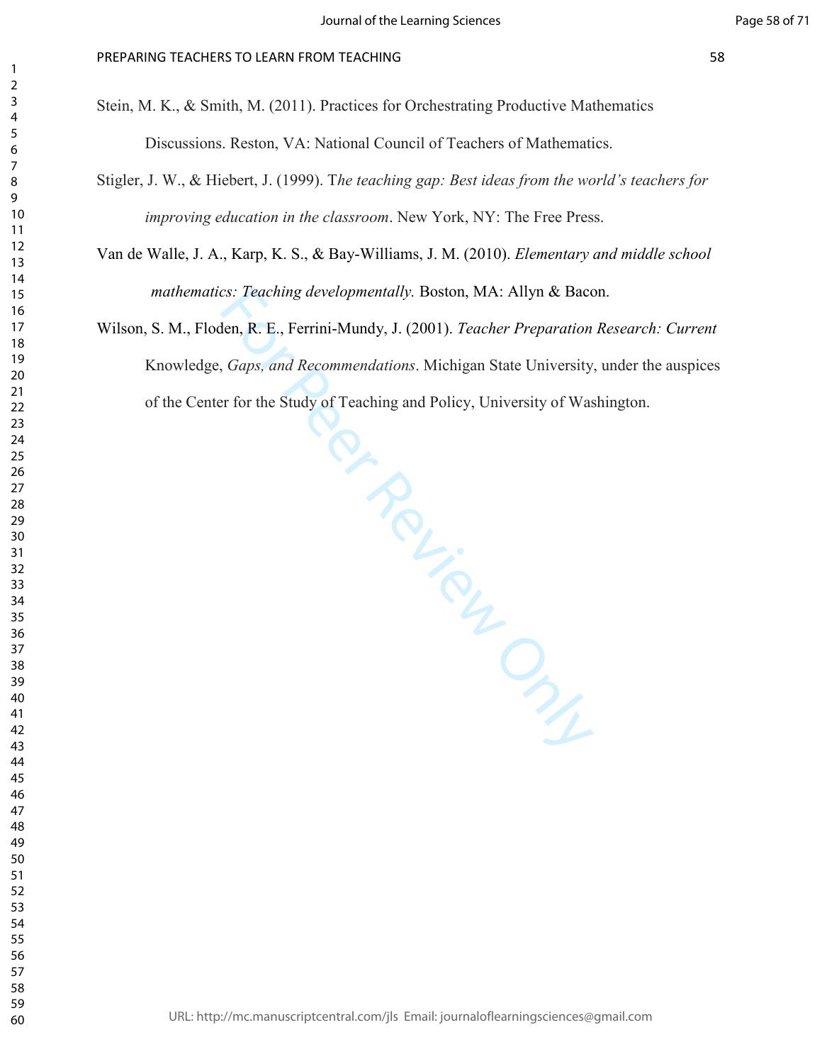Stein, M. K., & Smith, M. (2011). Practices for Orchestrating Productive Mathematics Discussions. Reston, VA: National Council of Teachers of Mathematics.

Stigler, J. W., & Hiebert, J. (1999). T*he teaching gap: Best ideas from the world's teachers for improving education in the classroom*. New York, NY: The Free Press.

Van de Walle, J. A., Karp, K. S., & Bay-Williams, J. M. (2010). *Elementary and middle school mathematics: Teaching developmentally.* Boston, MA: Allyn & Bacon.

Wilson, S. M., Floden, R. E., Ferrini-Mundy, J. (2001). *Teacher Preparation Research: Current* Knowledge, *Gaps, and Recommendations*. Michigan State University, under the auspices of the Center for the Study of Teaching and Policy, University of Washington.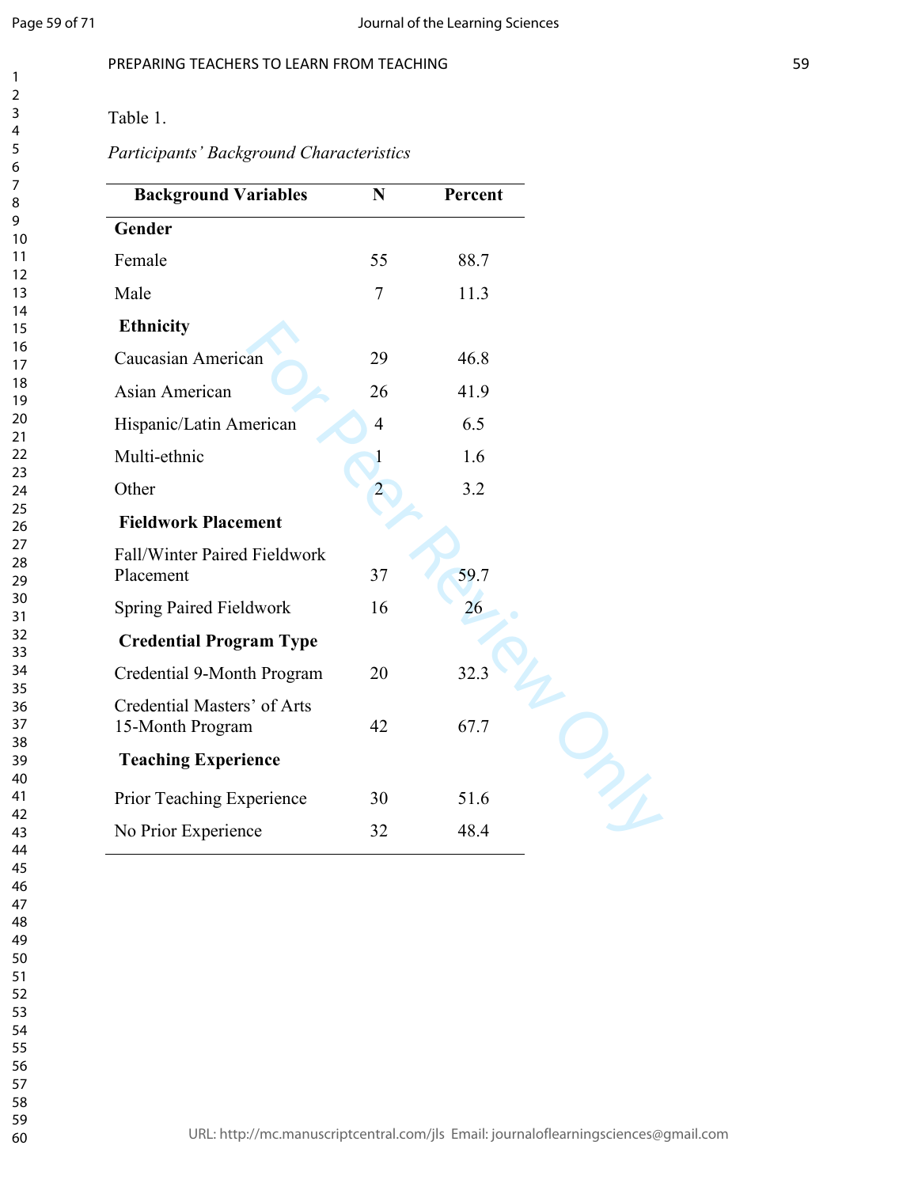Table 1.

*Participants' Background Characteristics*

| Background Variables | N | Percent |
|---|---|---|
| **Gender** | | |
| Female | 55 | 88.7 |
| Male | 7 | 11.3 |
| **Ethnicity** | | |
| Caucasian American | 29 | 46.8 |
| Asian American | 26 | 41.9 |
| Hispanic/Latin American | 4 | 6.5 |
| Multi-ethnic | 1 | 1.6 |
| Other | 2 | 3.2 |
| **Fieldwork Placement** | | |
| Fall/Winter Paired Fieldwork Placement | 37 | 59.7 |
| Spring Paired Fieldwork | 16 | 26 |
| **Credential Program Type** | | |
| Credential 9-Month Program | 20 | 32.3 |
| Credential Masters' of Arts 15-Month Program | 42 | 67.7 |
| **Teaching Experience** | | |
| Prior Teaching Experience | 30 | 51.6 |
| No Prior Experience | 32 | 48.4 |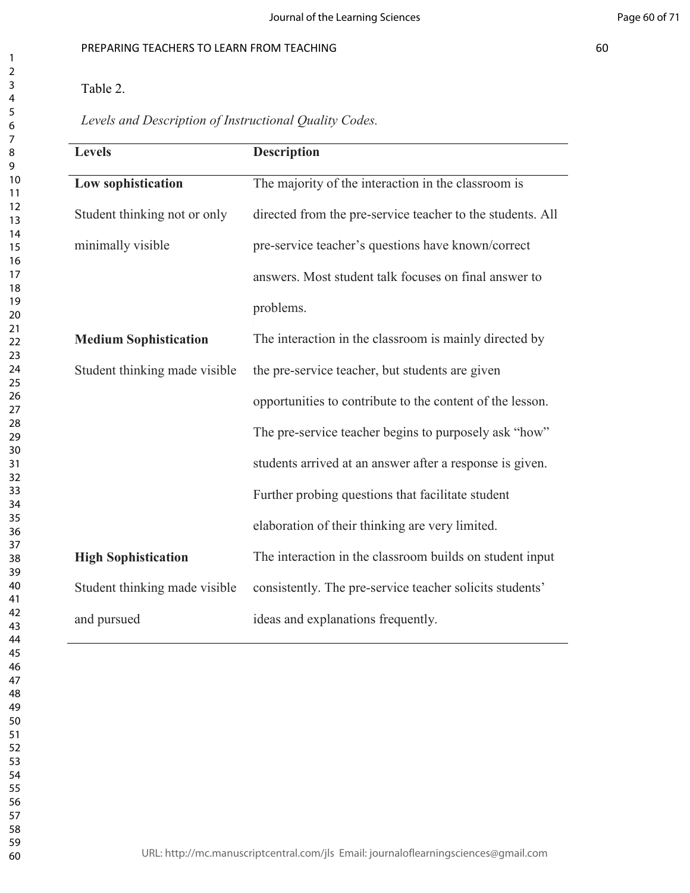Table 2.

*Levels and Description of Instructional Quality Codes.*

| Levels | Description |
|---|---|
| **Low sophistication** Student thinking not or only minimally visible | The majority of the interaction in the classroom is directed from the pre-service teacher to the students. All pre-service teacher's questions have known/correct answers. Most student talk focuses on final answer to problems. |
| **Medium Sophistication** Student thinking made visible | The interaction in the classroom is mainly directed by the pre-service teacher, but students are given opportunities to contribute to the content of the lesson. The pre-service teacher begins to purposely ask "how" students arrived at an answer after a response is given. Further probing questions that facilitate student elaboration of their thinking are very limited. |
| **High Sophistication** Student thinking made visible and pursued | The interaction in the classroom builds on student input consistently. The pre-service teacher solicits students' ideas and explanations frequently. |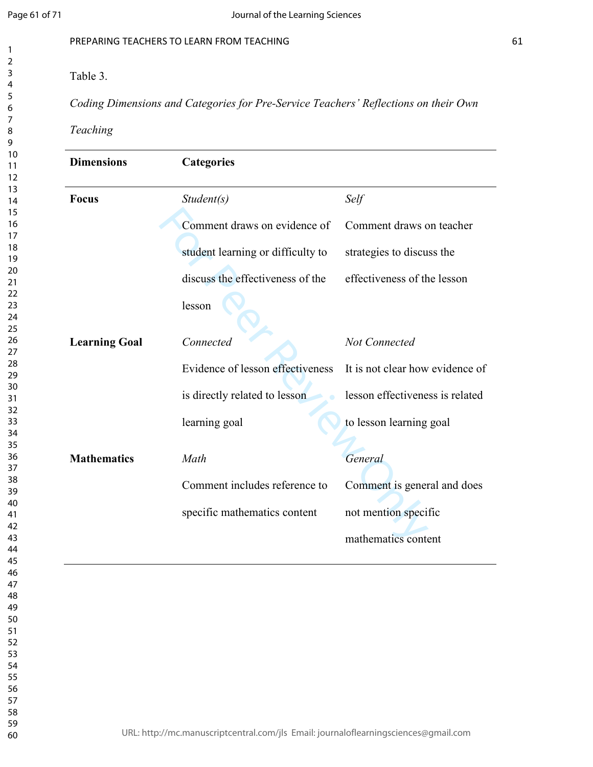Table 3.

*Coding Dimensions and Categories for Pre-Service Teachers' Reflections on their Own Teaching*

| Dimensions | Categories | |
|---|---|---|
| **Focus** | *Student(s)*<br>Comment draws on evidence of student learning or difficulty to discuss the effectiveness of the lesson | *Self*<br>Comment draws on teacher strategies to discuss the effectiveness of the lesson |
| **Learning Goal** | *Connected*<br>Evidence of lesson effectiveness is directly related to lesson learning goal | *Not Connected*<br>It is not clear how evidence of lesson effectiveness is related to lesson learning goal |
| **Mathematics** | *Math*<br>Comment includes reference to specific mathematics content | *General*<br>Comment is general and does not mention specific mathematics content |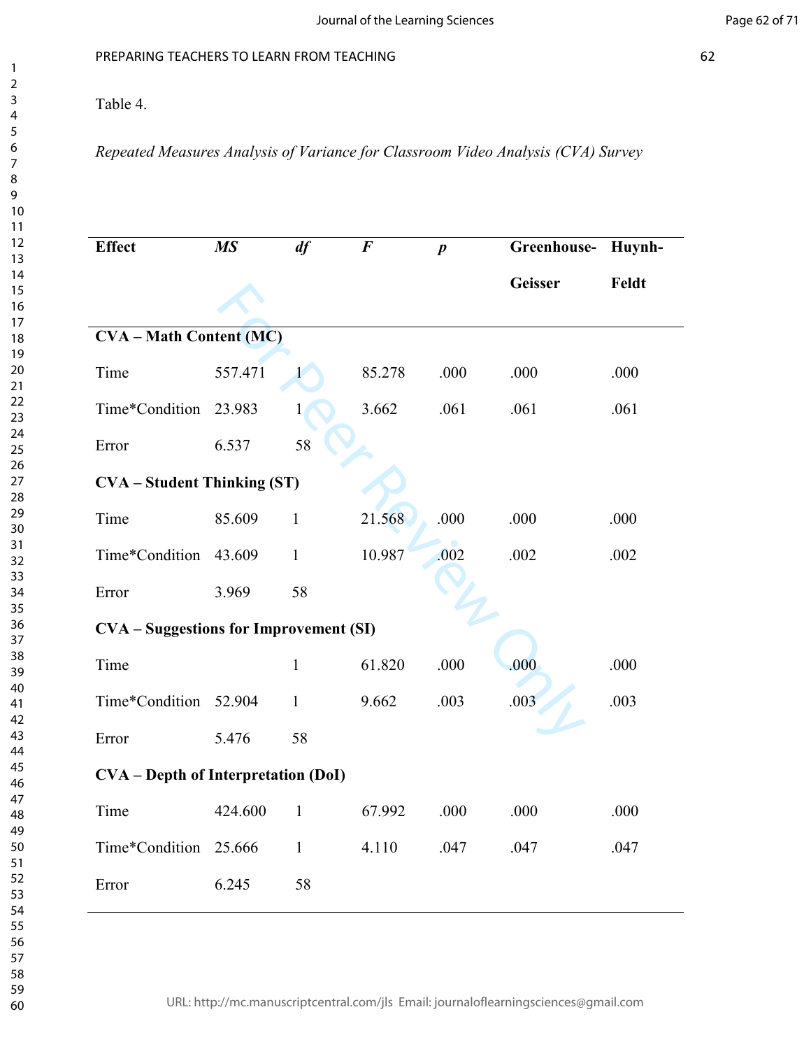Table 4.

*Repeated Measures Analysis of Variance for Classroom Video Analysis (CVA) Survey*

| Effect | *MS* | *df* | *F* | *p* | Greenhouse-Geisser | Huynh-Feldt |
|---|---|---|---|---|---|---|
| **CVA – Math Content (MC)** | | | | | | |
| Time | 557.471 | 1 | 85.278 | .000 | .000 | .000 |
| Time*Condition | 23.983 | 1 | 3.662 | .061 | .061 | .061 |
| Error | 6.537 | 58 | | | | |
| **CVA – Student Thinking (ST)** | | | | | | |
| Time | 85.609 | 1 | 21.568 | .000 | .000 | .000 |
| Time*Condition | 43.609 | 1 | 10.987 | .002 | .002 | .002 |
| Error | 3.969 | 58 | | | | |
| **CVA – Suggestions for Improvement (SI)** | | | | | | |
| Time | | 1 | 61.820 | .000 | .000 | .000 |
| Time*Condition | 52.904 | 1 | 9.662 | .003 | .003 | .003 |
| Error | 5.476 | 58 | | | | |
| **CVA – Depth of Interpretation (DoI)** | | | | | | |
| Time | 424.600 | 1 | 67.992 | .000 | .000 | .000 |
| Time*Condition | 25.666 | 1 | 4.110 | .047 | .047 | .047 |
| Error | 6.245 | 58 | | | | |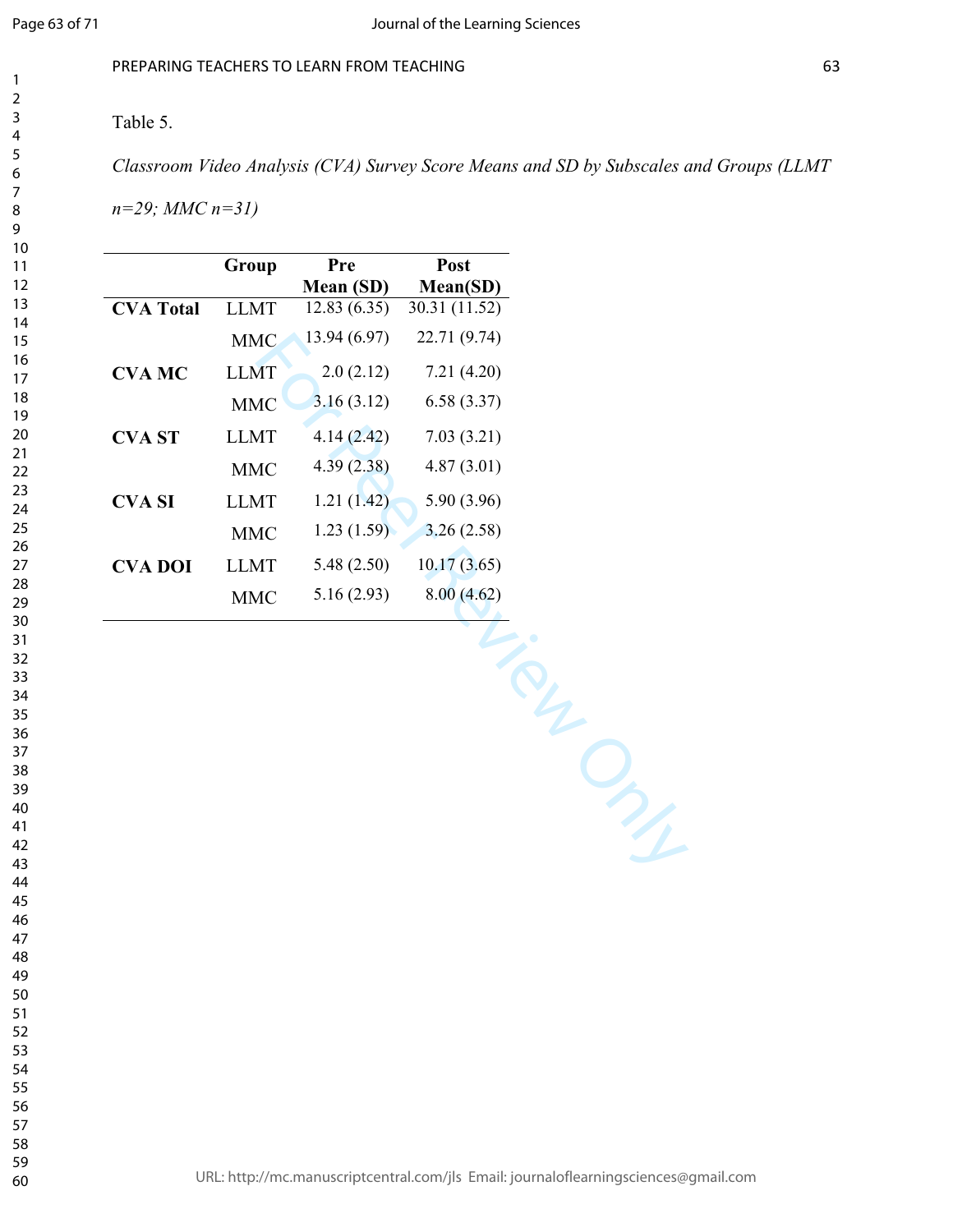Table 5.

*Classroom Video Analysis (CVA) Survey Score Means and SD by Subscales and Groups (LLMT n=29; MMC n=31)*

| | Group | Pre Mean (SD) | Post Mean(SD) |
|---|---|---|---|
| **CVA Total** | LLMT | 12.83 (6.35) | 30.31 (11.52) |
| | MMC | 13.94 (6.97) | 22.71 (9.74) |
| **CVA MC** | LLMT | 2.0 (2.12) | 7.21 (4.20) |
| | MMC | 3.16 (3.12) | 6.58 (3.37) |
| **CVA ST** | LLMT | 4.14 (2.42) | 7.03 (3.21) |
| | MMC | 4.39 (2.38) | 4.87 (3.01) |
| **CVA SI** | LLMT | 1.21 (1.42) | 5.90 (3.96) |
| | MMC | 1.23 (1.59) | 3.26 (2.58) |
| **CVA DOI** | LLMT | 5.48 (2.50) | 10.17 (3.65) |
| | MMC | 5.16 (2.93) | 8.00 (4.62) |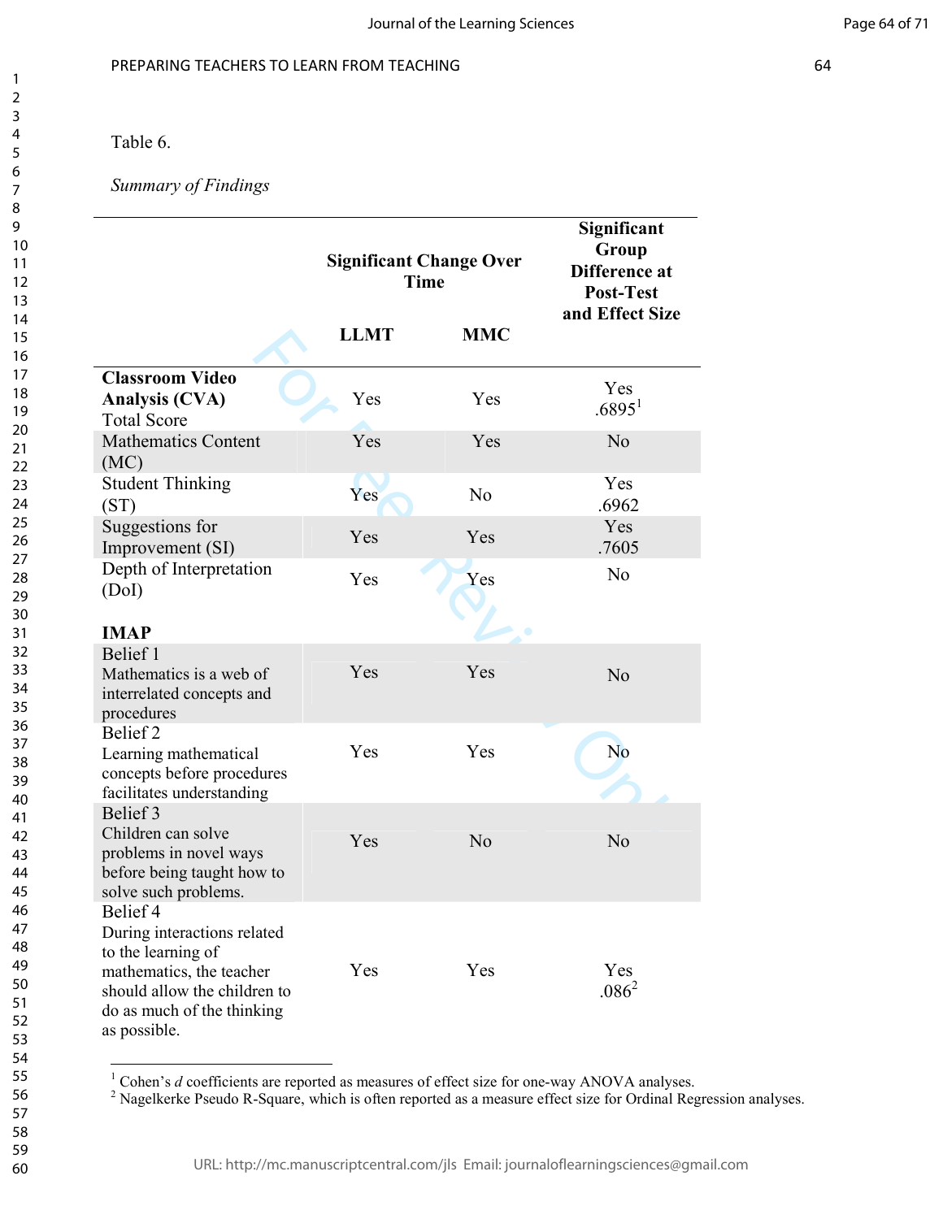Table 6.

*Summary of Findings*

| | Significant Change Over Time | | Significant Group Difference at Post-Test and Effect Size |
|---|---|---|---|
| | LLMT | MMC | |
| **Classroom Video Analysis (CVA)** Total Score | Yes | Yes | Yes .6895[1] |
| Mathematics Content (MC) | Yes | Yes | No |
| Student Thinking (ST) | Yes | No | Yes .6962 |
| Suggestions for Improvement (SI) | Yes | Yes | Yes .7605 |
| Depth of Interpretation (DoI) | Yes | Yes | No |
| **IMAP** | | | |
| Belief 1 Mathematics is a web of interrelated concepts and procedures | Yes | Yes | No |
| Belief 2 Learning mathematical concepts before procedures facilitates understanding | Yes | Yes | No |
| Belief 3 Children can solve problems in novel ways before being taught how to solve such problems. | Yes | No | No |
| Belief 4 During interactions related to the learning of mathematics, the teacher should allow the children to do as much of the thinking as possible. | Yes | Yes | Yes .086[2] |

[1] Cohen's *d* coefficients are reported as measures of effect size for one-way ANOVA analyses.
[2] Nagelkerke Pseudo R-Square, which is often reported as a measure effect size for Ordinal Regression analyses.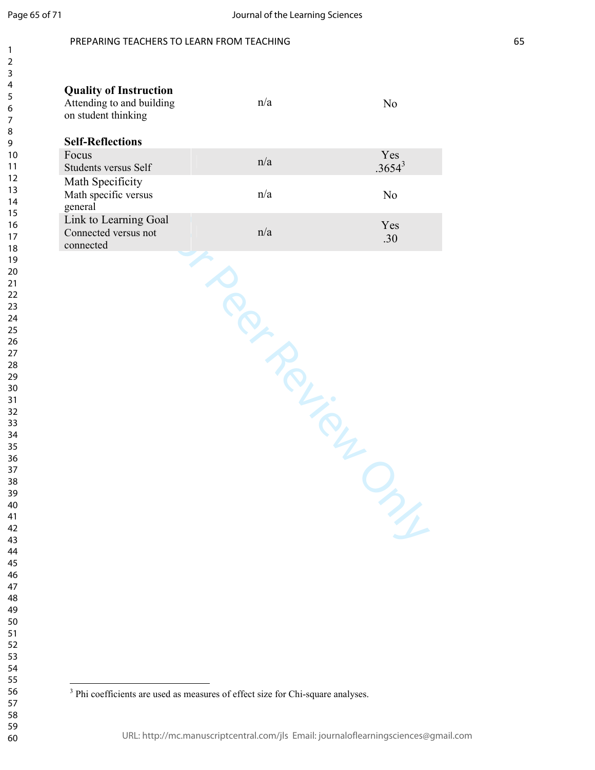| | | |
|---|---|---|
| **Quality of Instruction** | | |
| Attending to and building on student thinking | n/a | No |
| **Self-Reflections** | | |
| Focus<br>Students versus Self | n/a | Yes<br>.3654[3] |
| Math Specificity<br>Math specific versus general | n/a | No |
| Link to Learning Goal<br>Connected versus not connected | n/a | Yes<br>.30 |

[3] Phi coefficients are used as measures of effect size for Chi-square analyses.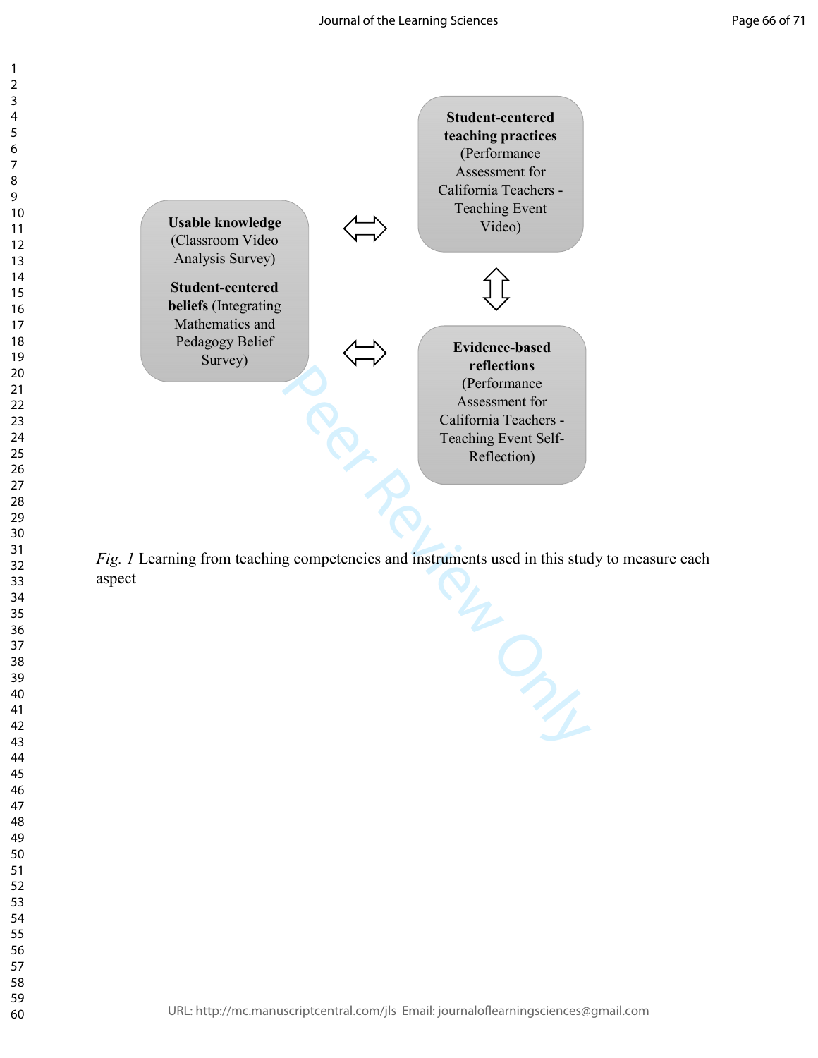**Usable knowledge** (Classroom Video Analysis Survey)

**Student-centered beliefs** (Integrating Mathematics and Pedagogy Belief Survey)

**Student-centered teaching practices** (Performance Assessment for California Teachers - Teaching Event Video)

**Evidence-based reflections** (Performance Assessment for California Teachers - Teaching Event Self-Reflection)

*Fig. 1* Learning from teaching competencies and instruments used in this study to measure each aspect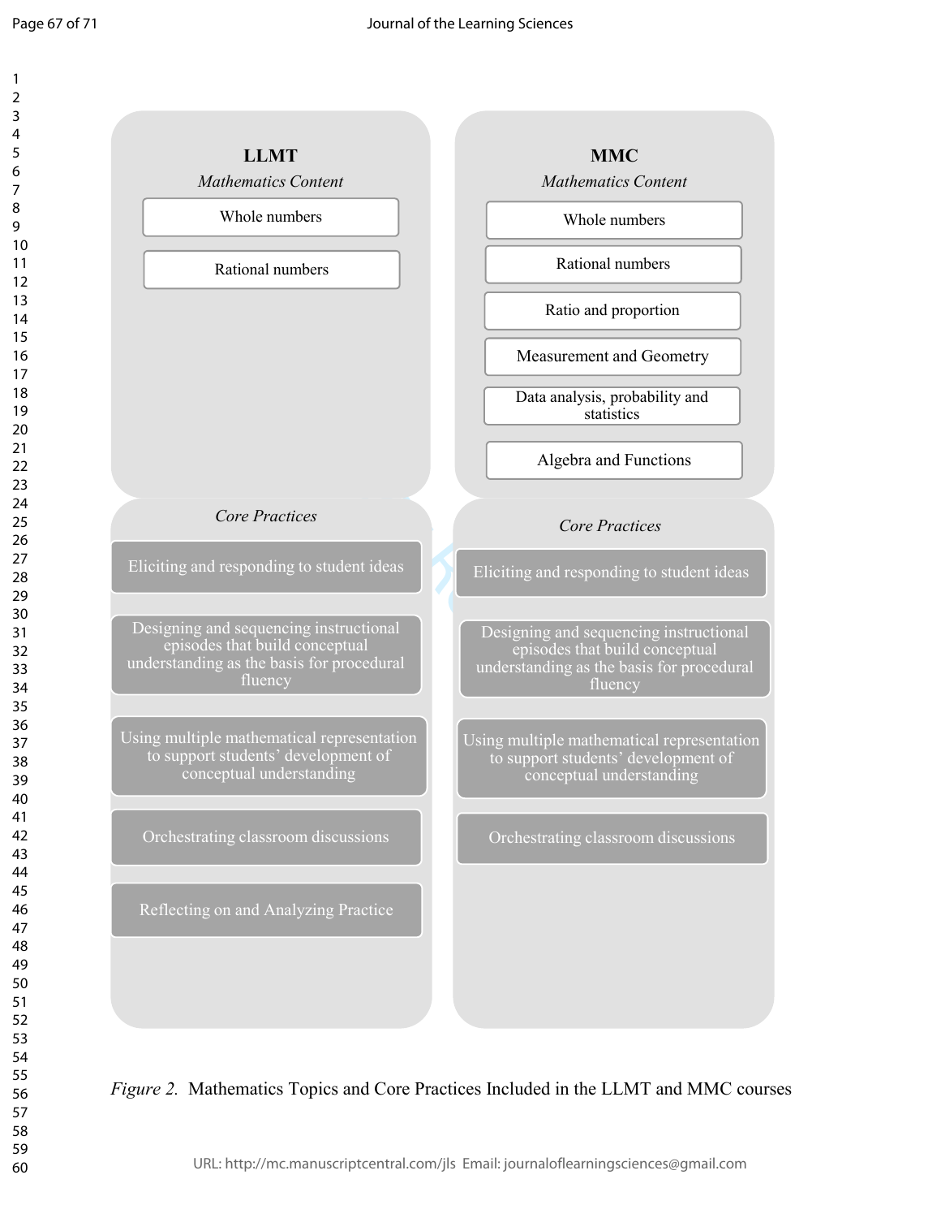**LLMT**

*Mathematics Content*

- Whole numbers
- Rational numbers

*Core Practices*

- Eliciting and responding to student ideas
- Designing and sequencing instructional episodes that build conceptual understanding as the basis for procedural fluency
- Using multiple mathematical representation to support students' development of conceptual understanding
- Orchestrating classroom discussions
- Reflecting on and Analyzing Practice

**MMC**

*Mathematics Content*

- Whole numbers
- Rational numbers
- Ratio and proportion
- Measurement and Geometry
- Data analysis, probability and statistics
- Algebra and Functions

*Core Practices*

- Eliciting and responding to student ideas
- Designing and sequencing instructional episodes that build conceptual understanding as the basis for procedural fluency
- Using multiple mathematical representation to support students' development of conceptual understanding
- Orchestrating classroom discussions

*Figure 2.* Mathematics Topics and Core Practices Included in the LLMT and MMC courses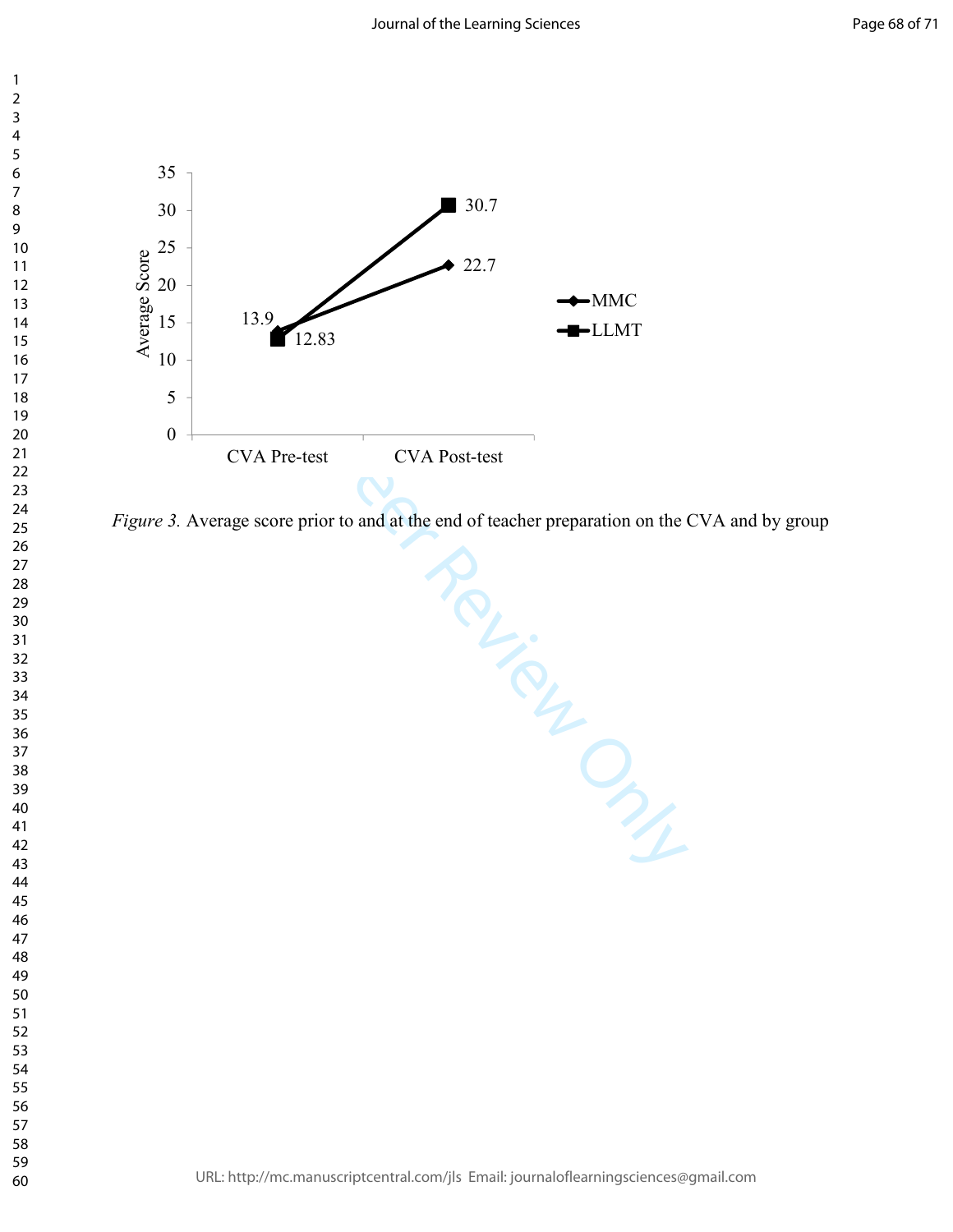*Figure 3.* Average score prior to and at the end of teacher preparation on the CVA and by group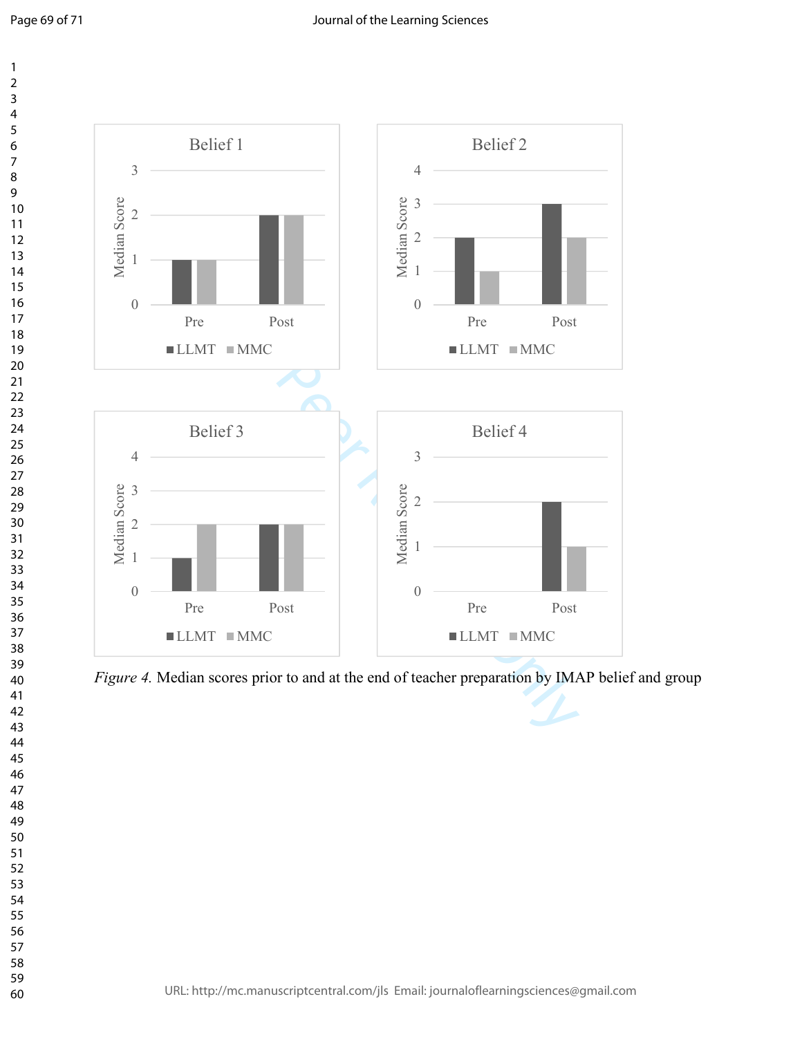*Figure 4.* Median scores prior to and at the end of teacher preparation by IMAP belief and group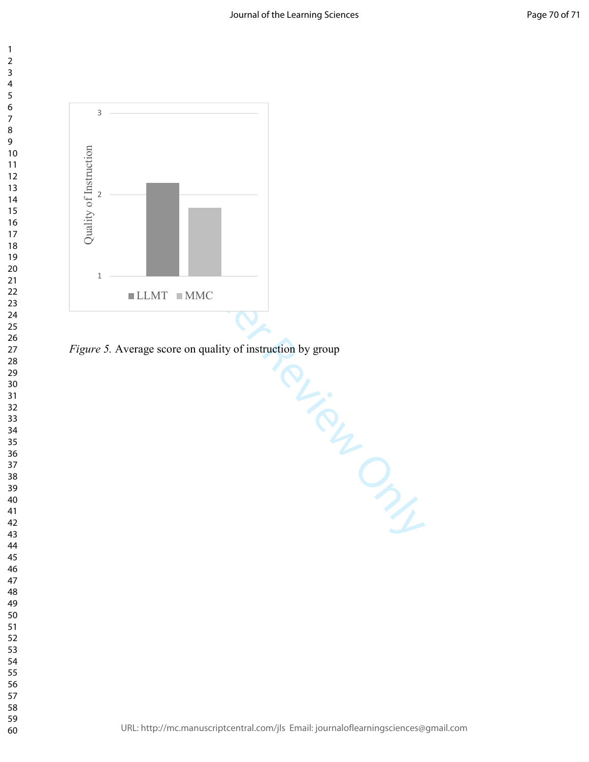*Figure 5.* Average score on quality of instruction by group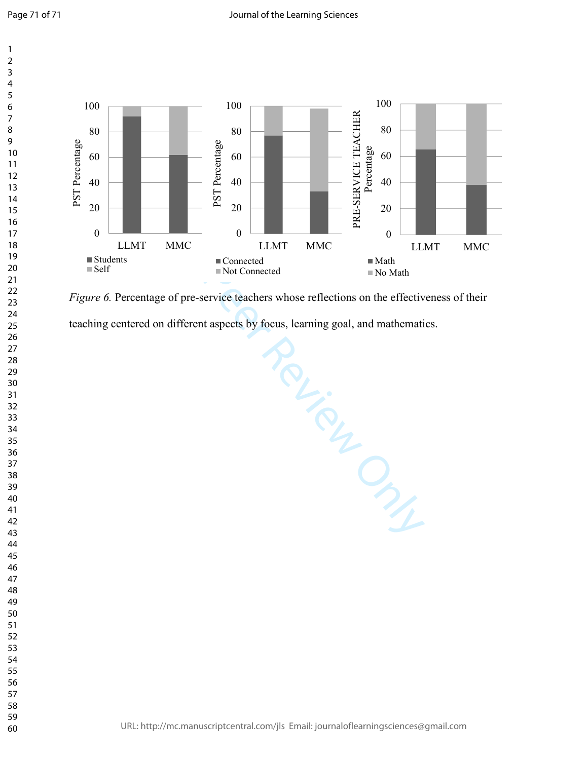100
80
60
40
20
0
PST Percentage
LLMT
MMC
Students
Self

100
80
60
40
20
0
PST Percentage
LLMT
MMC
Connected
Not Connected

100
80
60
40
20
0
PRE-SERVICE TEACHER Percentage
LLMT
MMC
Math
No Math

*Figure 6.* Percentage of pre-service teachers whose reflections on the effectiveness of their teaching centered on different aspects by focus, learning goal, and mathematics.